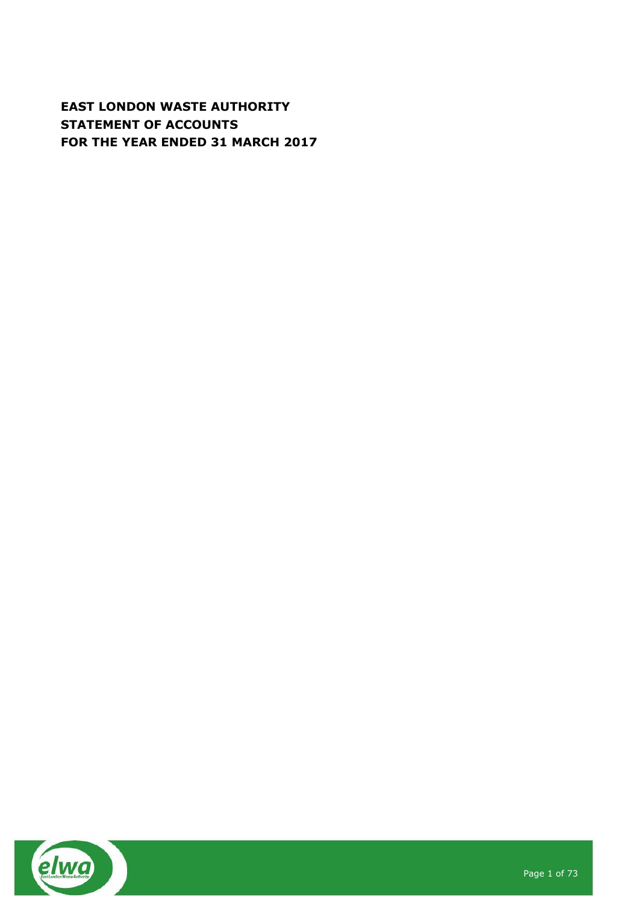# EAST LONDON WASTE AUTHORITY
# STATEMENT OF ACCOUNTS
# FOR THE YEAR ENDED 31 MARCH 2017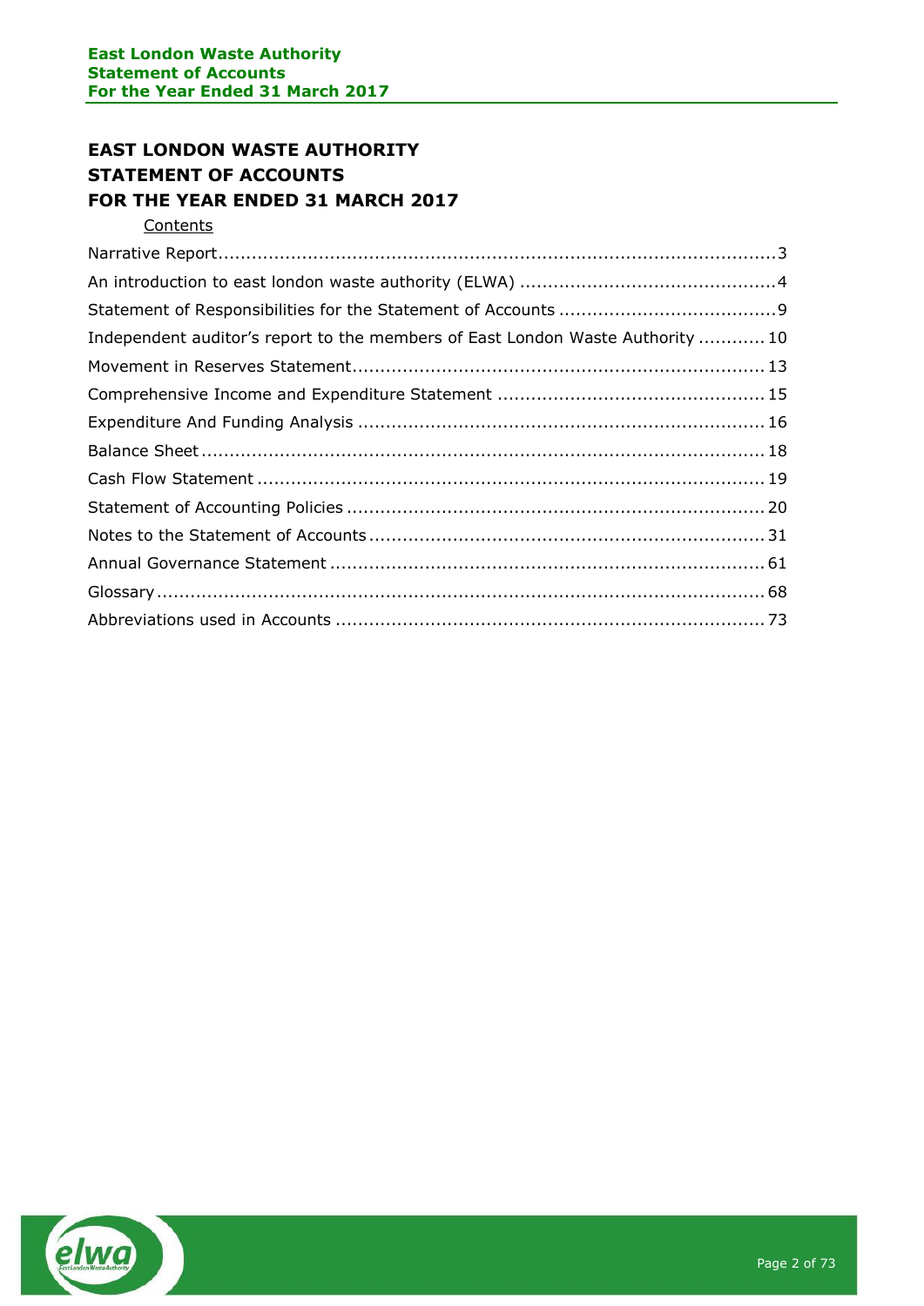# EAST LONDON WASTE AUTHORITY
# STATEMENT OF ACCOUNTS
# FOR THE YEAR ENDED 31 MARCH 2017

Contents

| | |
|---|---|
| Narrative Report | 3 |
| An introduction to east london waste authority (ELWA) | 4 |
| Statement of Responsibilities for the Statement of Accounts | 9 |
| Independent auditor's report to the members of East London Waste Authority | 10 |
| Movement in Reserves Statement | 13 |
| Comprehensive Income and Expenditure Statement | 15 |
| Expenditure And Funding Analysis | 16 |
| Balance Sheet | 18 |
| Cash Flow Statement | 19 |
| Statement of Accounting Policies | 20 |
| Notes to the Statement of Accounts | 31 |
| Annual Governance Statement | 61 |
| Glossary | 68 |
| Abbreviations used in Accounts | 73 |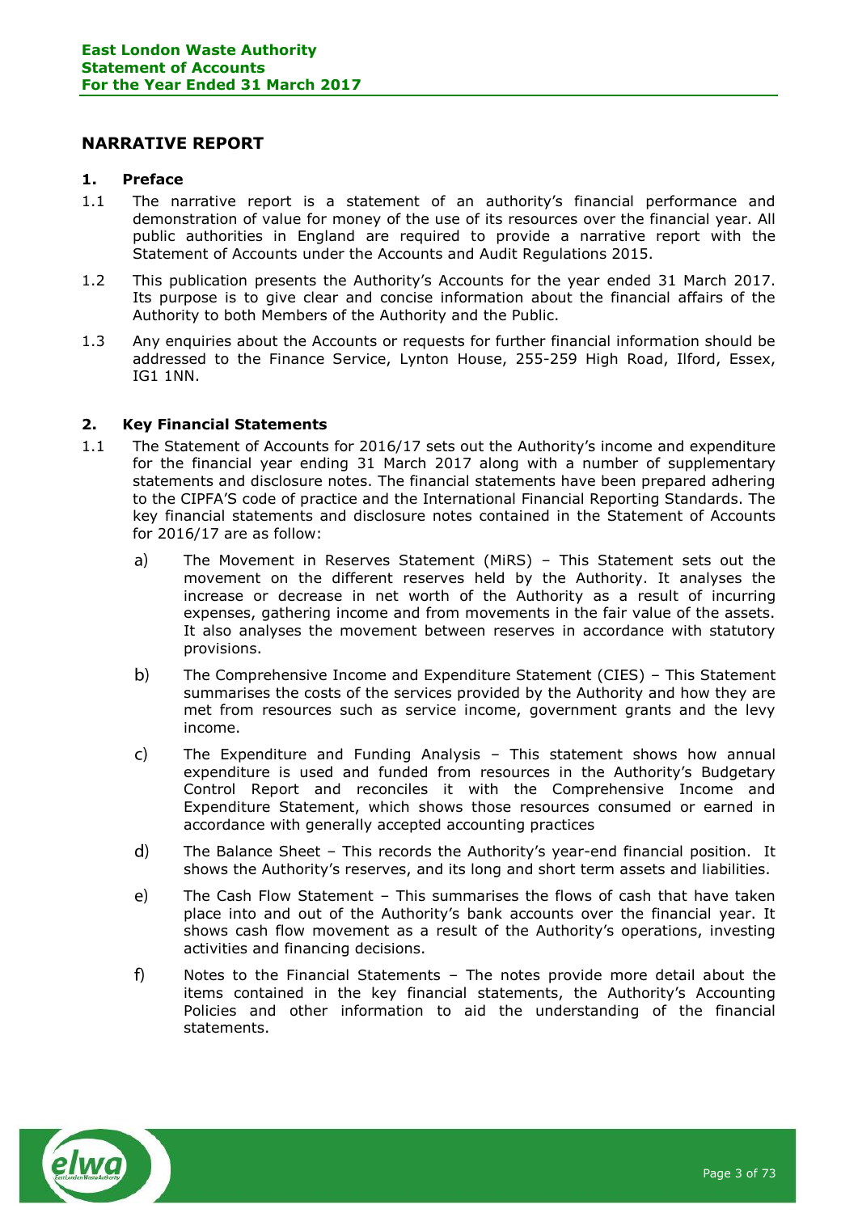## NARRATIVE REPORT

### 1. Preface

1.1 The narrative report is a statement of an authority's financial performance and demonstration of value for money of the use of its resources over the financial year. All public authorities in England are required to provide a narrative report with the Statement of Accounts under the Accounts and Audit Regulations 2015.

1.2 This publication presents the Authority's Accounts for the year ended 31 March 2017. Its purpose is to give clear and concise information about the financial affairs of the Authority to both Members of the Authority and the Public.

1.3 Any enquiries about the Accounts or requests for further financial information should be addressed to the Finance Service, Lynton House, 255-259 High Road, Ilford, Essex, IG1 1NN.

### 2. Key Financial Statements

1.1 The Statement of Accounts for 2016/17 sets out the Authority's income and expenditure for the financial year ending 31 March 2017 along with a number of supplementary statements and disclosure notes. The financial statements have been prepared adhering to the CIPFA'S code of practice and the International Financial Reporting Standards. The key financial statements and disclosure notes contained in the Statement of Accounts for 2016/17 are as follow:

a) The Movement in Reserves Statement (MiRS) – This Statement sets out the movement on the different reserves held by the Authority. It analyses the increase or decrease in net worth of the Authority as a result of incurring expenses, gathering income and from movements in the fair value of the assets. It also analyses the movement between reserves in accordance with statutory provisions.

b) The Comprehensive Income and Expenditure Statement (CIES) – This Statement summarises the costs of the services provided by the Authority and how they are met from resources such as service income, government grants and the levy income.

c) The Expenditure and Funding Analysis – This statement shows how annual expenditure is used and funded from resources in the Authority's Budgetary Control Report and reconciles it with the Comprehensive Income and Expenditure Statement, which shows those resources consumed or earned in accordance with generally accepted accounting practices

d) The Balance Sheet – This records the Authority's year-end financial position. It shows the Authority's reserves, and its long and short term assets and liabilities.

e) The Cash Flow Statement – This summarises the flows of cash that have taken place into and out of the Authority's bank accounts over the financial year. It shows cash flow movement as a result of the Authority's operations, investing activities and financing decisions.

f) Notes to the Financial Statements – The notes provide more detail about the items contained in the key financial statements, the Authority's Accounting Policies and other information to aid the understanding of the financial statements.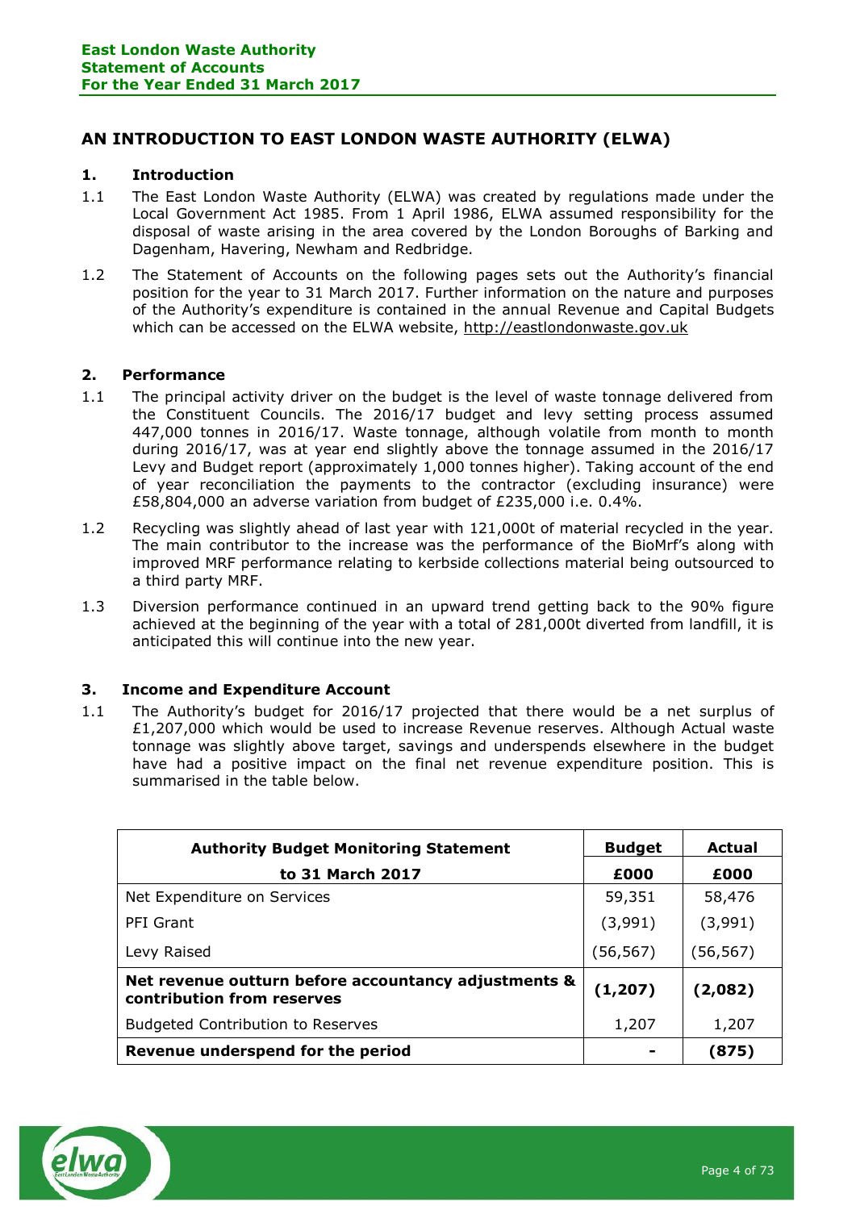## AN INTRODUCTION TO EAST LONDON WASTE AUTHORITY (ELWA)

### 1. Introduction

1.1 The East London Waste Authority (ELWA) was created by regulations made under the Local Government Act 1985. From 1 April 1986, ELWA assumed responsibility for the disposal of waste arising in the area covered by the London Boroughs of Barking and Dagenham, Havering, Newham and Redbridge.

1.2 The Statement of Accounts on the following pages sets out the Authority's financial position for the year to 31 March 2017. Further information on the nature and purposes of the Authority's expenditure is contained in the annual Revenue and Capital Budgets which can be accessed on the ELWA website, http://eastlondonwaste.gov.uk

### 2. Performance

1.1 The principal activity driver on the budget is the level of waste tonnage delivered from the Constituent Councils. The 2016/17 budget and levy setting process assumed 447,000 tonnes in 2016/17. Waste tonnage, although volatile from month to month during 2016/17, was at year end slightly above the tonnage assumed in the 2016/17 Levy and Budget report (approximately 1,000 tonnes higher). Taking account of the end of year reconciliation the payments to the contractor (excluding insurance) were £58,804,000 an adverse variation from budget of £235,000 i.e. 0.4%.

1.2 Recycling was slightly ahead of last year with 121,000t of material recycled in the year. The main contributor to the increase was the performance of the BioMrf's along with improved MRF performance relating to kerbside collections material being outsourced to a third party MRF.

1.3 Diversion performance continued in an upward trend getting back to the 90% figure achieved at the beginning of the year with a total of 281,000t diverted from landfill, it is anticipated this will continue into the new year.

### 3. Income and Expenditure Account

1.1 The Authority's budget for 2016/17 projected that there would be a net surplus of £1,207,000 which would be used to increase Revenue reserves. Although Actual waste tonnage was slightly above target, savings and underspends elsewhere in the budget have had a positive impact on the final net revenue expenditure position. This is summarised in the table below.

| **Authority Budget Monitoring Statement to 31 March 2017** | **Budget £000** | **Actual £000** |
|---|---|---|
| Net Expenditure on Services | 59,351 | 58,476 |
| PFI Grant | (3,991) | (3,991) |
| Levy Raised | (56,567) | (56,567) |
| **Net revenue outturn before accountancy adjustments & contribution from reserves** | **(1,207)** | **(2,082)** |
| Budgeted Contribution to Reserves | 1,207 | 1,207 |
| **Revenue underspend for the period** | **-** | **(875)** |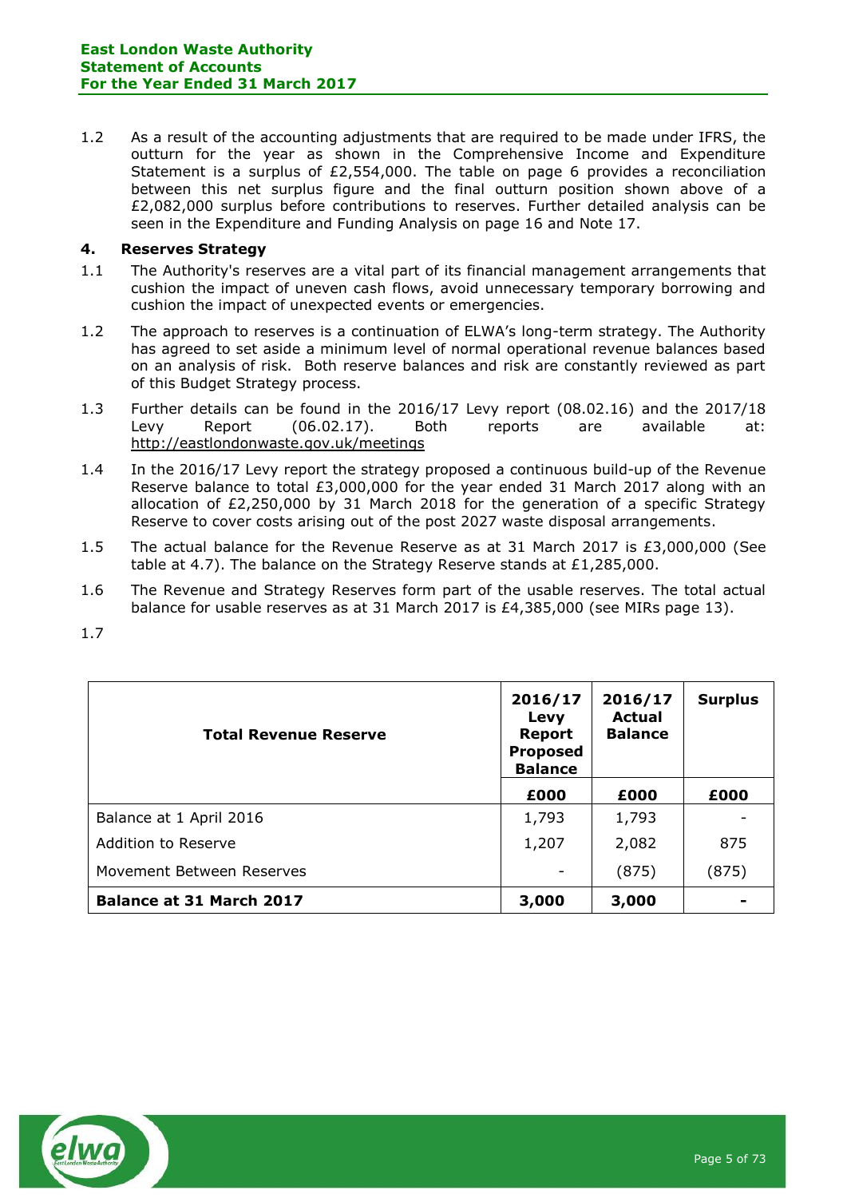1.2 As a result of the accounting adjustments that are required to be made under IFRS, the outturn for the year as shown in the Comprehensive Income and Expenditure Statement is a surplus of £2,554,000. The table on page 6 provides a reconciliation between this net surplus figure and the final outturn position shown above of a £2,082,000 surplus before contributions to reserves. Further detailed analysis can be seen in the Expenditure and Funding Analysis on page 16 and Note 17.

## 4. Reserves Strategy

1.1 The Authority's reserves are a vital part of its financial management arrangements that cushion the impact of uneven cash flows, avoid unnecessary temporary borrowing and cushion the impact of unexpected events or emergencies.

1.2 The approach to reserves is a continuation of ELWA's long-term strategy. The Authority has agreed to set aside a minimum level of normal operational revenue balances based on an analysis of risk. Both reserve balances and risk are constantly reviewed as part of this Budget Strategy process.

1.3 Further details can be found in the 2016/17 Levy report (08.02.16) and the 2017/18 Levy Report (06.02.17). Both reports are available at: http://eastlondonwaste.gov.uk/meetings

1.4 In the 2016/17 Levy report the strategy proposed a continuous build-up of the Revenue Reserve balance to total £3,000,000 for the year ended 31 March 2017 along with an allocation of £2,250,000 by 31 March 2018 for the generation of a specific Strategy Reserve to cover costs arising out of the post 2027 waste disposal arrangements.

1.5 The actual balance for the Revenue Reserve as at 31 March 2017 is £3,000,000 (See table at 4.7). The balance on the Strategy Reserve stands at £1,285,000.

1.6 The Revenue and Strategy Reserves form part of the usable reserves. The total actual balance for usable reserves as at 31 March 2017 is £4,385,000 (see MIRs page 13).

1.7

| **Total Revenue Reserve** | **2016/17 Levy Report Proposed Balance** | **2016/17 Actual Balance** | **Surplus** |
|---|---|---|---|
| | **£000** | **£000** | **£000** |
| Balance at 1 April 2016 | 1,793 | 1,793 | - |
| Addition to Reserve | 1,207 | 2,082 | 875 |
| Movement Between Reserves | - | (875) | (875) |
| **Balance at 31 March 2017** | **3,000** | **3,000** | **-** |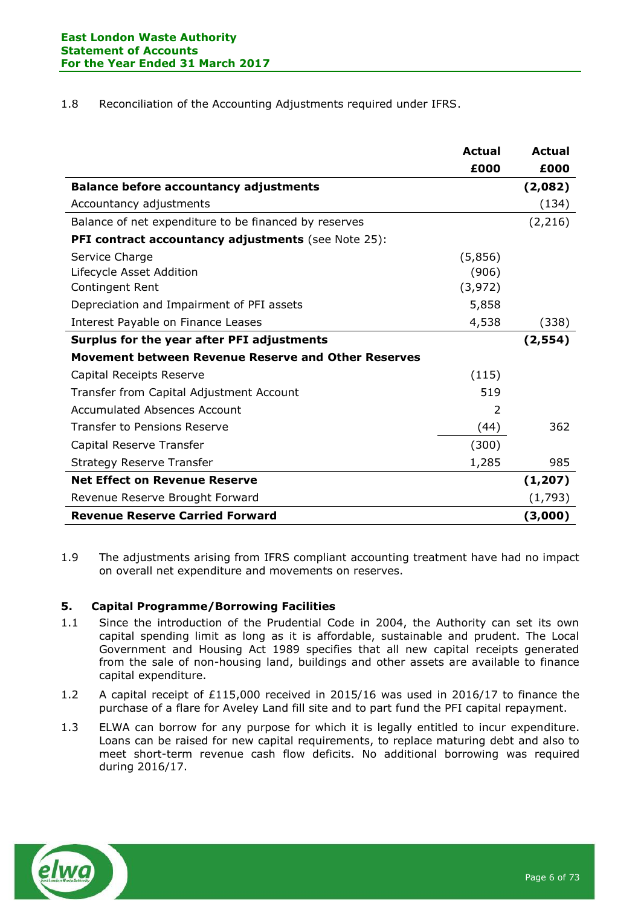1.8 Reconciliation of the Accounting Adjustments required under IFRS.

| | Actual £000 | Actual £000 |
|---|---|---|
| **Balance before accountancy adjustments** | | **(2,082)** |
| Accountancy adjustments | | (134) |
| Balance of net expenditure to be financed by reserves | | (2,216) |
| **PFI contract accountancy adjustments** (see Note 25): | | |
| Service Charge | (5,856) | |
| Lifecycle Asset Addition | (906) | |
| Contingent Rent | (3,972) | |
| Depreciation and Impairment of PFI assets | 5,858 | |
| Interest Payable on Finance Leases | 4,538 | (338) |
| **Surplus for the year after PFI adjustments** | | **(2,554)** |
| **Movement between Revenue Reserve and Other Reserves** | | |
| Capital Receipts Reserve | (115) | |
| Transfer from Capital Adjustment Account | 519 | |
| Accumulated Absences Account | 2 | |
| Transfer to Pensions Reserve | (44) | 362 |
| Capital Reserve Transfer | (300) | |
| Strategy Reserve Transfer | 1,285 | 985 |
| **Net Effect on Revenue Reserve** | | **(1,207)** |
| Revenue Reserve Brought Forward | | (1,793) |
| **Revenue Reserve Carried Forward** | | **(3,000)** |

1.9 The adjustments arising from IFRS compliant accounting treatment have had no impact on overall net expenditure and movements on reserves.

## 5. Capital Programme/Borrowing Facilities

1.1 Since the introduction of the Prudential Code in 2004, the Authority can set its own capital spending limit as long as it is affordable, sustainable and prudent. The Local Government and Housing Act 1989 specifies that all new capital receipts generated from the sale of non-housing land, buildings and other assets are available to finance capital expenditure.

1.2 A capital receipt of £115,000 received in 2015/16 was used in 2016/17 to finance the purchase of a flare for Aveley Land fill site and to part fund the PFI capital repayment.

1.3 ELWA can borrow for any purpose for which it is legally entitled to incur expenditure. Loans can be raised for new capital requirements, to replace maturing debt and also to meet short-term revenue cash flow deficits. No additional borrowing was required during 2016/17.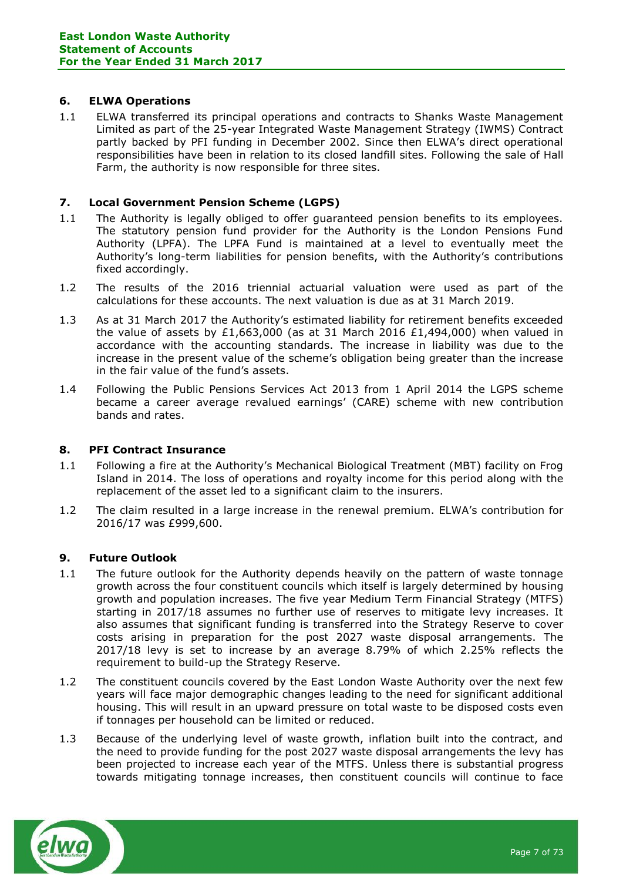## 6. ELWA Operations

1.1 ELWA transferred its principal operations and contracts to Shanks Waste Management Limited as part of the 25-year Integrated Waste Management Strategy (IWMS) Contract partly backed by PFI funding in December 2002. Since then ELWA's direct operational responsibilities have been in relation to its closed landfill sites. Following the sale of Hall Farm, the authority is now responsible for three sites.

## 7. Local Government Pension Scheme (LGPS)

1.1 The Authority is legally obliged to offer guaranteed pension benefits to its employees. The statutory pension fund provider for the Authority is the London Pensions Fund Authority (LPFA). The LPFA Fund is maintained at a level to eventually meet the Authority's long-term liabilities for pension benefits, with the Authority's contributions fixed accordingly.

1.2 The results of the 2016 triennial actuarial valuation were used as part of the calculations for these accounts. The next valuation is due as at 31 March 2019.

1.3 As at 31 March 2017 the Authority's estimated liability for retirement benefits exceeded the value of assets by £1,663,000 (as at 31 March 2016 £1,494,000) when valued in accordance with the accounting standards. The increase in liability was due to the increase in the present value of the scheme's obligation being greater than the increase in the fair value of the fund's assets.

1.4 Following the Public Pensions Services Act 2013 from 1 April 2014 the LGPS scheme became a career average revalued earnings' (CARE) scheme with new contribution bands and rates.

## 8. PFI Contract Insurance

1.1 Following a fire at the Authority's Mechanical Biological Treatment (MBT) facility on Frog Island in 2014. The loss of operations and royalty income for this period along with the replacement of the asset led to a significant claim to the insurers.

1.2 The claim resulted in a large increase in the renewal premium. ELWA's contribution for 2016/17 was £999,600.

## 9. Future Outlook

1.1 The future outlook for the Authority depends heavily on the pattern of waste tonnage growth across the four constituent councils which itself is largely determined by housing growth and population increases. The five year Medium Term Financial Strategy (MTFS) starting in 2017/18 assumes no further use of reserves to mitigate levy increases. It also assumes that significant funding is transferred into the Strategy Reserve to cover costs arising in preparation for the post 2027 waste disposal arrangements. The 2017/18 levy is set to increase by an average 8.79% of which 2.25% reflects the requirement to build-up the Strategy Reserve.

1.2 The constituent councils covered by the East London Waste Authority over the next few years will face major demographic changes leading to the need for significant additional housing. This will result in an upward pressure on total waste to be disposed costs even if tonnages per household can be limited or reduced.

1.3 Because of the underlying level of waste growth, inflation built into the contract, and the need to provide funding for the post 2027 waste disposal arrangements the levy has been projected to increase each year of the MTFS. Unless there is substantial progress towards mitigating tonnage increases, then constituent councils will continue to face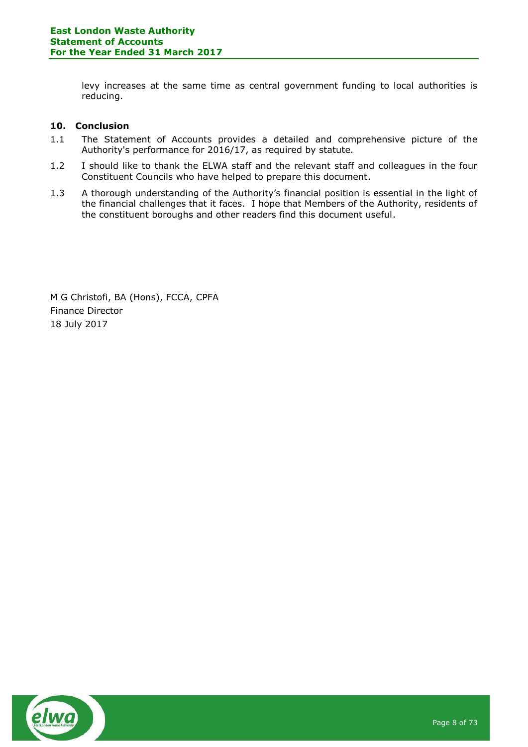levy increases at the same time as central government funding to local authorities is reducing.

## 10. Conclusion

1.1 The Statement of Accounts provides a detailed and comprehensive picture of the Authority's performance for 2016/17, as required by statute.

1.2 I should like to thank the ELWA staff and the relevant staff and colleagues in the four Constituent Councils who have helped to prepare this document.

1.3 A thorough understanding of the Authority's financial position is essential in the light of the financial challenges that it faces. I hope that Members of the Authority, residents of the constituent boroughs and other readers find this document useful.

M G Christofi, BA (Hons), FCCA, CPFA
Finance Director
18 July 2017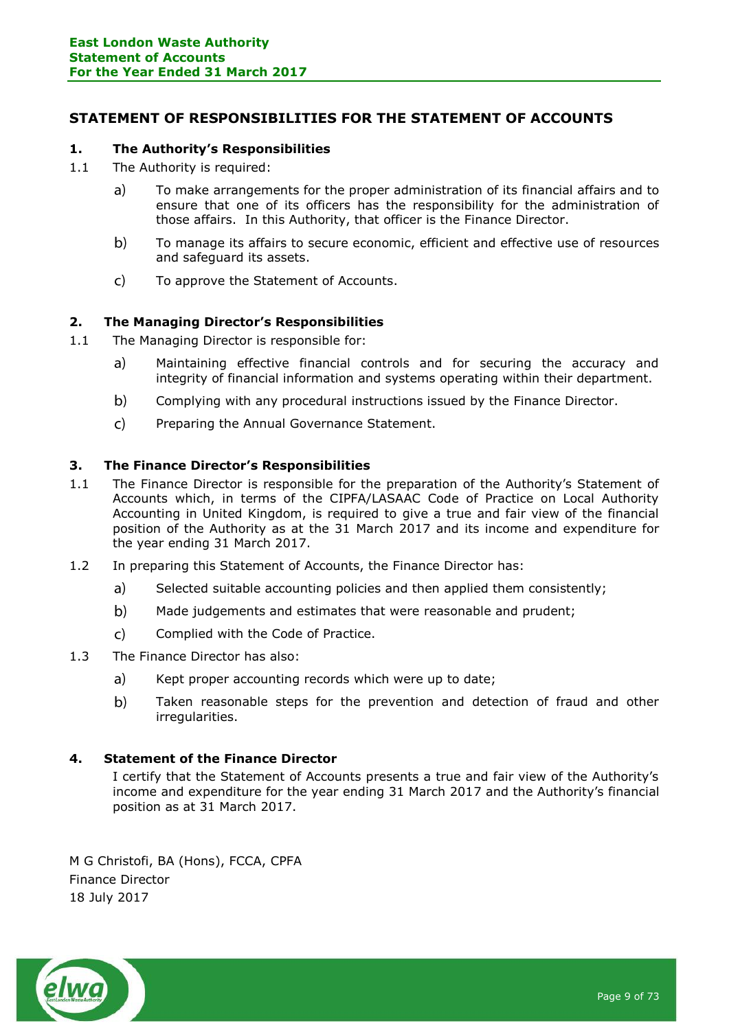## STATEMENT OF RESPONSIBILITIES FOR THE STATEMENT OF ACCOUNTS

### 1. The Authority's Responsibilities

1.1 The Authority is required:

a) To make arrangements for the proper administration of its financial affairs and to ensure that one of its officers has the responsibility for the administration of those affairs. In this Authority, that officer is the Finance Director.

b) To manage its affairs to secure economic, efficient and effective use of resources and safeguard its assets.

c) To approve the Statement of Accounts.

### 2. The Managing Director's Responsibilities

1.1 The Managing Director is responsible for:

a) Maintaining effective financial controls and for securing the accuracy and integrity of financial information and systems operating within their department.

b) Complying with any procedural instructions issued by the Finance Director.

c) Preparing the Annual Governance Statement.

### 3. The Finance Director's Responsibilities

1.1 The Finance Director is responsible for the preparation of the Authority's Statement of Accounts which, in terms of the CIPFA/LASAAC Code of Practice on Local Authority Accounting in United Kingdom, is required to give a true and fair view of the financial position of the Authority as at the 31 March 2017 and its income and expenditure for the year ending 31 March 2017.

1.2 In preparing this Statement of Accounts, the Finance Director has:

a) Selected suitable accounting policies and then applied them consistently;

b) Made judgements and estimates that were reasonable and prudent;

c) Complied with the Code of Practice.

1.3 The Finance Director has also:

a) Kept proper accounting records which were up to date;

b) Taken reasonable steps for the prevention and detection of fraud and other irregularities.

### 4. Statement of the Finance Director

I certify that the Statement of Accounts presents a true and fair view of the Authority's income and expenditure for the year ending 31 March 2017 and the Authority's financial position as at 31 March 2017.

M G Christofi, BA (Hons), FCCA, CPFA
Finance Director
18 July 2017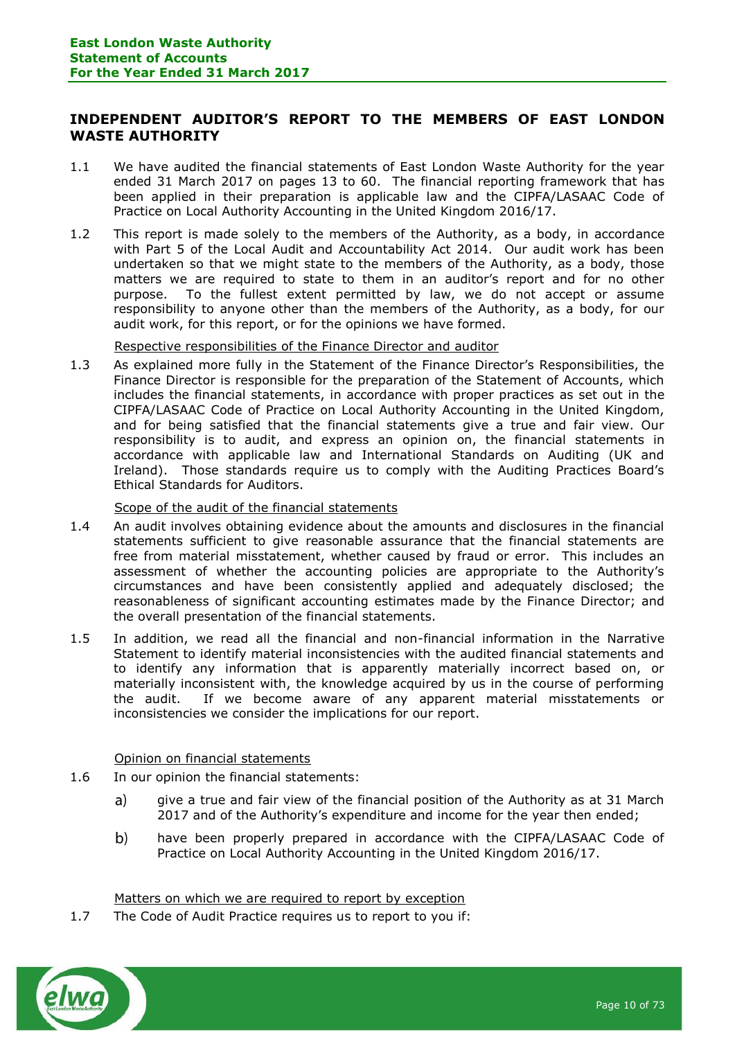## INDEPENDENT AUDITOR'S REPORT TO THE MEMBERS OF EAST LONDON WASTE AUTHORITY

1.1 We have audited the financial statements of East London Waste Authority for the year ended 31 March 2017 on pages 13 to 60. The financial reporting framework that has been applied in their preparation is applicable law and the CIPFA/LASAAC Code of Practice on Local Authority Accounting in the United Kingdom 2016/17.

1.2 This report is made solely to the members of the Authority, as a body, in accordance with Part 5 of the Local Audit and Accountability Act 2014. Our audit work has been undertaken so that we might state to the members of the Authority, as a body, those matters we are required to state to them in an auditor's report and for no other purpose. To the fullest extent permitted by law, we do not accept or assume responsibility to anyone other than the members of the Authority, as a body, for our audit work, for this report, or for the opinions we have formed.

Respective responsibilities of the Finance Director and auditor

1.3 As explained more fully in the Statement of the Finance Director's Responsibilities, the Finance Director is responsible for the preparation of the Statement of Accounts, which includes the financial statements, in accordance with proper practices as set out in the CIPFA/LASAAC Code of Practice on Local Authority Accounting in the United Kingdom, and for being satisfied that the financial statements give a true and fair view. Our responsibility is to audit, and express an opinion on, the financial statements in accordance with applicable law and International Standards on Auditing (UK and Ireland). Those standards require us to comply with the Auditing Practices Board's Ethical Standards for Auditors.

Scope of the audit of the financial statements

1.4 An audit involves obtaining evidence about the amounts and disclosures in the financial statements sufficient to give reasonable assurance that the financial statements are free from material misstatement, whether caused by fraud or error. This includes an assessment of whether the accounting policies are appropriate to the Authority's circumstances and have been consistently applied and adequately disclosed; the reasonableness of significant accounting estimates made by the Finance Director; and the overall presentation of the financial statements.

1.5 In addition, we read all the financial and non-financial information in the Narrative Statement to identify material inconsistencies with the audited financial statements and to identify any information that is apparently materially incorrect based on, or materially inconsistent with, the knowledge acquired by us in the course of performing the audit. If we become aware of any apparent material misstatements or inconsistencies we consider the implications for our report.

Opinion on financial statements

1.6 In our opinion the financial statements:

a) give a true and fair view of the financial position of the Authority as at 31 March 2017 and of the Authority's expenditure and income for the year then ended;

b) have been properly prepared in accordance with the CIPFA/LASAAC Code of Practice on Local Authority Accounting in the United Kingdom 2016/17.

Matters on which we are required to report by exception

1.7 The Code of Audit Practice requires us to report to you if: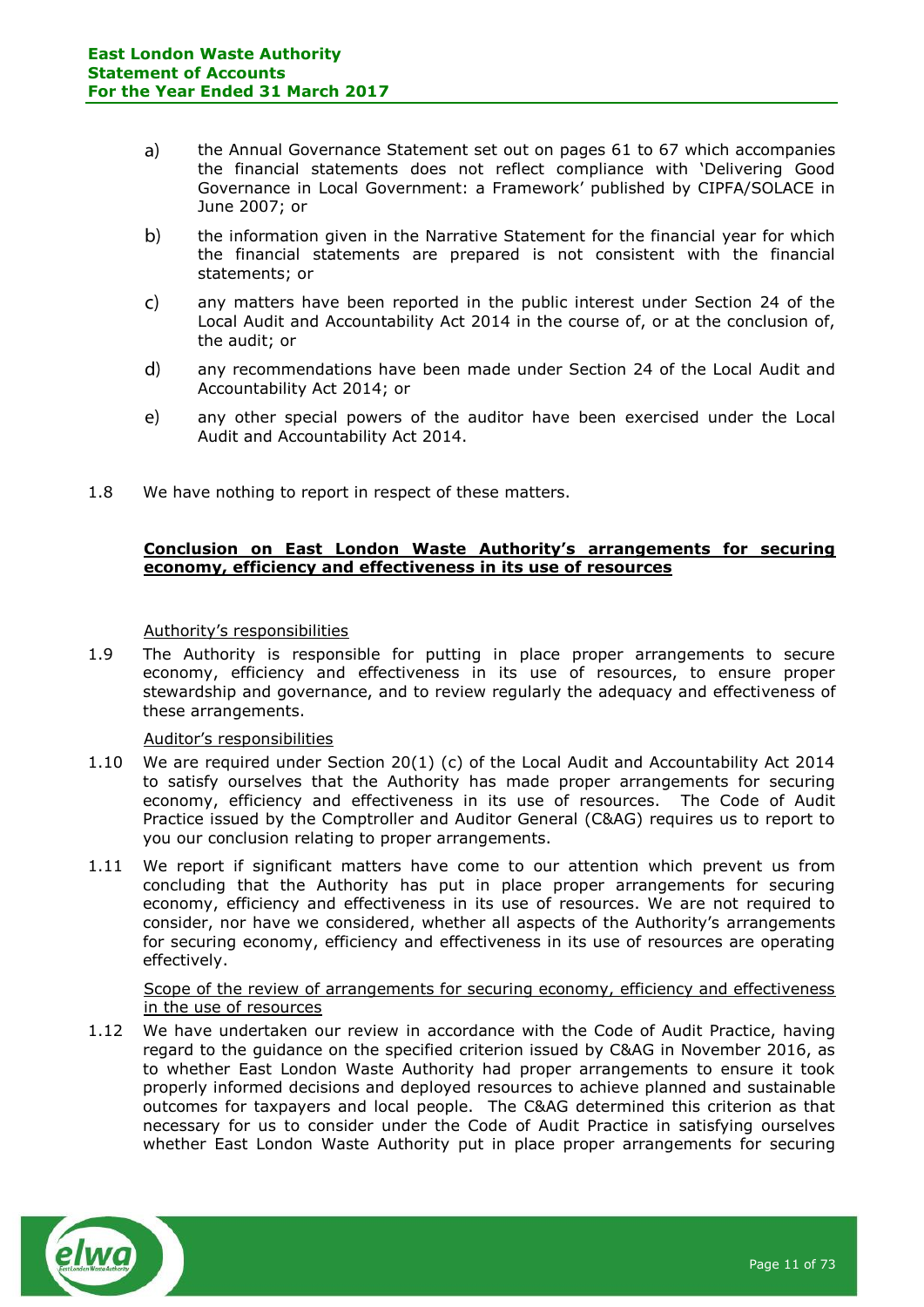a) the Annual Governance Statement set out on pages 61 to 67 which accompanies the financial statements does not reflect compliance with 'Delivering Good Governance in Local Government: a Framework' published by CIPFA/SOLACE in June 2007; or

b) the information given in the Narrative Statement for the financial year for which the financial statements are prepared is not consistent with the financial statements; or

c) any matters have been reported in the public interest under Section 24 of the Local Audit and Accountability Act 2014 in the course of, or at the conclusion of, the audit; or

d) any recommendations have been made under Section 24 of the Local Audit and Accountability Act 2014; or

e) any other special powers of the auditor have been exercised under the Local Audit and Accountability Act 2014.

1.8 We have nothing to report in respect of these matters.

## Conclusion on East London Waste Authority's arrangements for securing economy, efficiency and effectiveness in its use of resources

### Authority's responsibilities

1.9 The Authority is responsible for putting in place proper arrangements to secure economy, efficiency and effectiveness in its use of resources, to ensure proper stewardship and governance, and to review regularly the adequacy and effectiveness of these arrangements.

### Auditor's responsibilities

1.10 We are required under Section 20(1) (c) of the Local Audit and Accountability Act 2014 to satisfy ourselves that the Authority has made proper arrangements for securing economy, efficiency and effectiveness in its use of resources. The Code of Audit Practice issued by the Comptroller and Auditor General (C&AG) requires us to report to you our conclusion relating to proper arrangements.

1.11 We report if significant matters have come to our attention which prevent us from concluding that the Authority has put in place proper arrangements for securing economy, efficiency and effectiveness in its use of resources. We are not required to consider, nor have we considered, whether all aspects of the Authority's arrangements for securing economy, efficiency and effectiveness in its use of resources are operating effectively.

### Scope of the review of arrangements for securing economy, efficiency and effectiveness in the use of resources

1.12 We have undertaken our review in accordance with the Code of Audit Practice, having regard to the guidance on the specified criterion issued by C&AG in November 2016, as to whether East London Waste Authority had proper arrangements to ensure it took properly informed decisions and deployed resources to achieve planned and sustainable outcomes for taxpayers and local people. The C&AG determined this criterion as that necessary for us to consider under the Code of Audit Practice in satisfying ourselves whether East London Waste Authority put in place proper arrangements for securing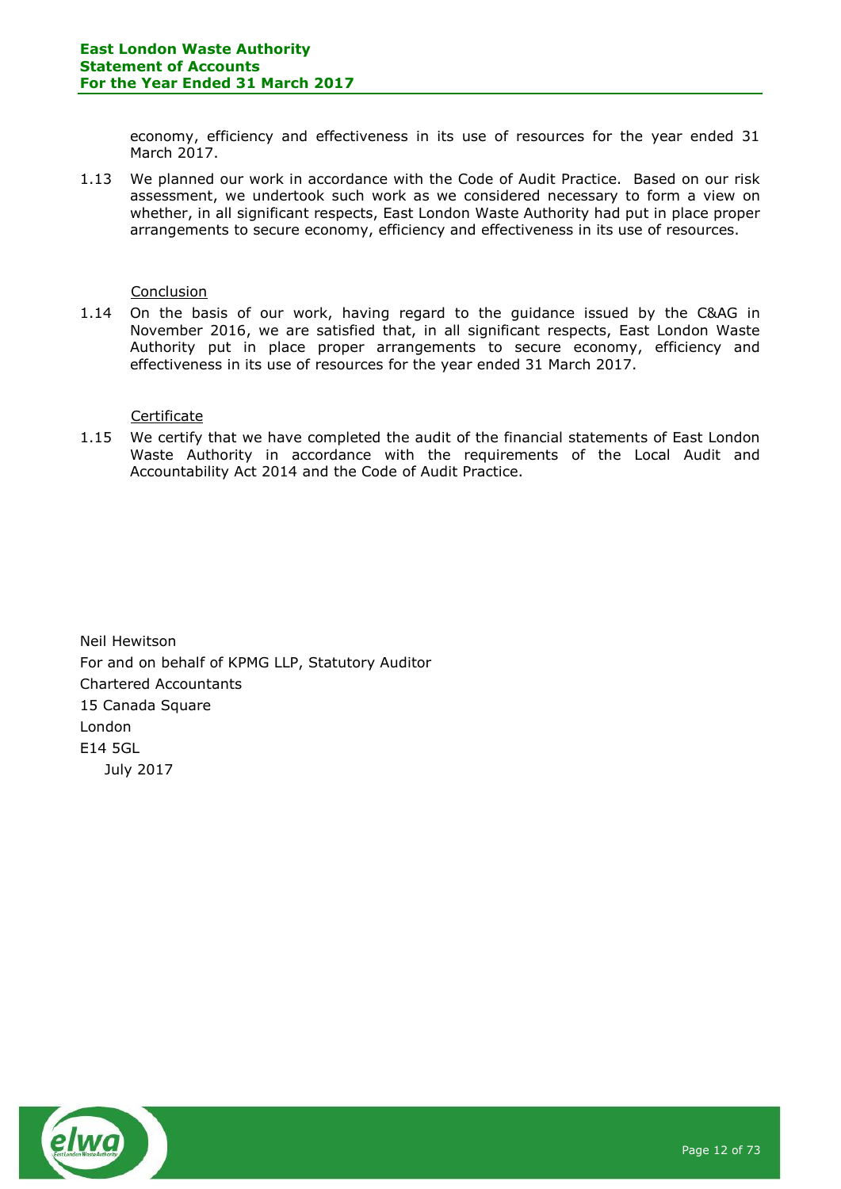economy, efficiency and effectiveness in its use of resources for the year ended 31 March 2017.

1.13 We planned our work in accordance with the Code of Audit Practice. Based on our risk assessment, we undertook such work as we considered necessary to form a view on whether, in all significant respects, East London Waste Authority had put in place proper arrangements to secure economy, efficiency and effectiveness in its use of resources.

Conclusion

1.14 On the basis of our work, having regard to the guidance issued by the C&AG in November 2016, we are satisfied that, in all significant respects, East London Waste Authority put in place proper arrangements to secure economy, efficiency and effectiveness in its use of resources for the year ended 31 March 2017.

Certificate

1.15 We certify that we have completed the audit of the financial statements of East London Waste Authority in accordance with the requirements of the Local Audit and Accountability Act 2014 and the Code of Audit Practice.

Neil Hewitson
For and on behalf of KPMG LLP, Statutory Auditor
Chartered Accountants
15 Canada Square
London
E14 5GL
July 2017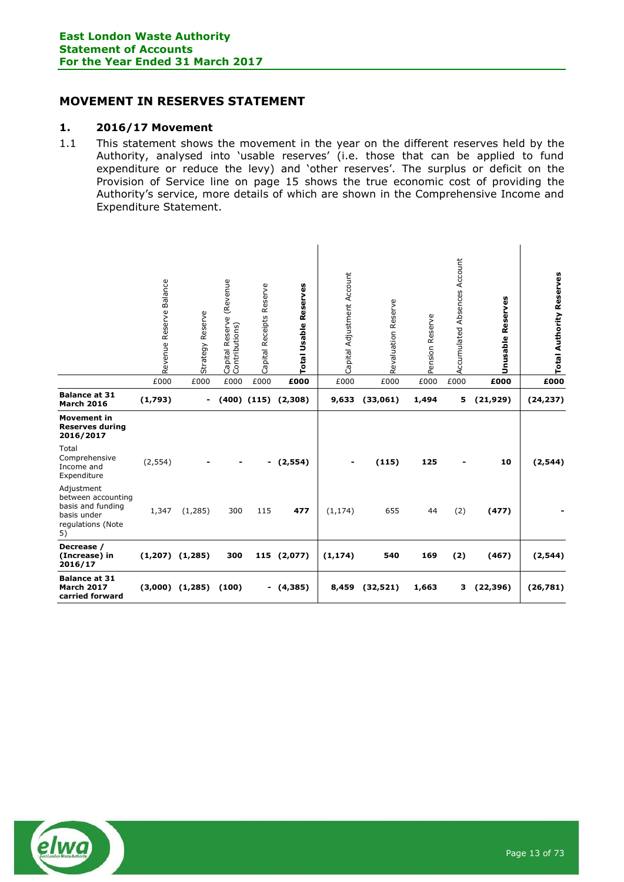## MOVEMENT IN RESERVES STATEMENT

### 1. 2016/17 Movement

1.1 This statement shows the movement in the year on the different reserves held by the Authority, analysed into 'usable reserves' (i.e. those that can be applied to fund expenditure or reduce the levy) and 'other reserves'. The surplus or deficit on the Provision of Service line on page 15 shows the true economic cost of providing the Authority's service, more details of which are shown in the Comprehensive Income and Expenditure Statement.

| | Revenue Reserve Balance | Strategy Reserve | Capital Reserve (Revenue Contributions) | Capital Receipts Reserve | **Total Usable Reserves** | Capital Adjustment Account | Revaluation Reserve | Pension Reserve | Accumulated Absences Account | **Unusable Reserves** | **Total Authority Reserves** |
|---|---|---|---|---|---|---|---|---|---|---|---|
| | £000 | £000 | £000 | £000 | **£000** | £000 | £000 | £000 | £000 | **£000** | **£000** |
| **Balance at 31 March 2016** | **(1,793)** | **-** | **(400)** | **(115)** | **(2,308)** | **9,633** | **(33,061)** | **1,494** | **5** | **(21,929)** | **(24,237)** |
| **Movement in Reserves during 2016/2017** | | | | | | | | | | | |
| Total Comprehensive Income and Expenditure | (2,554) | - | - | - | **(2,554)** | - | **(115)** | **125** | - | **10** | **(2,544)** |
| Adjustment between accounting basis and funding basis under regulations (Note 5) | 1,347 | (1,285) | 300 | 115 | **477** | (1,174) | 655 | 44 | (2) | **(477)** | **-** |
| **Decrease / (Increase) in 2016/17** | **(1,207)** | **(1,285)** | **300** | **115** | **(2,077)** | **(1,174)** | **540** | **169** | **(2)** | **(467)** | **(2,544)** |
| **Balance at 31 March 2017 carried forward** | **(3,000)** | **(1,285)** | **(100)** | **-** | **(4,385)** | **8,459** | **(32,521)** | **1,663** | **3** | **(22,396)** | **(26,781)** |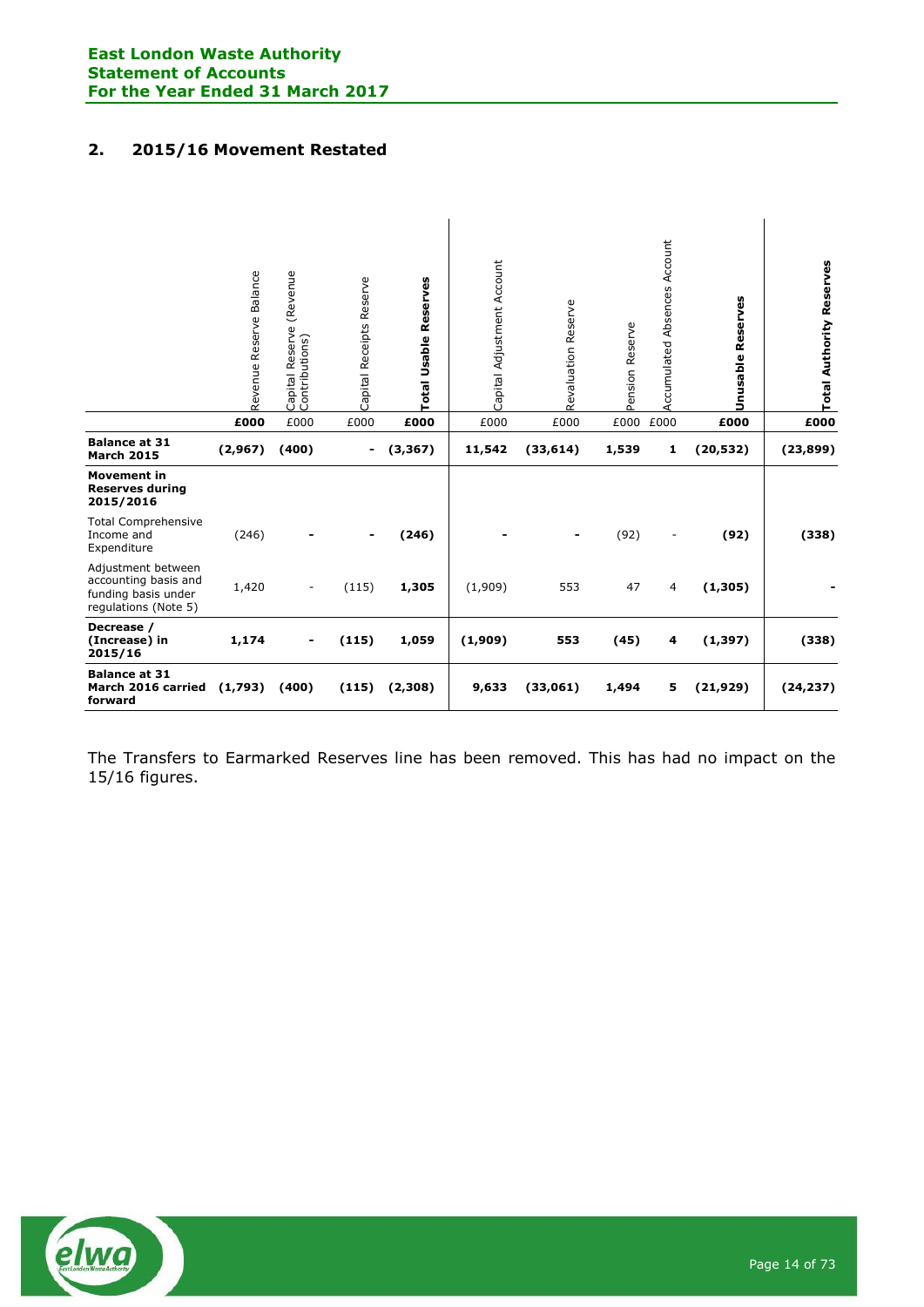## 2. 2015/16 Movement Restated

| | Revenue Reserve Balance | Capital Reserve (Revenue Contributions) | Capital Receipts Reserve | **Total Usable Reserves** | Capital Adjustment Account | Revaluation Reserve | Pension Reserve | Accumulated Absences Account | **Unusable Reserves** | **Total Authority Reserves** |
|---|---|---|---|---|---|---|---|---|---|---|
| | **£000** | £000 | £000 | **£000** | £000 | £000 | £000 | £000 | **£000** | **£000** |
| **Balance at 31 March 2015** | **(2,967)** | **(400)** | **-** | **(3,367)** | **11,542** | **(33,614)** | **1,539** | **1** | **(20,532)** | **(23,899)** |
| **Movement in Reserves during 2015/2016** | | | | | | | | | | |
| Total Comprehensive Income and Expenditure | (246) | **-** | **-** | **(246)** | **-** | **-** | (92) | - | **(92)** | **(338)** |
| Adjustment between accounting basis and funding basis under regulations (Note 5) | 1,420 | - | (115) | **1,305** | (1,909) | 553 | 47 | 4 | **(1,305)** | **-** |
| **Decrease / (Increase) in 2015/16** | **1,174** | **-** | **(115)** | **1,059** | **(1,909)** | **553** | **(45)** | **4** | **(1,397)** | **(338)** |
| **Balance at 31 March 2016 carried forward** | **(1,793)** | **(400)** | **(115)** | **(2,308)** | **9,633** | **(33,061)** | **1,494** | **5** | **(21,929)** | **(24,237)** |

The Transfers to Earmarked Reserves line has been removed. This has had no impact on the 15/16 figures.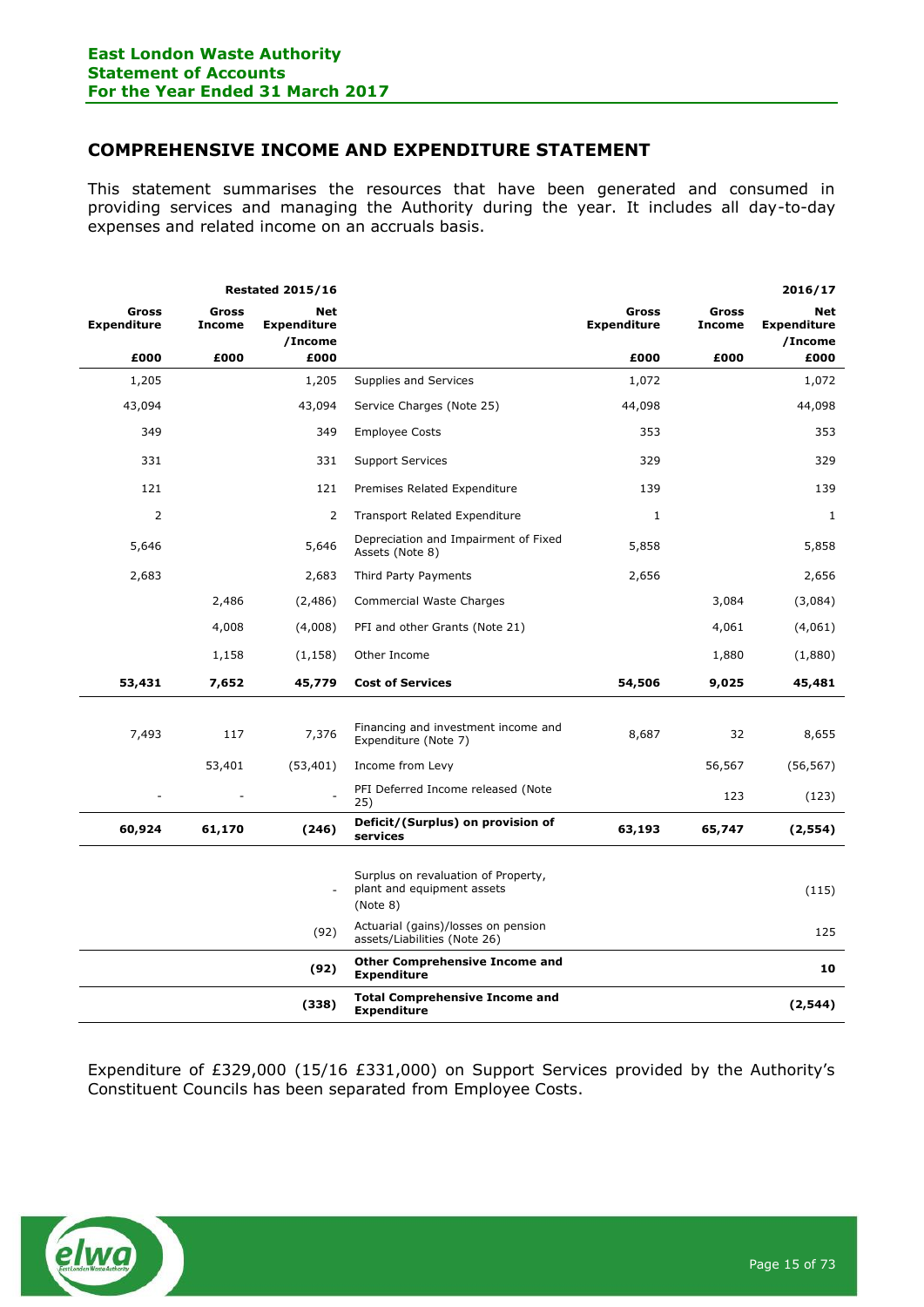## COMPREHENSIVE INCOME AND EXPENDITURE STATEMENT

This statement summarises the resources that have been generated and consumed in providing services and managing the Authority during the year. It includes all day-to-day expenses and related income on an accruals basis.

| Restated 2015/16 | | | | 2016/17 | | |
|---|---|---|---|---|---|---|
| Gross Expenditure | Gross Income | Net Expenditure /Income | | Gross Expenditure | Gross Income | Net Expenditure /Income |
| £000 | £000 | £000 | | £000 | £000 | £000 |
| 1,205 | | 1,205 | Supplies and Services | 1,072 | | 1,072 |
| 43,094 | | 43,094 | Service Charges (Note 25) | 44,098 | | 44,098 |
| 349 | | 349 | Employee Costs | 353 | | 353 |
| 331 | | 331 | Support Services | 329 | | 329 |
| 121 | | 121 | Premises Related Expenditure | 139 | | 139 |
| 2 | | 2 | Transport Related Expenditure | 1 | | 1 |
| 5,646 | | 5,646 | Depreciation and Impairment of Fixed Assets (Note 8) | 5,858 | | 5,858 |
| 2,683 | | 2,683 | Third Party Payments | 2,656 | | 2,656 |
| | 2,486 | (2,486) | Commercial Waste Charges | | 3,084 | (3,084) |
| | 4,008 | (4,008) | PFI and other Grants (Note 21) | | 4,061 | (4,061) |
| | 1,158 | (1,158) | Other Income | | 1,880 | (1,880) |
| **53,431** | **7,652** | **45,779** | **Cost of Services** | **54,506** | **9,025** | **45,481** |
| 7,493 | 117 | 7,376 | Financing and investment income and Expenditure (Note 7) | 8,687 | 32 | 8,655 |
| | 53,401 | (53,401) | Income from Levy | | 56,567 | (56,567) |
| - | - | - | PFI Deferred Income released (Note 25) | | 123 | (123) |
| **60,924** | **61,170** | **(246)** | **Deficit/(Surplus) on provision of services** | **63,193** | **65,747** | **(2,554)** |
| | | - | Surplus on revaluation of Property, plant and equipment assets (Note 8) | | | (115) |
| | | (92) | Actuarial (gains)/losses on pension assets/Liabilities (Note 26) | | | 125 |
| | | **(92)** | **Other Comprehensive Income and Expenditure** | | | **10** |
| | | **(338)** | **Total Comprehensive Income and Expenditure** | | | **(2,544)** |

Expenditure of £329,000 (15/16 £331,000) on Support Services provided by the Authority's Constituent Councils has been separated from Employee Costs.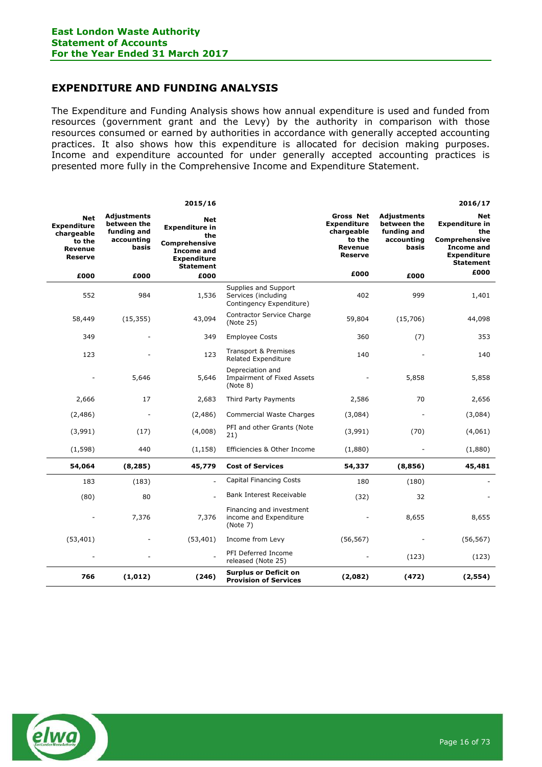## EXPENDITURE AND FUNDING ANALYSIS

The Expenditure and Funding Analysis shows how annual expenditure is used and funded from resources (government grant and the Levy) by the authority in comparison with those resources consumed or earned by authorities in accordance with generally accepted accounting practices. It also shows how this expenditure is allocated for decision making purposes. Income and expenditure accounted for under generally accepted accounting practices is presented more fully in the Comprehensive Income and Expenditure Statement.

| | | 2015/16 | | | | 2016/17 |
|---|---|---|---|---|---|---|
| **Net Expenditure chargeable to the Revenue Reserve** | **Adjustments between the funding and accounting basis** | **Net Expenditure in the Comprehensive Income and Expenditure Statement** | | **Gross Net Expenditure chargeable to the Revenue Reserve** | **Adjustments between the funding and accounting basis** | **Net Expenditure in the Comprehensive Income and Expenditure Statement** |
| **£000** | **£000** | **£000** | | **£000** | **£000** | **£000** |
| 552 | 984 | 1,536 | Supplies and Support Services (including Contingency Expenditure) | 402 | 999 | 1,401 |
| 58,449 | (15,355) | 43,094 | Contractor Service Charge (Note 25) | 59,804 | (15,706) | 44,098 |
| 349 | - | 349 | Employee Costs | 360 | (7) | 353 |
| 123 | - | 123 | Transport & Premises Related Expenditure | 140 | - | 140 |
| - | 5,646 | 5,646 | Depreciation and Impairment of Fixed Assets (Note 8) | - | 5,858 | 5,858 |
| 2,666 | 17 | 2,683 | Third Party Payments | 2,586 | 70 | 2,656 |
| (2,486) | - | (2,486) | Commercial Waste Charges | (3,084) | - | (3,084) |
| (3,991) | (17) | (4,008) | PFI and other Grants (Note 21) | (3,991) | (70) | (4,061) |
| (1,598) | 440 | (1,158) | Efficiencies & Other Income | (1,880) | - | (1,880) |
| **54,064** | **(8,285)** | **45,779** | **Cost of Services** | **54,337** | **(8,856)** | **45,481** |
| 183 | (183) | - | Capital Financing Costs | 180 | (180) | - |
| (80) | 80 | - | Bank Interest Receivable | (32) | 32 | - |
| - | 7,376 | 7,376 | Financing and investment income and Expenditure (Note 7) | - | 8,655 | 8,655 |
| (53,401) | - | (53,401) | Income from Levy | (56,567) | - | (56,567) |
| - | - | - | PFI Deferred Income released (Note 25) | - | (123) | (123) |
| **766** | **(1,012)** | **(246)** | **Surplus or Deficit on Provision of Services** | **(2,082)** | **(472)** | **(2,554)** |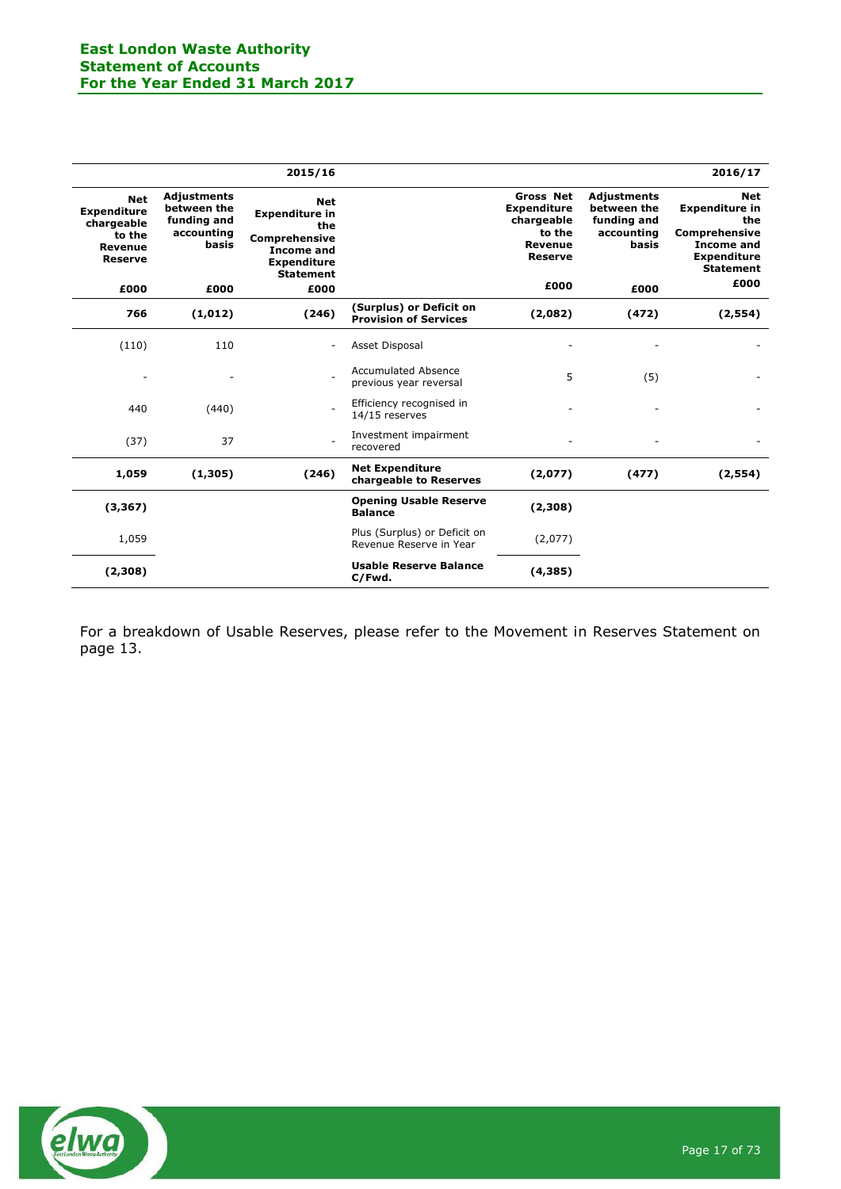| 2015/16 | | | | 2016/17 | | |
|---|---|---|---|---|---|---|
| **Net Expenditure chargeable to the Revenue Reserve** | **Adjustments between the funding and accounting basis** | **Net Expenditure in the Comprehensive Income and Expenditure Statement** | | **Gross Net Expenditure chargeable to the Revenue Reserve** | **Adjustments between the funding and accounting basis** | **Net Expenditure in the Comprehensive Income and Expenditure Statement** |
| **£000** | **£000** | **£000** | | **£000** | **£000** | **£000** |
| **766** | **(1,012)** | **(246)** | **(Surplus) or Deficit on Provision of Services** | **(2,082)** | **(472)** | **(2,554)** |
| (110) | 110 | - | Asset Disposal | - | - | - |
| - | - | - | Accumulated Absence previous year reversal | 5 | (5) | - |
| 440 | (440) | - | Efficiency recognised in 14/15 reserves | - | - | - |
| (37) | 37 | - | Investment impairment recovered | - | - | - |
| **1,059** | **(1,305)** | **(246)** | **Net Expenditure chargeable to Reserves** | **(2,077)** | **(477)** | **(2,554)** |
| **(3,367)** | | | **Opening Usable Reserve Balance** | **(2,308)** | | |
| 1,059 | | | Plus (Surplus) or Deficit on Revenue Reserve in Year | (2,077) | | |
| **(2,308)** | | | **Usable Reserve Balance C/Fwd.** | **(4,385)** | | |

For a breakdown of Usable Reserves, please refer to the Movement in Reserves Statement on page 13.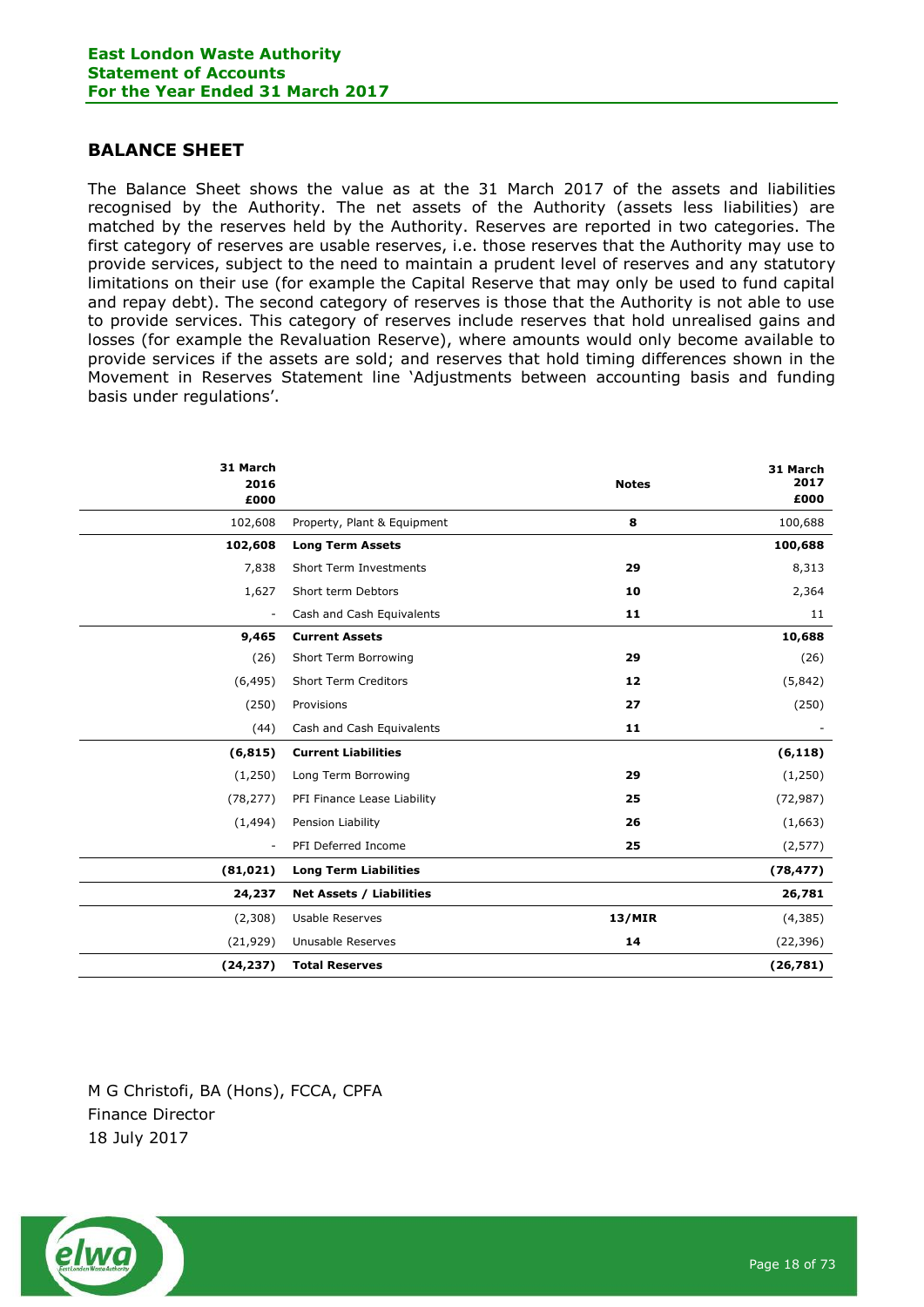## BALANCE SHEET

The Balance Sheet shows the value as at the 31 March 2017 of the assets and liabilities recognised by the Authority. The net assets of the Authority (assets less liabilities) are matched by the reserves held by the Authority. Reserves are reported in two categories. The first category of reserves are usable reserves, i.e. those reserves that the Authority may use to provide services, subject to the need to maintain a prudent level of reserves and any statutory limitations on their use (for example the Capital Reserve that may only be used to fund capital and repay debt). The second category of reserves is those that the Authority is not able to use to provide services. This category of reserves include reserves that hold unrealised gains and losses (for example the Revaluation Reserve), where amounts would only become available to provide services if the assets are sold; and reserves that hold timing differences shown in the Movement in Reserves Statement line 'Adjustments between accounting basis and funding basis under regulations'.

| 31 March 2016 £000 | | Notes | 31 March 2017 £000 |
|---:|---|:---:|---:|
| 102,608 | Property, Plant & Equipment | 8 | 100,688 |
| **102,608** | **Long Term Assets** | | **100,688** |
| 7,838 | Short Term Investments | 29 | 8,313 |
| 1,627 | Short term Debtors | 10 | 2,364 |
| - | Cash and Cash Equivalents | 11 | 11 |
| **9,465** | **Current Assets** | | **10,688** |
| (26) | Short Term Borrowing | 29 | (26) |
| (6,495) | Short Term Creditors | 12 | (5,842) |
| (250) | Provisions | 27 | (250) |
| (44) | Cash and Cash Equivalents | 11 | - |
| **(6,815)** | **Current Liabilities** | | **(6,118)** |
| (1,250) | Long Term Borrowing | 29 | (1,250) |
| (78,277) | PFI Finance Lease Liability | 25 | (72,987) |
| (1,494) | Pension Liability | 26 | (1,663) |
| - | PFI Deferred Income | 25 | (2,577) |
| **(81,021)** | **Long Term Liabilities** | | **(78,477)** |
| **24,237** | **Net Assets / Liabilities** | | **26,781** |
| (2,308) | Usable Reserves | 13/MIR | (4,385) |
| (21,929) | Unusable Reserves | 14 | (22,396) |
| **(24,237)** | **Total Reserves** | | **(26,781)** |

M G Christofi, BA (Hons), FCCA, CPFA
Finance Director
18 July 2017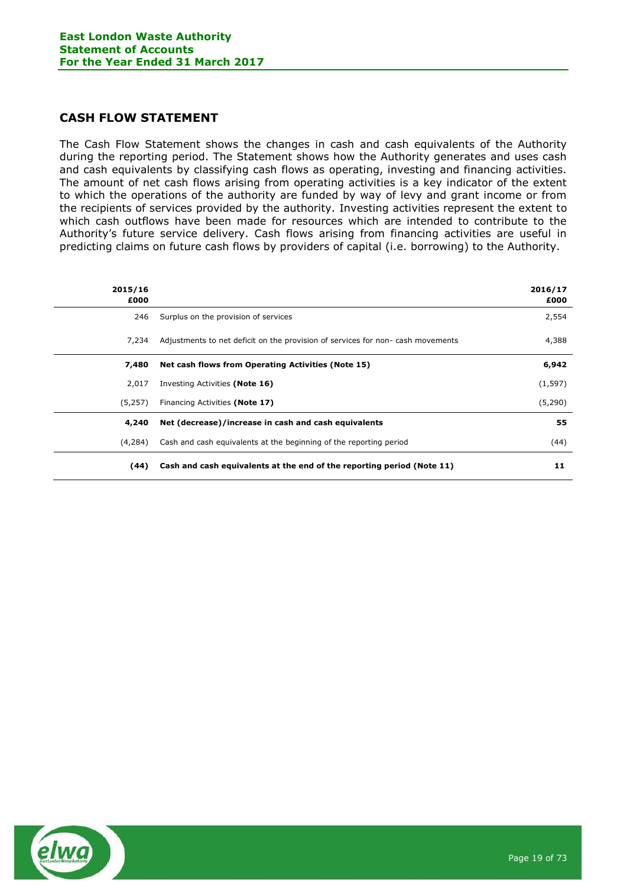## CASH FLOW STATEMENT

The Cash Flow Statement shows the changes in cash and cash equivalents of the Authority during the reporting period. The Statement shows how the Authority generates and uses cash and cash equivalents by classifying cash flows as operating, investing and financing activities. The amount of net cash flows arising from operating activities is a key indicator of the extent to which the operations of the authority are funded by way of levy and grant income or from the recipients of services provided by the authority. Investing activities represent the extent to which cash outflows have been made for resources which are intended to contribute to the Authority's future service delivery. Cash flows arising from financing activities are useful in predicting claims on future cash flows by providers of capital (i.e. borrowing) to the Authority.

| 2015/16 £000 | | 2016/17 £000 |
|---:|---|---:|
| 246 | Surplus on the provision of services | 2,554 |
| 7,234 | Adjustments to net deficit on the provision of services for non- cash movements | 4,388 |
| **7,480** | **Net cash flows from Operating Activities (Note 15)** | **6,942** |
| 2,017 | Investing Activities **(Note 16)** | (1,597) |
| (5,257) | Financing Activities **(Note 17)** | (5,290) |
| **4,240** | **Net (decrease)/increase in cash and cash equivalents** | **55** |
| (4,284) | Cash and cash equivalents at the beginning of the reporting period | (44) |
| **(44)** | **Cash and cash equivalents at the end of the reporting period (Note 11)** | **11** |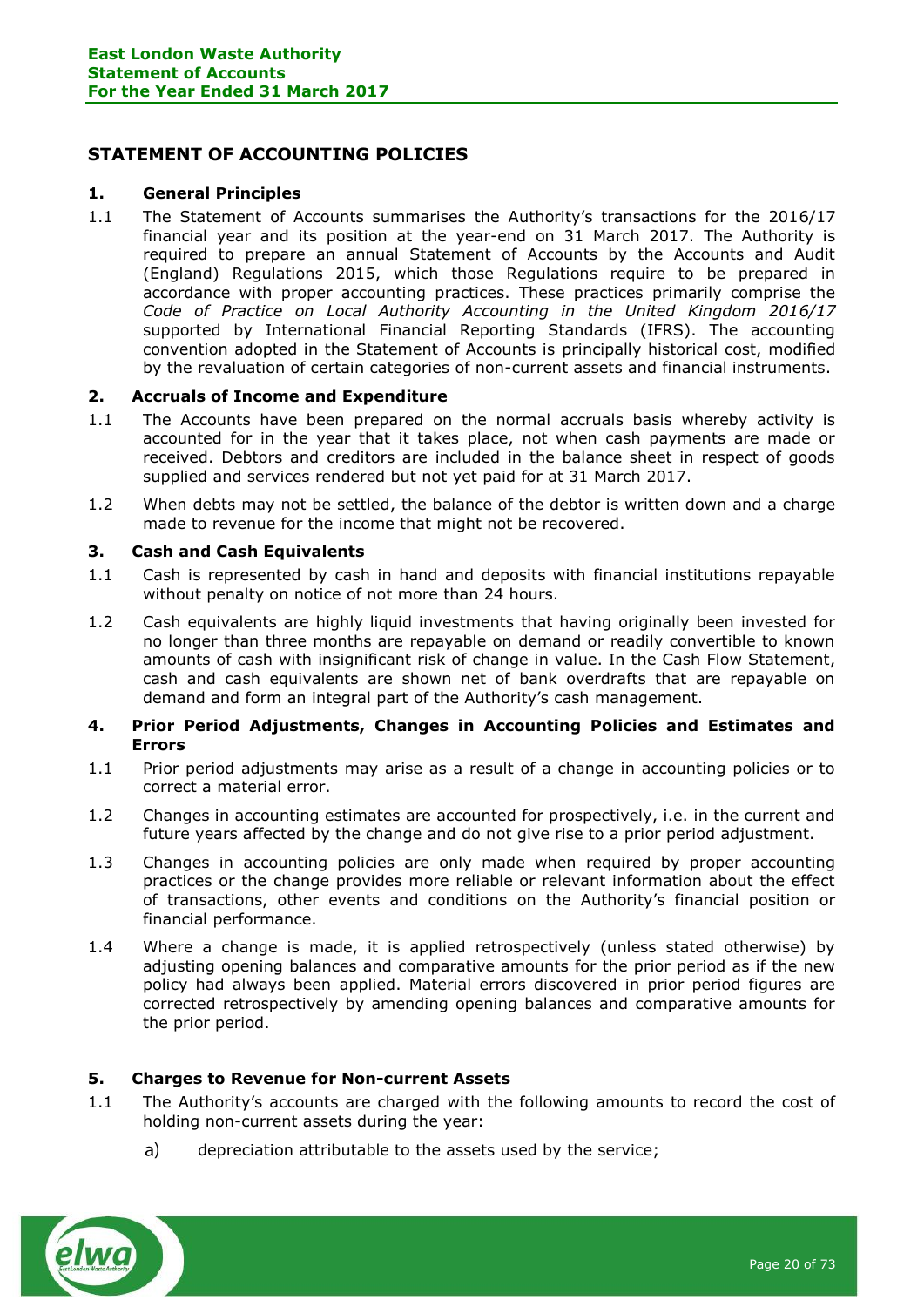# STATEMENT OF ACCOUNTING POLICIES

## 1. General Principles

1.1 The Statement of Accounts summarises the Authority's transactions for the 2016/17 financial year and its position at the year-end on 31 March 2017. The Authority is required to prepare an annual Statement of Accounts by the Accounts and Audit (England) Regulations 2015, which those Regulations require to be prepared in accordance with proper accounting practices. These practices primarily comprise the *Code of Practice on Local Authority Accounting in the United Kingdom 2016/17* supported by International Financial Reporting Standards (IFRS). The accounting convention adopted in the Statement of Accounts is principally historical cost, modified by the revaluation of certain categories of non-current assets and financial instruments.

## 2. Accruals of Income and Expenditure

1.1 The Accounts have been prepared on the normal accruals basis whereby activity is accounted for in the year that it takes place, not when cash payments are made or received. Debtors and creditors are included in the balance sheet in respect of goods supplied and services rendered but not yet paid for at 31 March 2017.

1.2 When debts may not be settled, the balance of the debtor is written down and a charge made to revenue for the income that might not be recovered.

## 3. Cash and Cash Equivalents

1.1 Cash is represented by cash in hand and deposits with financial institutions repayable without penalty on notice of not more than 24 hours.

1.2 Cash equivalents are highly liquid investments that having originally been invested for no longer than three months are repayable on demand or readily convertible to known amounts of cash with insignificant risk of change in value. In the Cash Flow Statement, cash and cash equivalents are shown net of bank overdrafts that are repayable on demand and form an integral part of the Authority's cash management.

## 4. Prior Period Adjustments, Changes in Accounting Policies and Estimates and Errors

1.1 Prior period adjustments may arise as a result of a change in accounting policies or to correct a material error.

1.2 Changes in accounting estimates are accounted for prospectively, i.e. in the current and future years affected by the change and do not give rise to a prior period adjustment.

1.3 Changes in accounting policies are only made when required by proper accounting practices or the change provides more reliable or relevant information about the effect of transactions, other events and conditions on the Authority's financial position or financial performance.

1.4 Where a change is made, it is applied retrospectively (unless stated otherwise) by adjusting opening balances and comparative amounts for the prior period as if the new policy had always been applied. Material errors discovered in prior period figures are corrected retrospectively by amending opening balances and comparative amounts for the prior period.

## 5. Charges to Revenue for Non-current Assets

1.1 The Authority's accounts are charged with the following amounts to record the cost of holding non-current assets during the year:

a) depreciation attributable to the assets used by the service;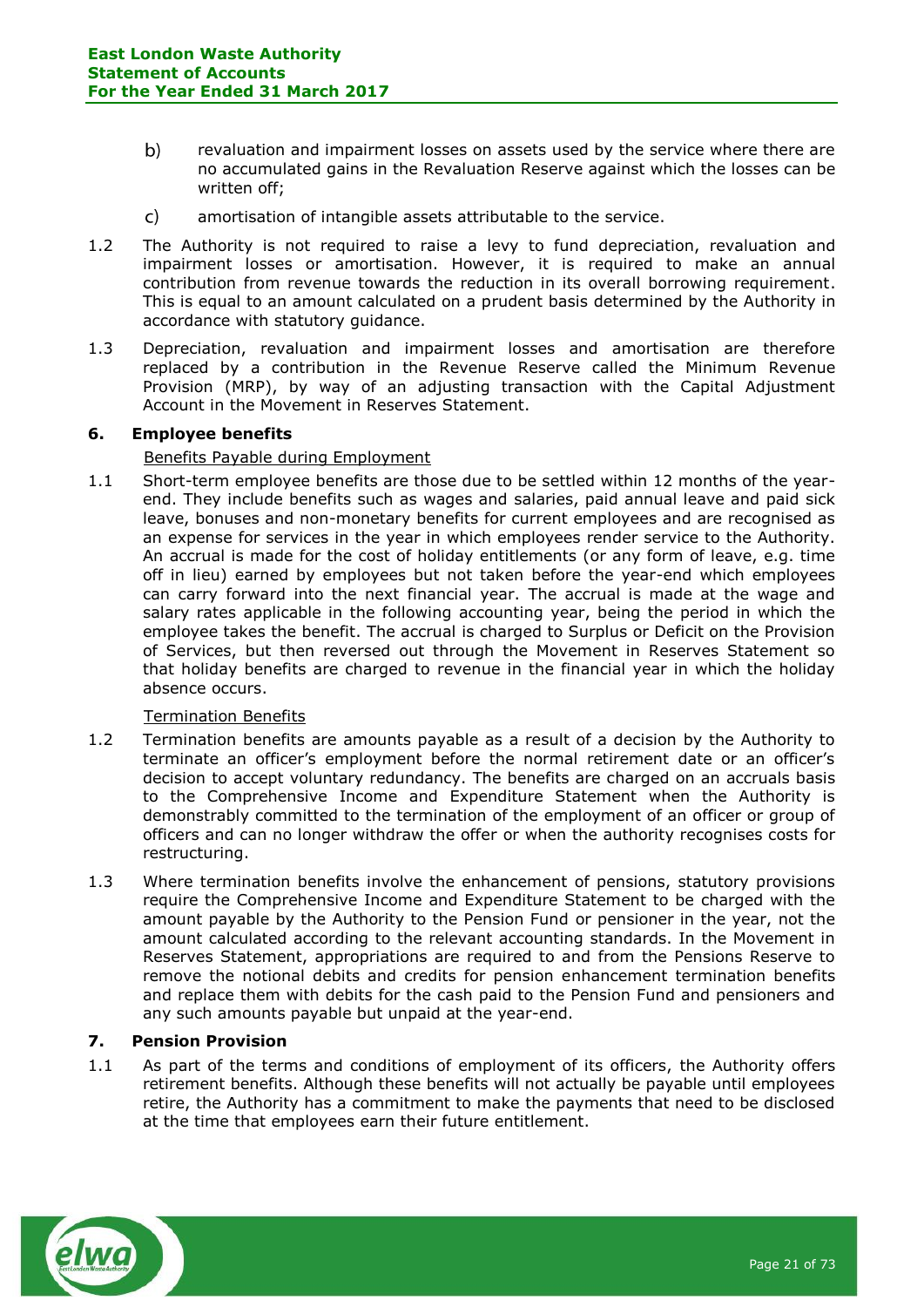b) revaluation and impairment losses on assets used by the service where there are no accumulated gains in the Revaluation Reserve against which the losses can be written off;

c) amortisation of intangible assets attributable to the service.

1.2 The Authority is not required to raise a levy to fund depreciation, revaluation and impairment losses or amortisation. However, it is required to make an annual contribution from revenue towards the reduction in its overall borrowing requirement. This is equal to an amount calculated on a prudent basis determined by the Authority in accordance with statutory guidance.

1.3 Depreciation, revaluation and impairment losses and amortisation are therefore replaced by a contribution in the Revenue Reserve called the Minimum Revenue Provision (MRP), by way of an adjusting transaction with the Capital Adjustment Account in the Movement in Reserves Statement.

### 6. Employee benefits

Benefits Payable during Employment

1.1 Short-term employee benefits are those due to be settled within 12 months of the year-end. They include benefits such as wages and salaries, paid annual leave and paid sick leave, bonuses and non-monetary benefits for current employees and are recognised as an expense for services in the year in which employees render service to the Authority. An accrual is made for the cost of holiday entitlements (or any form of leave, e.g. time off in lieu) earned by employees but not taken before the year-end which employees can carry forward into the next financial year. The accrual is made at the wage and salary rates applicable in the following accounting year, being the period in which the employee takes the benefit. The accrual is charged to Surplus or Deficit on the Provision of Services, but then reversed out through the Movement in Reserves Statement so that holiday benefits are charged to revenue in the financial year in which the holiday absence occurs.

Termination Benefits

1.2 Termination benefits are amounts payable as a result of a decision by the Authority to terminate an officer's employment before the normal retirement date or an officer's decision to accept voluntary redundancy. The benefits are charged on an accruals basis to the Comprehensive Income and Expenditure Statement when the Authority is demonstrably committed to the termination of the employment of an officer or group of officers and can no longer withdraw the offer or when the authority recognises costs for restructuring.

1.3 Where termination benefits involve the enhancement of pensions, statutory provisions require the Comprehensive Income and Expenditure Statement to be charged with the amount payable by the Authority to the Pension Fund or pensioner in the year, not the amount calculated according to the relevant accounting standards. In the Movement in Reserves Statement, appropriations are required to and from the Pensions Reserve to remove the notional debits and credits for pension enhancement termination benefits and replace them with debits for the cash paid to the Pension Fund and pensioners and any such amounts payable but unpaid at the year-end.

### 7. Pension Provision

1.1 As part of the terms and conditions of employment of its officers, the Authority offers retirement benefits. Although these benefits will not actually be payable until employees retire, the Authority has a commitment to make the payments that need to be disclosed at the time that employees earn their future entitlement.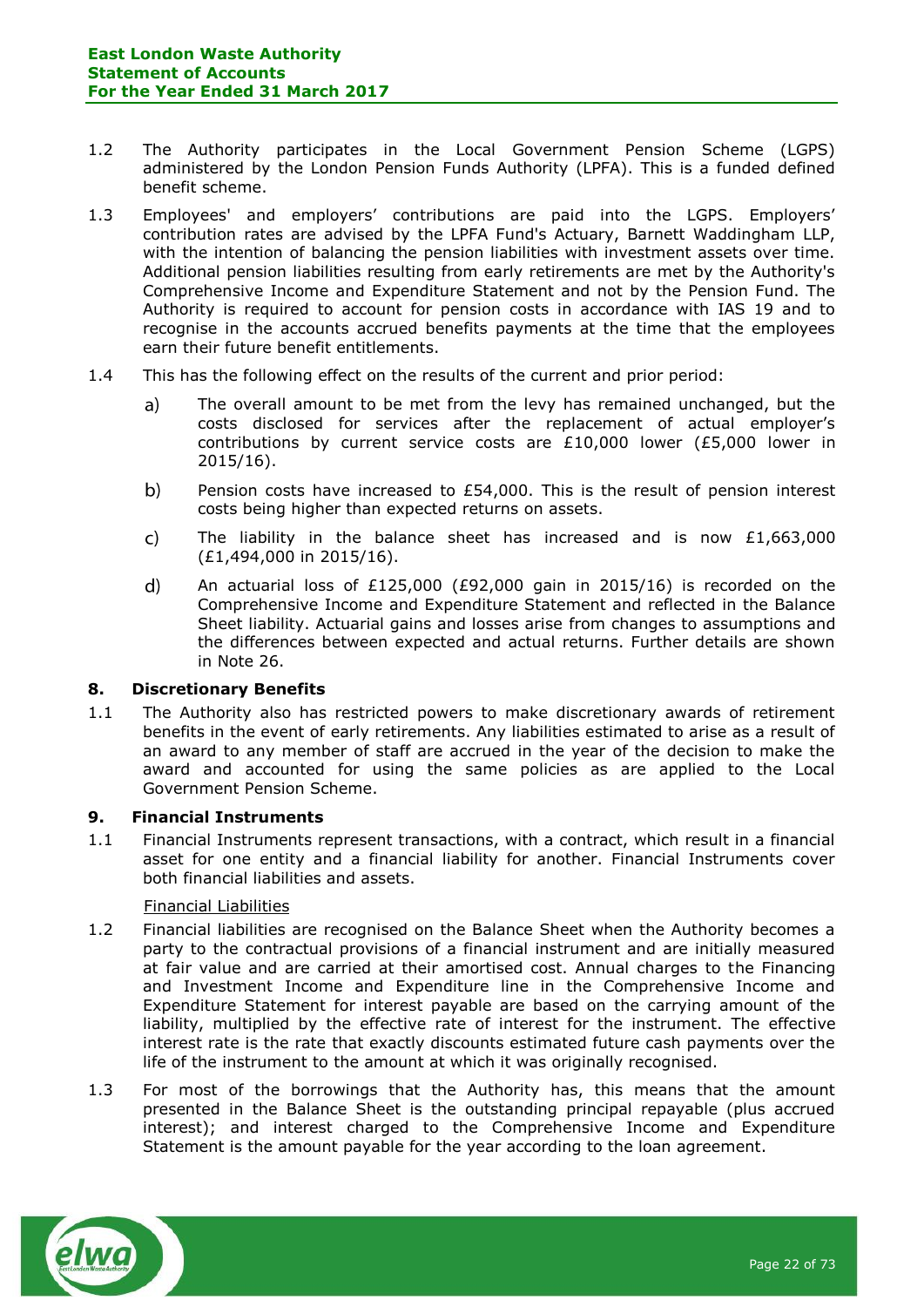1.2 The Authority participates in the Local Government Pension Scheme (LGPS) administered by the London Pension Funds Authority (LPFA). This is a funded defined benefit scheme.

1.3 Employees' and employers' contributions are paid into the LGPS. Employers' contribution rates are advised by the LPFA Fund's Actuary, Barnett Waddingham LLP, with the intention of balancing the pension liabilities with investment assets over time. Additional pension liabilities resulting from early retirements are met by the Authority's Comprehensive Income and Expenditure Statement and not by the Pension Fund. The Authority is required to account for pension costs in accordance with IAS 19 and to recognise in the accounts accrued benefits payments at the time that the employees earn their future benefit entitlements.

1.4 This has the following effect on the results of the current and prior period:

a) The overall amount to be met from the levy has remained unchanged, but the costs disclosed for services after the replacement of actual employer's contributions by current service costs are £10,000 lower (£5,000 lower in 2015/16).

b) Pension costs have increased to £54,000. This is the result of pension interest costs being higher than expected returns on assets.

c) The liability in the balance sheet has increased and is now £1,663,000 (£1,494,000 in 2015/16).

d) An actuarial loss of £125,000 (£92,000 gain in 2015/16) is recorded on the Comprehensive Income and Expenditure Statement and reflected in the Balance Sheet liability. Actuarial gains and losses arise from changes to assumptions and the differences between expected and actual returns. Further details are shown in Note 26.

## 8. Discretionary Benefits

1.1 The Authority also has restricted powers to make discretionary awards of retirement benefits in the event of early retirements. Any liabilities estimated to arise as a result of an award to any member of staff are accrued in the year of the decision to make the award and accounted for using the same policies as are applied to the Local Government Pension Scheme.

## 9. Financial Instruments

1.1 Financial Instruments represent transactions, with a contract, which result in a financial asset for one entity and a financial liability for another. Financial Instruments cover both financial liabilities and assets.

Financial Liabilities

1.2 Financial liabilities are recognised on the Balance Sheet when the Authority becomes a party to the contractual provisions of a financial instrument and are initially measured at fair value and are carried at their amortised cost. Annual charges to the Financing and Investment Income and Expenditure line in the Comprehensive Income and Expenditure Statement for interest payable are based on the carrying amount of the liability, multiplied by the effective rate of interest for the instrument. The effective interest rate is the rate that exactly discounts estimated future cash payments over the life of the instrument to the amount at which it was originally recognised.

1.3 For most of the borrowings that the Authority has, this means that the amount presented in the Balance Sheet is the outstanding principal repayable (plus accrued interest); and interest charged to the Comprehensive Income and Expenditure Statement is the amount payable for the year according to the loan agreement.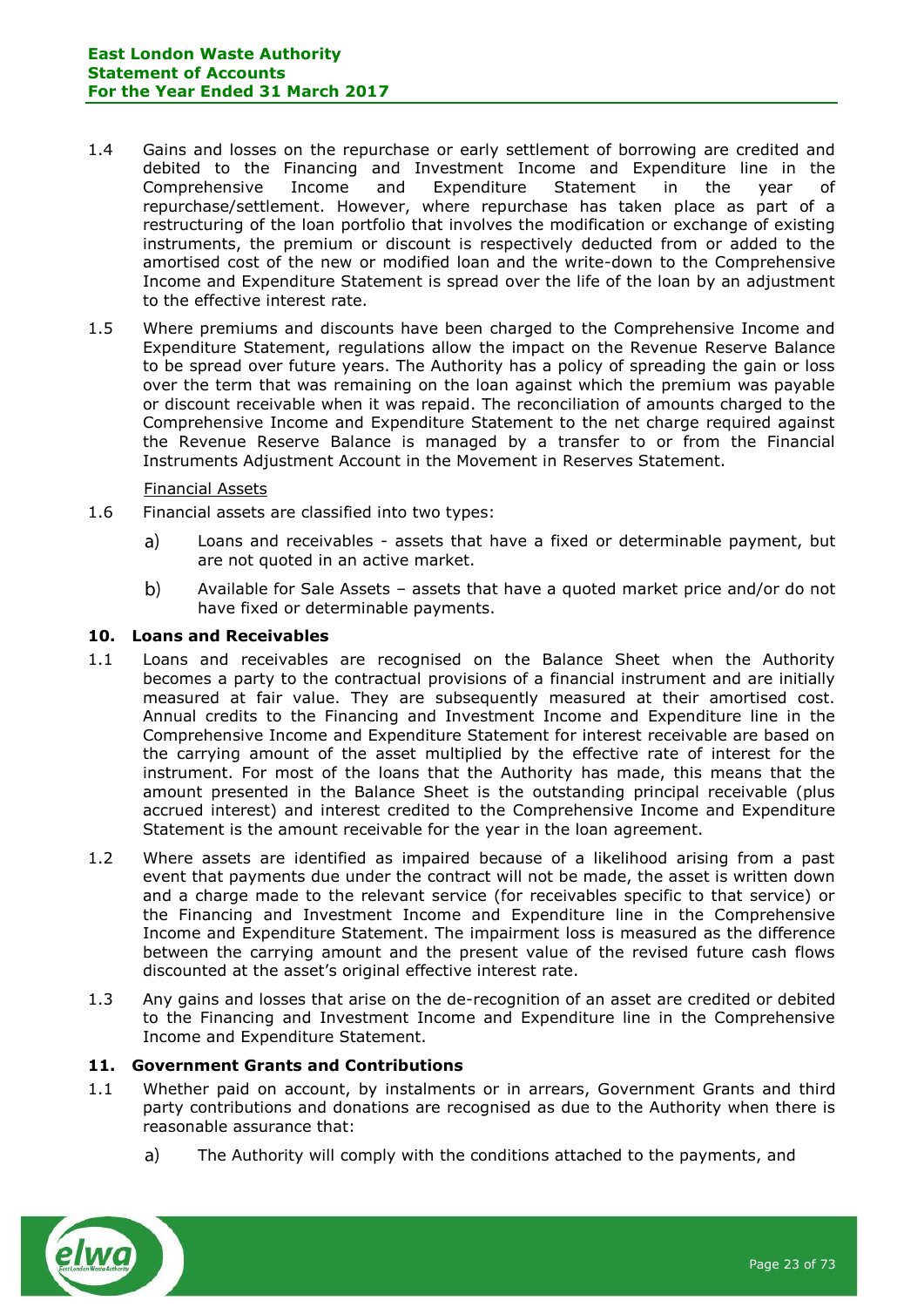1.4 Gains and losses on the repurchase or early settlement of borrowing are credited and debited to the Financing and Investment Income and Expenditure line in the Comprehensive Income and Expenditure Statement in the year of repurchase/settlement. However, where repurchase has taken place as part of a restructuring of the loan portfolio that involves the modification or exchange of existing instruments, the premium or discount is respectively deducted from or added to the amortised cost of the new or modified loan and the write-down to the Comprehensive Income and Expenditure Statement is spread over the life of the loan by an adjustment to the effective interest rate.

1.5 Where premiums and discounts have been charged to the Comprehensive Income and Expenditure Statement, regulations allow the impact on the Revenue Reserve Balance to be spread over future years. The Authority has a policy of spreading the gain or loss over the term that was remaining on the loan against which the premium was payable or discount receivable when it was repaid. The reconciliation of amounts charged to the Comprehensive Income and Expenditure Statement to the net charge required against the Revenue Reserve Balance is managed by a transfer to or from the Financial Instruments Adjustment Account in the Movement in Reserves Statement.

Financial Assets

1.6 Financial assets are classified into two types:

a) Loans and receivables - assets that have a fixed or determinable payment, but are not quoted in an active market.

b) Available for Sale Assets – assets that have a quoted market price and/or do not have fixed or determinable payments.

## 10. Loans and Receivables

1.1 Loans and receivables are recognised on the Balance Sheet when the Authority becomes a party to the contractual provisions of a financial instrument and are initially measured at fair value. They are subsequently measured at their amortised cost. Annual credits to the Financing and Investment Income and Expenditure line in the Comprehensive Income and Expenditure Statement for interest receivable are based on the carrying amount of the asset multiplied by the effective rate of interest for the instrument. For most of the loans that the Authority has made, this means that the amount presented in the Balance Sheet is the outstanding principal receivable (plus accrued interest) and interest credited to the Comprehensive Income and Expenditure Statement is the amount receivable for the year in the loan agreement.

1.2 Where assets are identified as impaired because of a likelihood arising from a past event that payments due under the contract will not be made, the asset is written down and a charge made to the relevant service (for receivables specific to that service) or the Financing and Investment Income and Expenditure line in the Comprehensive Income and Expenditure Statement. The impairment loss is measured as the difference between the carrying amount and the present value of the revised future cash flows discounted at the asset's original effective interest rate.

1.3 Any gains and losses that arise on the de-recognition of an asset are credited or debited to the Financing and Investment Income and Expenditure line in the Comprehensive Income and Expenditure Statement.

## 11. Government Grants and Contributions

1.1 Whether paid on account, by instalments or in arrears, Government Grants and third party contributions and donations are recognised as due to the Authority when there is reasonable assurance that:

a) The Authority will comply with the conditions attached to the payments, and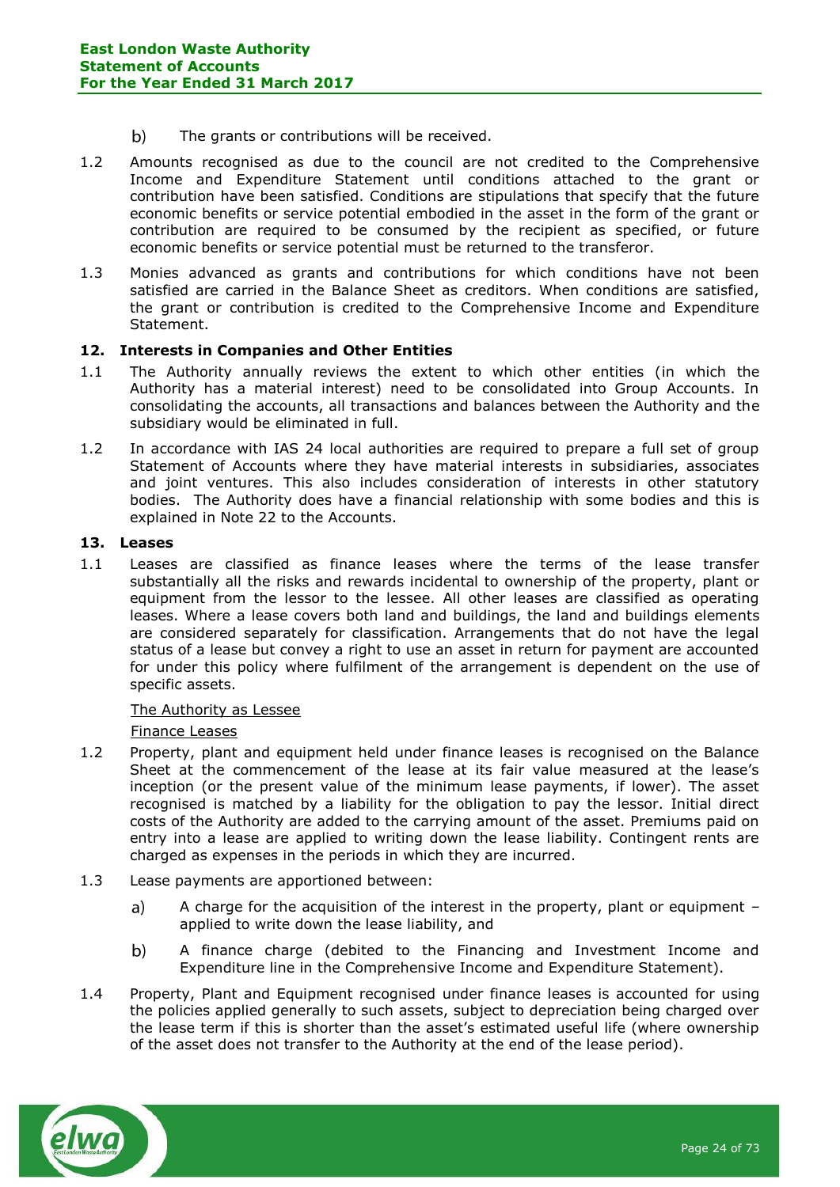b) The grants or contributions will be received.

1.2 Amounts recognised as due to the council are not credited to the Comprehensive Income and Expenditure Statement until conditions attached to the grant or contribution have been satisfied. Conditions are stipulations that specify that the future economic benefits or service potential embodied in the asset in the form of the grant or contribution are required to be consumed by the recipient as specified, or future economic benefits or service potential must be returned to the transferor.

1.3 Monies advanced as grants and contributions for which conditions have not been satisfied are carried in the Balance Sheet as creditors. When conditions are satisfied, the grant or contribution is credited to the Comprehensive Income and Expenditure Statement.

### 12. Interests in Companies and Other Entities

1.1 The Authority annually reviews the extent to which other entities (in which the Authority has a material interest) need to be consolidated into Group Accounts. In consolidating the accounts, all transactions and balances between the Authority and the subsidiary would be eliminated in full.

1.2 In accordance with IAS 24 local authorities are required to prepare a full set of group Statement of Accounts where they have material interests in subsidiaries, associates and joint ventures. This also includes consideration of interests in other statutory bodies. The Authority does have a financial relationship with some bodies and this is explained in Note 22 to the Accounts.

### 13. Leases

1.1 Leases are classified as finance leases where the terms of the lease transfer substantially all the risks and rewards incidental to ownership of the property, plant or equipment from the lessor to the lessee. All other leases are classified as operating leases. Where a lease covers both land and buildings, the land and buildings elements are considered separately for classification. Arrangements that do not have the legal status of a lease but convey a right to use an asset in return for payment are accounted for under this policy where fulfilment of the arrangement is dependent on the use of specific assets.

The Authority as Lessee

Finance Leases

1.2 Property, plant and equipment held under finance leases is recognised on the Balance Sheet at the commencement of the lease at its fair value measured at the lease's inception (or the present value of the minimum lease payments, if lower). The asset recognised is matched by a liability for the obligation to pay the lessor. Initial direct costs of the Authority are added to the carrying amount of the asset. Premiums paid on entry into a lease are applied to writing down the lease liability. Contingent rents are charged as expenses in the periods in which they are incurred.

1.3 Lease payments are apportioned between:

a) A charge for the acquisition of the interest in the property, plant or equipment – applied to write down the lease liability, and

b) A finance charge (debited to the Financing and Investment Income and Expenditure line in the Comprehensive Income and Expenditure Statement).

1.4 Property, Plant and Equipment recognised under finance leases is accounted for using the policies applied generally to such assets, subject to depreciation being charged over the lease term if this is shorter than the asset's estimated useful life (where ownership of the asset does not transfer to the Authority at the end of the lease period).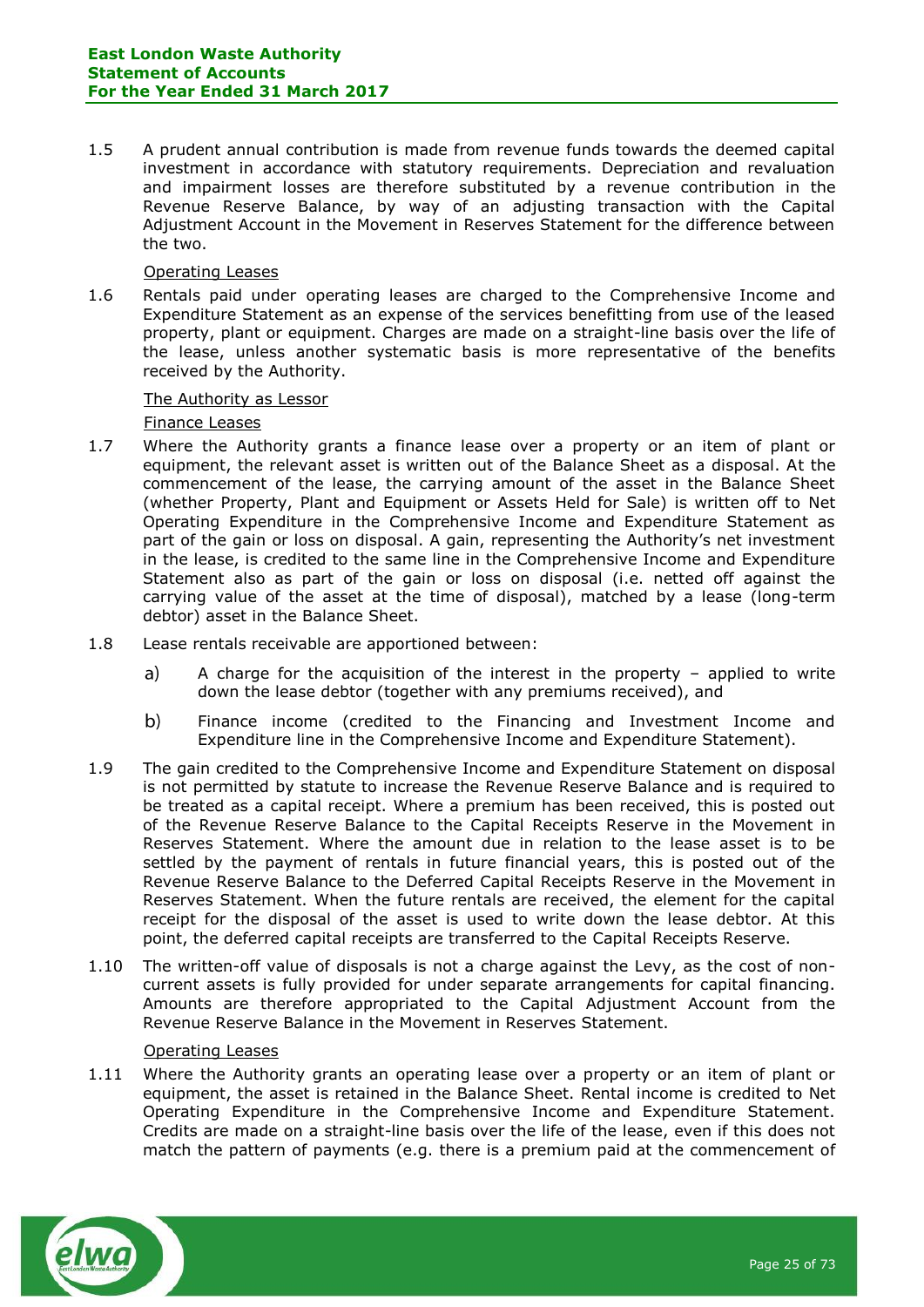1.5 A prudent annual contribution is made from revenue funds towards the deemed capital investment in accordance with statutory requirements. Depreciation and revaluation and impairment losses are therefore substituted by a revenue contribution in the Revenue Reserve Balance, by way of an adjusting transaction with the Capital Adjustment Account in the Movement in Reserves Statement for the difference between the two.

Operating Leases

1.6 Rentals paid under operating leases are charged to the Comprehensive Income and Expenditure Statement as an expense of the services benefitting from use of the leased property, plant or equipment. Charges are made on a straight-line basis over the life of the lease, unless another systematic basis is more representative of the benefits received by the Authority.

The Authority as Lessor

Finance Leases

1.7 Where the Authority grants a finance lease over a property or an item of plant or equipment, the relevant asset is written out of the Balance Sheet as a disposal. At the commencement of the lease, the carrying amount of the asset in the Balance Sheet (whether Property, Plant and Equipment or Assets Held for Sale) is written off to Net Operating Expenditure in the Comprehensive Income and Expenditure Statement as part of the gain or loss on disposal. A gain, representing the Authority's net investment in the lease, is credited to the same line in the Comprehensive Income and Expenditure Statement also as part of the gain or loss on disposal (i.e. netted off against the carrying value of the asset at the time of disposal), matched by a lease (long-term debtor) asset in the Balance Sheet.

1.8 Lease rentals receivable are apportioned between:

a) A charge for the acquisition of the interest in the property – applied to write down the lease debtor (together with any premiums received), and

b) Finance income (credited to the Financing and Investment Income and Expenditure line in the Comprehensive Income and Expenditure Statement).

1.9 The gain credited to the Comprehensive Income and Expenditure Statement on disposal is not permitted by statute to increase the Revenue Reserve Balance and is required to be treated as a capital receipt. Where a premium has been received, this is posted out of the Revenue Reserve Balance to the Capital Receipts Reserve in the Movement in Reserves Statement. Where the amount due in relation to the lease asset is to be settled by the payment of rentals in future financial years, this is posted out of the Revenue Reserve Balance to the Deferred Capital Receipts Reserve in the Movement in Reserves Statement. When the future rentals are received, the element for the capital receipt for the disposal of the asset is used to write down the lease debtor. At this point, the deferred capital receipts are transferred to the Capital Receipts Reserve.

1.10 The written-off value of disposals is not a charge against the Levy, as the cost of non-current assets is fully provided for under separate arrangements for capital financing. Amounts are therefore appropriated to the Capital Adjustment Account from the Revenue Reserve Balance in the Movement in Reserves Statement.

Operating Leases

1.11 Where the Authority grants an operating lease over a property or an item of plant or equipment, the asset is retained in the Balance Sheet. Rental income is credited to Net Operating Expenditure in the Comprehensive Income and Expenditure Statement. Credits are made on a straight-line basis over the life of the lease, even if this does not match the pattern of payments (e.g. there is a premium paid at the commencement of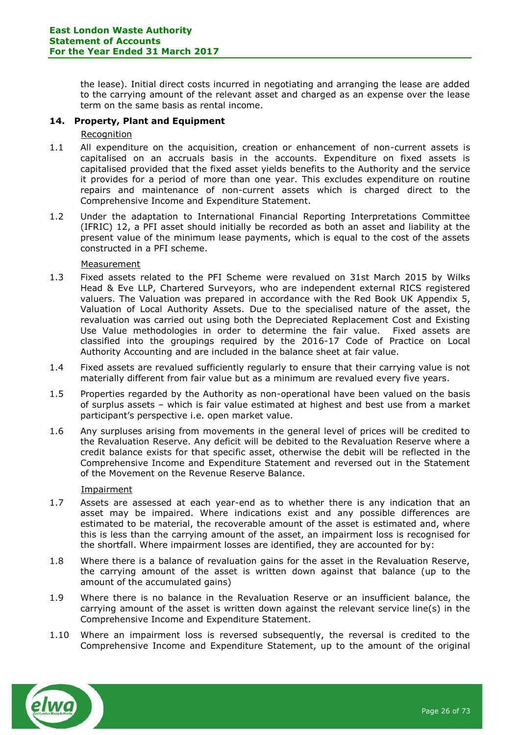the lease). Initial direct costs incurred in negotiating and arranging the lease are added to the carrying amount of the relevant asset and charged as an expense over the lease term on the same basis as rental income.

**14. Property, Plant and Equipment**

Recognition

1.1 All expenditure on the acquisition, creation or enhancement of non-current assets is capitalised on an accruals basis in the accounts. Expenditure on fixed assets is capitalised provided that the fixed asset yields benefits to the Authority and the service it provides for a period of more than one year. This excludes expenditure on routine repairs and maintenance of non-current assets which is charged direct to the Comprehensive Income and Expenditure Statement.

1.2 Under the adaptation to International Financial Reporting Interpretations Committee (IFRIC) 12, a PFI asset should initially be recorded as both an asset and liability at the present value of the minimum lease payments, which is equal to the cost of the assets constructed in a PFI scheme.

Measurement

1.3 Fixed assets related to the PFI Scheme were revalued on 31st March 2015 by Wilks Head & Eve LLP, Chartered Surveyors, who are independent external RICS registered valuers. The Valuation was prepared in accordance with the Red Book UK Appendix 5, Valuation of Local Authority Assets. Due to the specialised nature of the asset, the revaluation was carried out using both the Depreciated Replacement Cost and Existing Use Value methodologies in order to determine the fair value. Fixed assets are classified into the groupings required by the 2016-17 Code of Practice on Local Authority Accounting and are included in the balance sheet at fair value.

1.4 Fixed assets are revalued sufficiently regularly to ensure that their carrying value is not materially different from fair value but as a minimum are revalued every five years.

1.5 Properties regarded by the Authority as non-operational have been valued on the basis of surplus assets – which is fair value estimated at highest and best use from a market participant's perspective i.e. open market value.

1.6 Any surpluses arising from movements in the general level of prices will be credited to the Revaluation Reserve. Any deficit will be debited to the Revaluation Reserve where a credit balance exists for that specific asset, otherwise the debit will be reflected in the Comprehensive Income and Expenditure Statement and reversed out in the Statement of the Movement on the Revenue Reserve Balance.

Impairment

1.7 Assets are assessed at each year-end as to whether there is any indication that an asset may be impaired. Where indications exist and any possible differences are estimated to be material, the recoverable amount of the asset is estimated and, where this is less than the carrying amount of the asset, an impairment loss is recognised for the shortfall. Where impairment losses are identified, they are accounted for by:

1.8 Where there is a balance of revaluation gains for the asset in the Revaluation Reserve, the carrying amount of the asset is written down against that balance (up to the amount of the accumulated gains)

1.9 Where there is no balance in the Revaluation Reserve or an insufficient balance, the carrying amount of the asset is written down against the relevant service line(s) in the Comprehensive Income and Expenditure Statement.

1.10 Where an impairment loss is reversed subsequently, the reversal is credited to the Comprehensive Income and Expenditure Statement, up to the amount of the original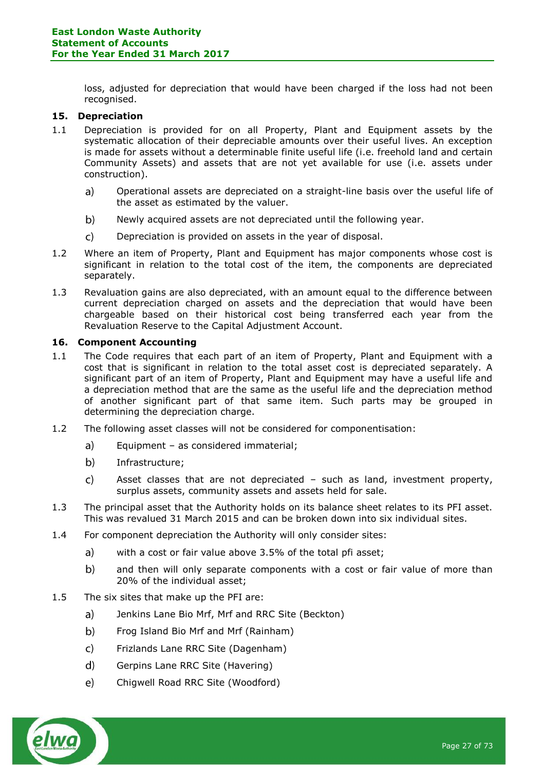loss, adjusted for depreciation that would have been charged if the loss had not been recognised.

## 15. Depreciation

1.1 Depreciation is provided for on all Property, Plant and Equipment assets by the systematic allocation of their depreciable amounts over their useful lives. An exception is made for assets without a determinable finite useful life (i.e. freehold land and certain Community Assets) and assets that are not yet available for use (i.e. assets under construction).

   a) Operational assets are depreciated on a straight-line basis over the useful life of the asset as estimated by the valuer.

   b) Newly acquired assets are not depreciated until the following year.

   c) Depreciation is provided on assets in the year of disposal.

1.2 Where an item of Property, Plant and Equipment has major components whose cost is significant in relation to the total cost of the item, the components are depreciated separately.

1.3 Revaluation gains are also depreciated, with an amount equal to the difference between current depreciation charged on assets and the depreciation that would have been chargeable based on their historical cost being transferred each year from the Revaluation Reserve to the Capital Adjustment Account.

## 16. Component Accounting

1.1 The Code requires that each part of an item of Property, Plant and Equipment with a cost that is significant in relation to the total asset cost is depreciated separately. A significant part of an item of Property, Plant and Equipment may have a useful life and a depreciation method that are the same as the useful life and the depreciation method of another significant part of that same item. Such parts may be grouped in determining the depreciation charge.

1.2 The following asset classes will not be considered for componentisation:

   a) Equipment – as considered immaterial;

   b) Infrastructure;

   c) Asset classes that are not depreciated – such as land, investment property, surplus assets, community assets and assets held for sale.

1.3 The principal asset that the Authority holds on its balance sheet relates to its PFI asset. This was revalued 31 March 2015 and can be broken down into six individual sites.

1.4 For component depreciation the Authority will only consider sites:

   a) with a cost or fair value above 3.5% of the total pfi asset;

   b) and then will only separate components with a cost or fair value of more than 20% of the individual asset;

1.5 The six sites that make up the PFI are:

   a) Jenkins Lane Bio Mrf, Mrf and RRC Site (Beckton)

   b) Frog Island Bio Mrf and Mrf (Rainham)

   c) Frizlands Lane RRC Site (Dagenham)

   d) Gerpins Lane RRC Site (Havering)

   e) Chigwell Road RRC Site (Woodford)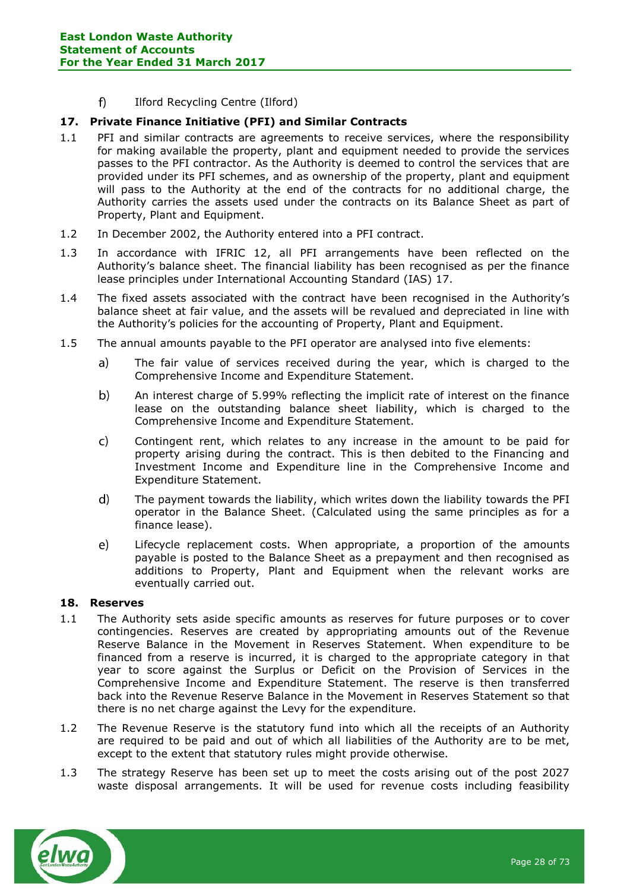f) Ilford Recycling Centre (Ilford)

## 17. Private Finance Initiative (PFI) and Similar Contracts

1.1 PFI and similar contracts are agreements to receive services, where the responsibility for making available the property, plant and equipment needed to provide the services passes to the PFI contractor. As the Authority is deemed to control the services that are provided under its PFI schemes, and as ownership of the property, plant and equipment will pass to the Authority at the end of the contracts for no additional charge, the Authority carries the assets used under the contracts on its Balance Sheet as part of Property, Plant and Equipment.

1.2 In December 2002, the Authority entered into a PFI contract.

1.3 In accordance with IFRIC 12, all PFI arrangements have been reflected on the Authority's balance sheet. The financial liability has been recognised as per the finance lease principles under International Accounting Standard (IAS) 17.

1.4 The fixed assets associated with the contract have been recognised in the Authority's balance sheet at fair value, and the assets will be revalued and depreciated in line with the Authority's policies for the accounting of Property, Plant and Equipment.

1.5 The annual amounts payable to the PFI operator are analysed into five elements:

a) The fair value of services received during the year, which is charged to the Comprehensive Income and Expenditure Statement.

b) An interest charge of 5.99% reflecting the implicit rate of interest on the finance lease on the outstanding balance sheet liability, which is charged to the Comprehensive Income and Expenditure Statement.

c) Contingent rent, which relates to any increase in the amount to be paid for property arising during the contract. This is then debited to the Financing and Investment Income and Expenditure line in the Comprehensive Income and Expenditure Statement.

d) The payment towards the liability, which writes down the liability towards the PFI operator in the Balance Sheet. (Calculated using the same principles as for a finance lease).

e) Lifecycle replacement costs. When appropriate, a proportion of the amounts payable is posted to the Balance Sheet as a prepayment and then recognised as additions to Property, Plant and Equipment when the relevant works are eventually carried out.

## 18. Reserves

1.1 The Authority sets aside specific amounts as reserves for future purposes or to cover contingencies. Reserves are created by appropriating amounts out of the Revenue Reserve Balance in the Movement in Reserves Statement. When expenditure to be financed from a reserve is incurred, it is charged to the appropriate category in that year to score against the Surplus or Deficit on the Provision of Services in the Comprehensive Income and Expenditure Statement. The reserve is then transferred back into the Revenue Reserve Balance in the Movement in Reserves Statement so that there is no net charge against the Levy for the expenditure.

1.2 The Revenue Reserve is the statutory fund into which all the receipts of an Authority are required to be paid and out of which all liabilities of the Authority are to be met, except to the extent that statutory rules might provide otherwise.

1.3 The strategy Reserve has been set up to meet the costs arising out of the post 2027 waste disposal arrangements. It will be used for revenue costs including feasibility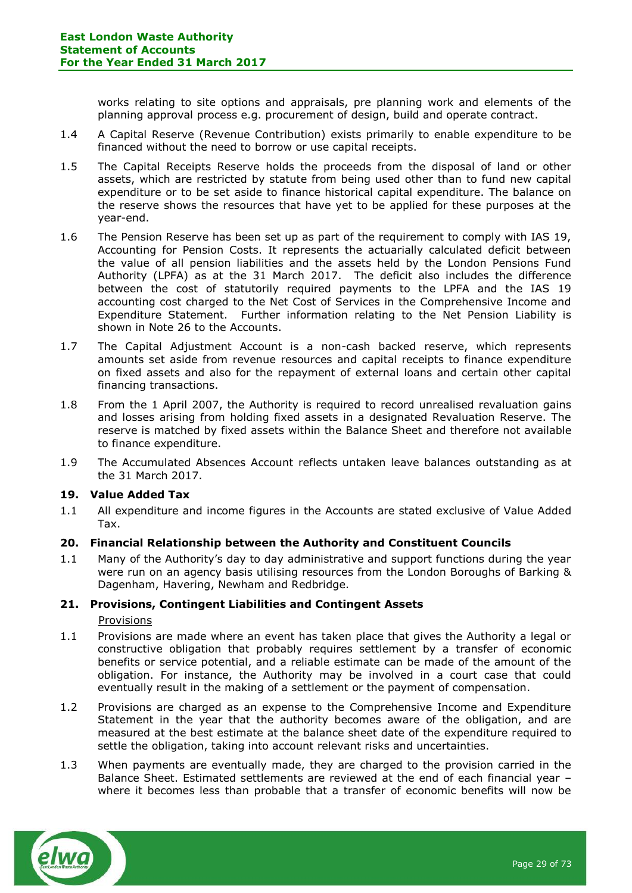works relating to site options and appraisals, pre planning work and elements of the planning approval process e.g. procurement of design, build and operate contract.

1.4 A Capital Reserve (Revenue Contribution) exists primarily to enable expenditure to be financed without the need to borrow or use capital receipts.

1.5 The Capital Receipts Reserve holds the proceeds from the disposal of land or other assets, which are restricted by statute from being used other than to fund new capital expenditure or to be set aside to finance historical capital expenditure. The balance on the reserve shows the resources that have yet to be applied for these purposes at the year-end.

1.6 The Pension Reserve has been set up as part of the requirement to comply with IAS 19, Accounting for Pension Costs. It represents the actuarially calculated deficit between the value of all pension liabilities and the assets held by the London Pensions Fund Authority (LPFA) as at the 31 March 2017. The deficit also includes the difference between the cost of statutorily required payments to the LPFA and the IAS 19 accounting cost charged to the Net Cost of Services in the Comprehensive Income and Expenditure Statement. Further information relating to the Net Pension Liability is shown in Note 26 to the Accounts.

1.7 The Capital Adjustment Account is a non-cash backed reserve, which represents amounts set aside from revenue resources and capital receipts to finance expenditure on fixed assets and also for the repayment of external loans and certain other capital financing transactions.

1.8 From the 1 April 2007, the Authority is required to record unrealised revaluation gains and losses arising from holding fixed assets in a designated Revaluation Reserve. The reserve is matched by fixed assets within the Balance Sheet and therefore not available to finance expenditure.

1.9 The Accumulated Absences Account reflects untaken leave balances outstanding as at the 31 March 2017.

## 19. Value Added Tax

1.1 All expenditure and income figures in the Accounts are stated exclusive of Value Added Tax.

## 20. Financial Relationship between the Authority and Constituent Councils

1.1 Many of the Authority's day to day administrative and support functions during the year were run on an agency basis utilising resources from the London Boroughs of Barking & Dagenham, Havering, Newham and Redbridge.

## 21. Provisions, Contingent Liabilities and Contingent Assets

Provisions

1.1 Provisions are made where an event has taken place that gives the Authority a legal or constructive obligation that probably requires settlement by a transfer of economic benefits or service potential, and a reliable estimate can be made of the amount of the obligation. For instance, the Authority may be involved in a court case that could eventually result in the making of a settlement or the payment of compensation.

1.2 Provisions are charged as an expense to the Comprehensive Income and Expenditure Statement in the year that the authority becomes aware of the obligation, and are measured at the best estimate at the balance sheet date of the expenditure required to settle the obligation, taking into account relevant risks and uncertainties.

1.3 When payments are eventually made, they are charged to the provision carried in the Balance Sheet. Estimated settlements are reviewed at the end of each financial year – where it becomes less than probable that a transfer of economic benefits will now be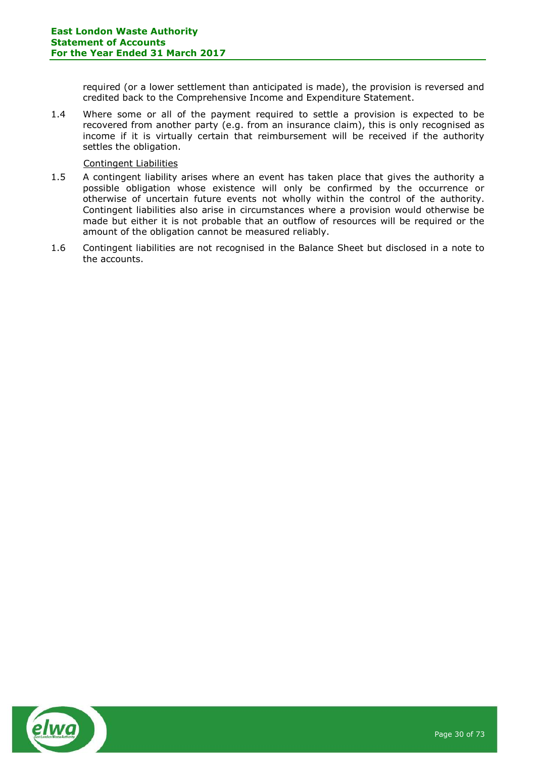required (or a lower settlement than anticipated is made), the provision is reversed and credited back to the Comprehensive Income and Expenditure Statement.

1.4 Where some or all of the payment required to settle a provision is expected to be recovered from another party (e.g. from an insurance claim), this is only recognised as income if it is virtually certain that reimbursement will be received if the authority settles the obligation.

Contingent Liabilities

1.5 A contingent liability arises where an event has taken place that gives the authority a possible obligation whose existence will only be confirmed by the occurrence or otherwise of uncertain future events not wholly within the control of the authority. Contingent liabilities also arise in circumstances where a provision would otherwise be made but either it is not probable that an outflow of resources will be required or the amount of the obligation cannot be measured reliably.

1.6 Contingent liabilities are not recognised in the Balance Sheet but disclosed in a note to the accounts.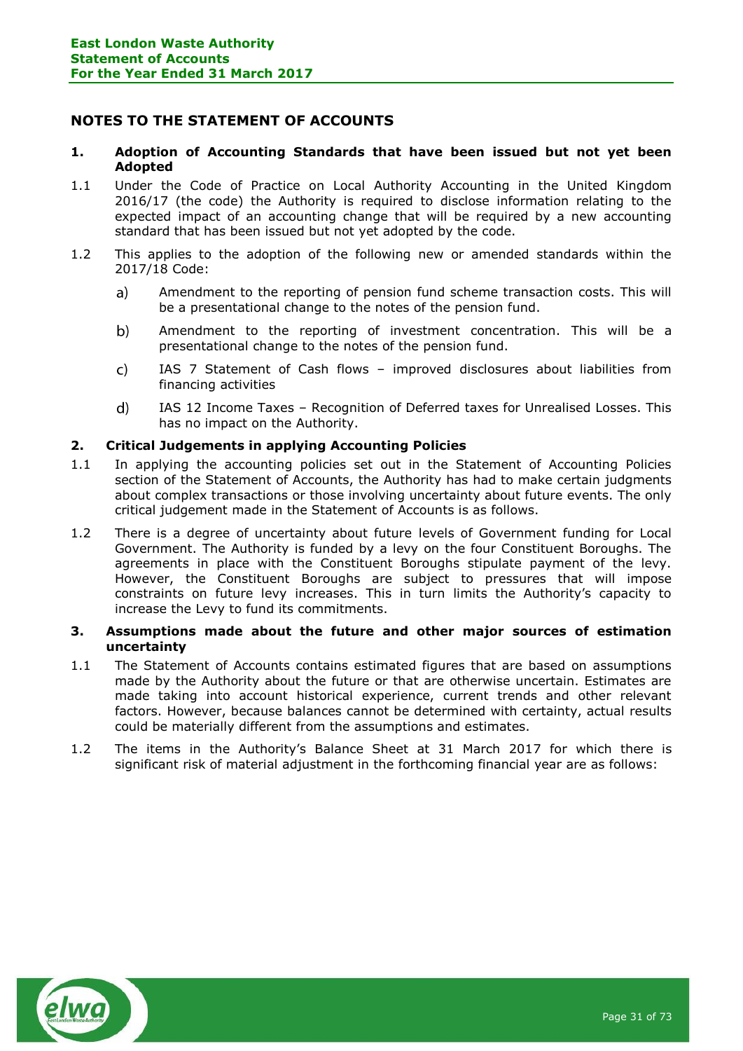## NOTES TO THE STATEMENT OF ACCOUNTS

### 1. Adoption of Accounting Standards that have been issued but not yet been Adopted

1.1 Under the Code of Practice on Local Authority Accounting in the United Kingdom 2016/17 (the code) the Authority is required to disclose information relating to the expected impact of an accounting change that will be required by a new accounting standard that has been issued but not yet adopted by the code.

1.2 This applies to the adoption of the following new or amended standards within the 2017/18 Code:

a) Amendment to the reporting of pension fund scheme transaction costs. This will be a presentational change to the notes of the pension fund.

b) Amendment to the reporting of investment concentration. This will be a presentational change to the notes of the pension fund.

c) IAS 7 Statement of Cash flows – improved disclosures about liabilities from financing activities

d) IAS 12 Income Taxes – Recognition of Deferred taxes for Unrealised Losses. This has no impact on the Authority.

### 2. Critical Judgements in applying Accounting Policies

1.1 In applying the accounting policies set out in the Statement of Accounting Policies section of the Statement of Accounts, the Authority has had to make certain judgments about complex transactions or those involving uncertainty about future events. The only critical judgement made in the Statement of Accounts is as follows.

1.2 There is a degree of uncertainty about future levels of Government funding for Local Government. The Authority is funded by a levy on the four Constituent Boroughs. The agreements in place with the Constituent Boroughs stipulate payment of the levy. However, the Constituent Boroughs are subject to pressures that will impose constraints on future levy increases. This in turn limits the Authority's capacity to increase the Levy to fund its commitments.

### 3. Assumptions made about the future and other major sources of estimation uncertainty

1.1 The Statement of Accounts contains estimated figures that are based on assumptions made by the Authority about the future or that are otherwise uncertain. Estimates are made taking into account historical experience, current trends and other relevant factors. However, because balances cannot be determined with certainty, actual results could be materially different from the assumptions and estimates.

1.2 The items in the Authority's Balance Sheet at 31 March 2017 for which there is significant risk of material adjustment in the forthcoming financial year are as follows: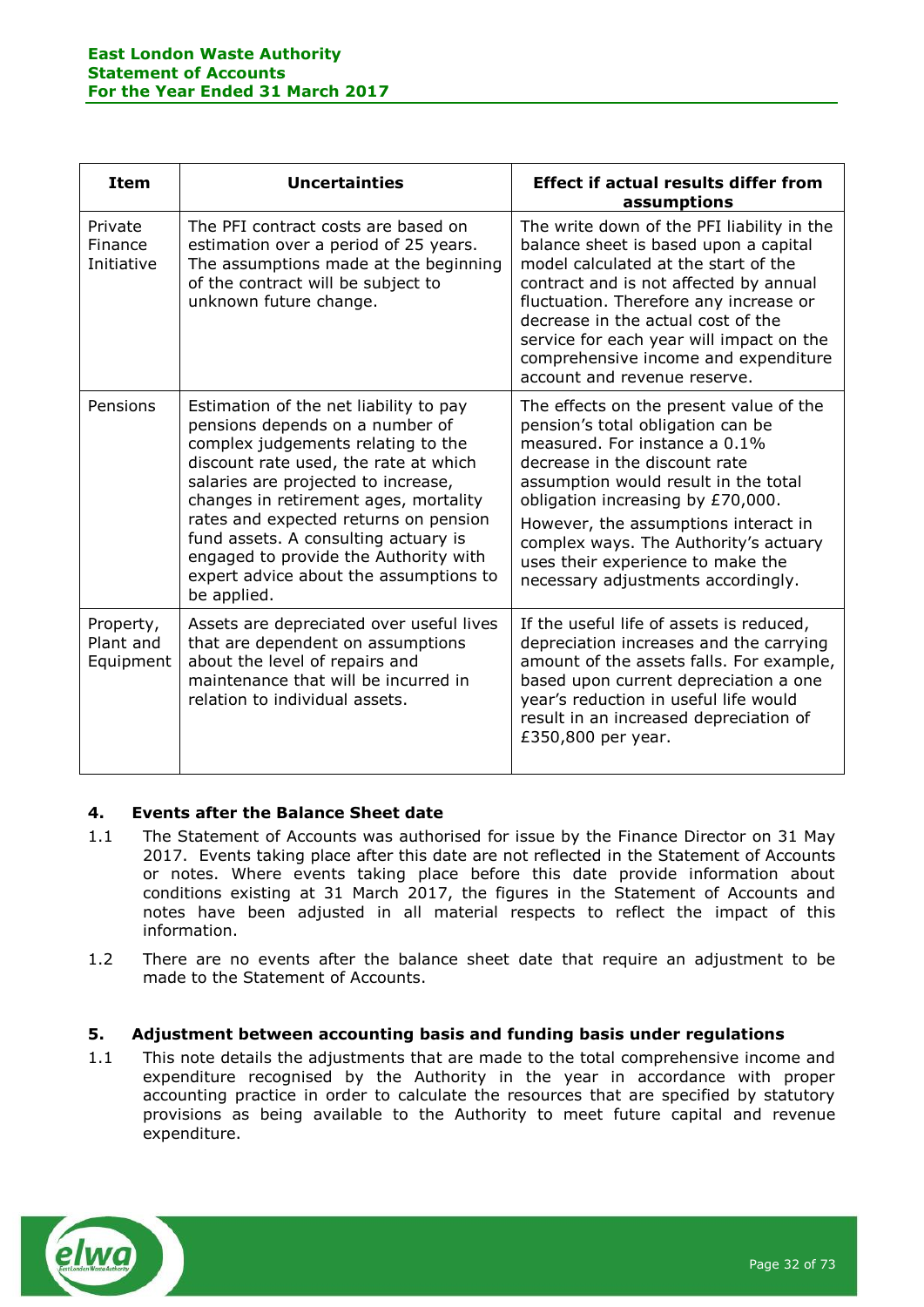| Item | Uncertainties | Effect if actual results differ from assumptions |
|---|---|---|
| Private Finance Initiative | The PFI contract costs are based on estimation over a period of 25 years. The assumptions made at the beginning of the contract will be subject to unknown future change. | The write down of the PFI liability in the balance sheet is based upon a capital model calculated at the start of the contract and is not affected by annual fluctuation. Therefore any increase or decrease in the actual cost of the service for each year will impact on the comprehensive income and expenditure account and revenue reserve. |
| Pensions | Estimation of the net liability to pay pensions depends on a number of complex judgements relating to the discount rate used, the rate at which salaries are projected to increase, changes in retirement ages, mortality rates and expected returns on pension fund assets. A consulting actuary is engaged to provide the Authority with expert advice about the assumptions to be applied. | The effects on the present value of the pension's total obligation can be measured. For instance a 0.1% decrease in the discount rate assumption would result in the total obligation increasing by £70,000. However, the assumptions interact in complex ways. The Authority's actuary uses their experience to make the necessary adjustments accordingly. |
| Property, Plant and Equipment | Assets are depreciated over useful lives that are dependent on assumptions about the level of repairs and maintenance that will be incurred in relation to individual assets. | If the useful life of assets is reduced, depreciation increases and the carrying amount of the assets falls. For example, based upon current depreciation a one year's reduction in useful life would result in an increased depreciation of £350,800 per year. |

## 4. Events after the Balance Sheet date

1.1 The Statement of Accounts was authorised for issue by the Finance Director on 31 May 2017. Events taking place after this date are not reflected in the Statement of Accounts or notes. Where events taking place before this date provide information about conditions existing at 31 March 2017, the figures in the Statement of Accounts and notes have been adjusted in all material respects to reflect the impact of this information.

1.2 There are no events after the balance sheet date that require an adjustment to be made to the Statement of Accounts.

## 5. Adjustment between accounting basis and funding basis under regulations

1.1 This note details the adjustments that are made to the total comprehensive income and expenditure recognised by the Authority in the year in accordance with proper accounting practice in order to calculate the resources that are specified by statutory provisions as being available to the Authority to meet future capital and revenue expenditure.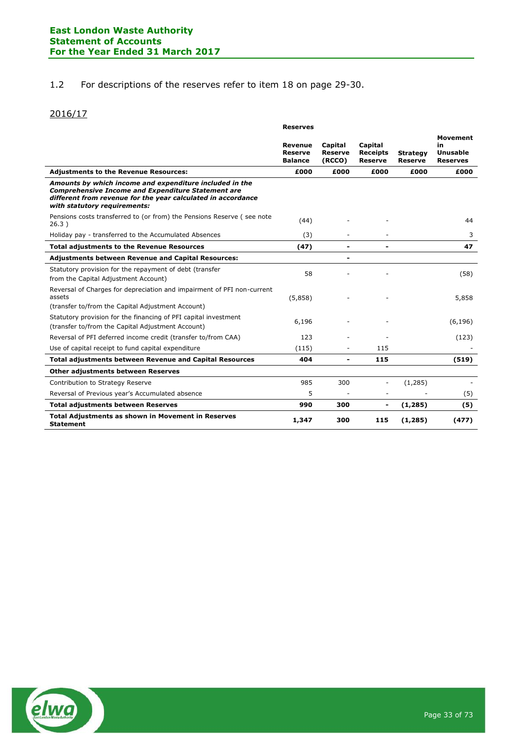1.2 For descriptions of the reserves refer to item 18 on page 29-30.

## 2016/17

| | Reserves | | | | |
|---|---|---|---|---|---|
| | **Revenue Reserve Balance** | **Capital Reserve (RCCO)** | **Capital Receipts Reserve** | **Strategy Reserve** | **Movement in Unusable Reserves** |
| **Adjustments to the Revenue Resources:** | **£000** | **£000** | **£000** | **£000** | **£000** |
| ***Amounts by which income and expenditure included in the Comprehensive Income and Expenditure Statement are different from revenue for the year calculated in accordance with statutory requirements:*** | | | | | |
| Pensions costs transferred to (or from) the Pensions Reserve ( see note 26.3 ) | (44) | - | - | | 44 |
| Holiday pay - transferred to the Accumulated Absences | (3) | - | - | | 3 |
| **Total adjustments to the Revenue Resources** | **(47)** | **-** | **-** | | **47** |
| **Adjustments between Revenue and Capital Resources:** | | **-** | | | |
| Statutory provision for the repayment of debt (transfer from the Capital Adjustment Account) | 58 | - | - | | (58) |
| Reversal of Charges for depreciation and impairment of PFI non-current assets (transfer to/from the Capital Adjustment Account) | (5,858) | - | - | | 5,858 |
| Statutory provision for the financing of PFI capital investment (transfer to/from the Capital Adjustment Account) | 6,196 | - | - | | (6,196) |
| Reversal of PFI deferred income credit (transfer to/from CAA) | 123 | - | - | | (123) |
| Use of capital receipt to fund capital expenditure | (115) | - | 115 | | - |
| **Total adjustments between Revenue and Capital Resources** | **404** | **-** | **115** | | **(519)** |
| **Other adjustments between Reserves** | | | | | |
| Contribution to Strategy Reserve | 985 | 300 | - | (1,285) | - |
| Reversal of Previous year's Accumulated absence | 5 | - | - | - | (5) |
| **Total adjustments between Reserves** | **990** | **300** | **-** | **(1,285)** | **(5)** |
| **Total Adjustments as shown in Movement in Reserves Statement** | **1,347** | **300** | **115** | **(1,285)** | **(477)** |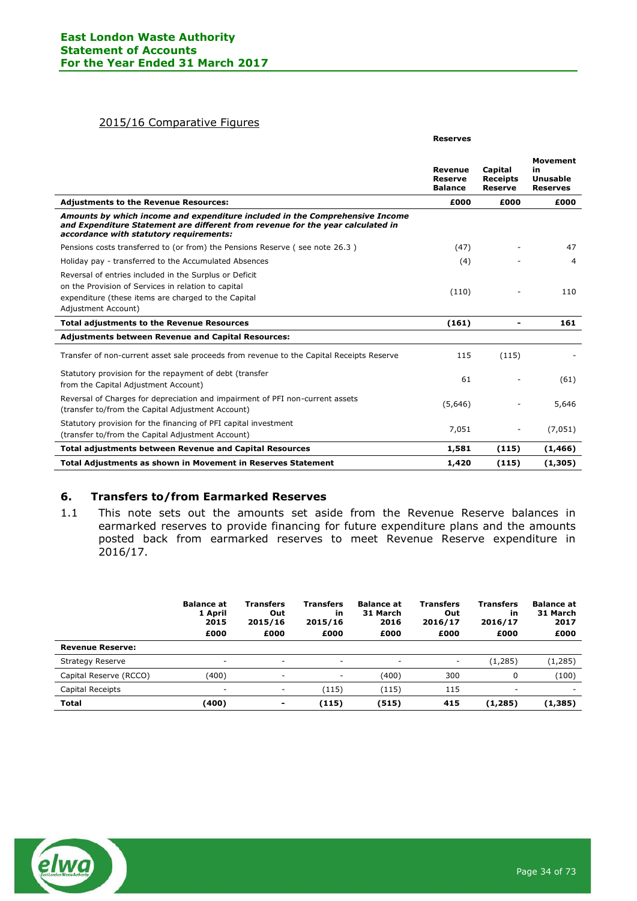## 2015/16 Comparative Figures

| | Reserves | | |
|---|---|---|---|
| | Revenue Reserve Balance | Capital Receipts Reserve | Movement in Unusable Reserves |
| **Adjustments to the Revenue Resources:** | **£000** | **£000** | **£000** |
| ***Amounts by which income and expenditure included in the Comprehensive Income and Expenditure Statement are different from revenue for the year calculated in accordance with statutory requirements:*** | | | |
| Pensions costs transferred to (or from) the Pensions Reserve ( see note 26.3 ) | (47) | - | 47 |
| Holiday pay - transferred to the Accumulated Absences | (4) | - | 4 |
| Reversal of entries included in the Surplus or Deficit on the Provision of Services in relation to capital expenditure (these items are charged to the Capital Adjustment Account) | (110) | - | 110 |
| **Total adjustments to the Revenue Resources** | **(161)** | **-** | **161** |
| **Adjustments between Revenue and Capital Resources:** | | | |
| Transfer of non-current asset sale proceeds from revenue to the Capital Receipts Reserve | 115 | (115) | - |
| Statutory provision for the repayment of debt (transfer from the Capital Adjustment Account) | 61 | - | (61) |
| Reversal of Charges for depreciation and impairment of PFI non-current assets (transfer to/from the Capital Adjustment Account) | (5,646) | - | 5,646 |
| Statutory provision for the financing of PFI capital investment (transfer to/from the Capital Adjustment Account) | 7,051 | - | (7,051) |
| **Total adjustments between Revenue and Capital Resources** | **1,581** | **(115)** | **(1,466)** |
| **Total Adjustments as shown in Movement in Reserves Statement** | **1,420** | **(115)** | **(1,305)** |

## 6. Transfers to/from Earmarked Reserves

1.1 This note sets out the amounts set aside from the Revenue Reserve balances in earmarked reserves to provide financing for future expenditure plans and the amounts posted back from earmarked reserves to meet Revenue Reserve expenditure in 2016/17.

| | Balance at 1 April 2015 | Transfers Out 2015/16 | Transfers in 2015/16 | Balance at 31 March 2016 | Transfers Out 2016/17 | Transfers in 2016/17 | Balance at 31 March 2017 |
|---|---|---|---|---|---|---|---|
| | £000 | £000 | £000 | £000 | £000 | £000 | £000 |
| **Revenue Reserve:** | | | | | | | |
| Strategy Reserve | - | - | - | - | - | (1,285) | (1,285) |
| Capital Reserve (RCCO) | (400) | - | - | (400) | 300 | 0 | (100) |
| Capital Receipts | - | - | (115) | (115) | 115 | - | - |
| **Total** | **(400)** | **-** | **(115)** | **(515)** | **415** | **(1,285)** | **(1,385)** |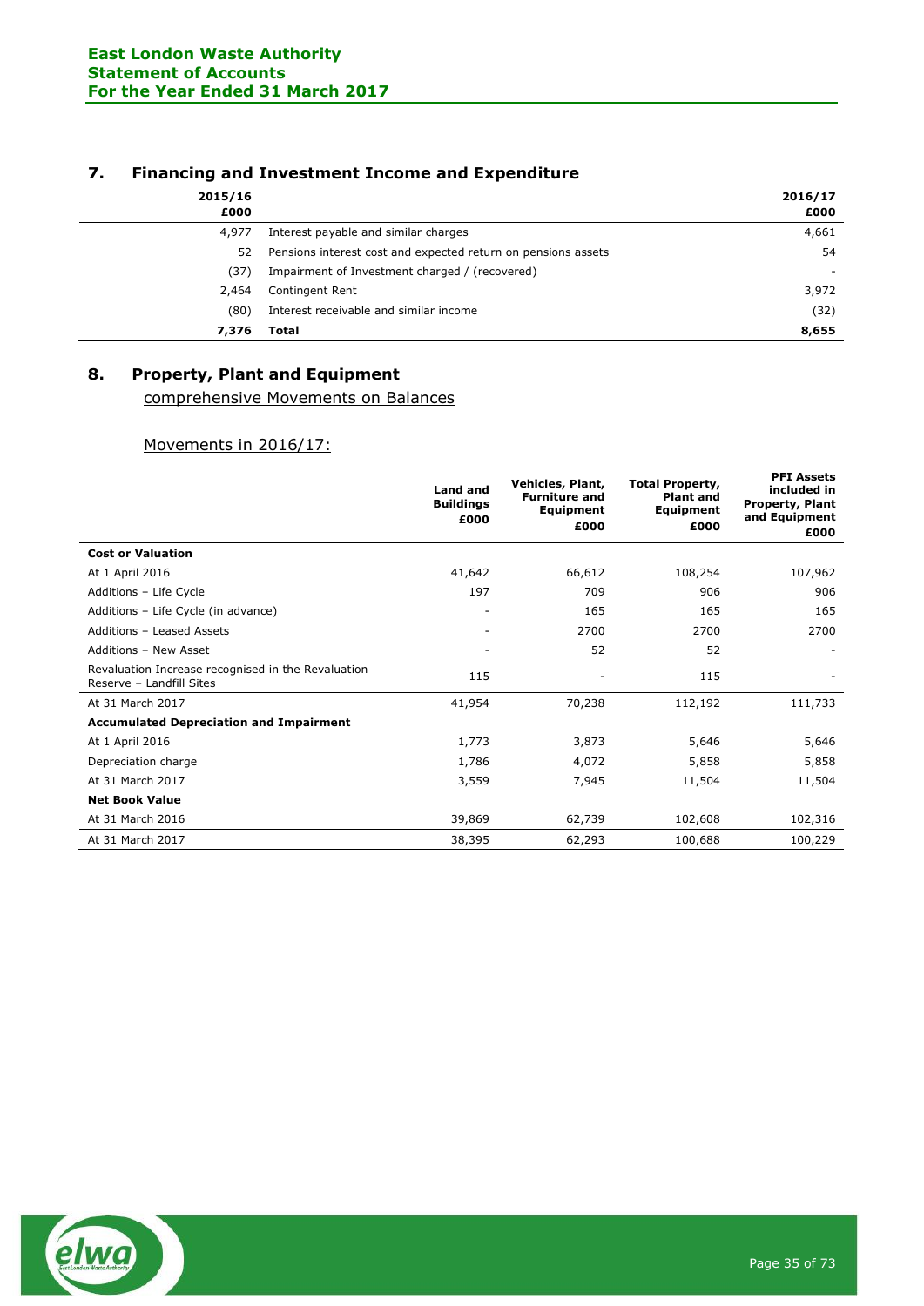## 7. Financing and Investment Income and Expenditure

| 2015/16 £000 | | 2016/17 £000 |
|---|---|---|
| 4,977 | Interest payable and similar charges | 4,661 |
| 52 | Pensions interest cost and expected return on pensions assets | 54 |
| (37) | Impairment of Investment charged / (recovered) | - |
| 2,464 | Contingent Rent | 3,972 |
| (80) | Interest receivable and similar income | (32) |
| **7,376** | **Total** | **8,655** |

## 8. Property, Plant and Equipment

comprehensive Movements on Balances

Movements in 2016/17:

| | Land and Buildings £000 | Vehicles, Plant, Furniture and Equipment £000 | Total Property, Plant and Equipment £000 | PFI Assets included in Property, Plant and Equipment £000 |
|---|---|---|---|---|
| **Cost or Valuation** | | | | |
| At 1 April 2016 | 41,642 | 66,612 | 108,254 | 107,962 |
| Additions – Life Cycle | 197 | 709 | 906 | 906 |
| Additions – Life Cycle (in advance) | - | 165 | 165 | 165 |
| Additions – Leased Assets | - | 2700 | 2700 | 2700 |
| Additions – New Asset | - | 52 | 52 | - |
| Revaluation Increase recognised in the Revaluation Reserve – Landfill Sites | 115 | - | 115 | - |
| At 31 March 2017 | 41,954 | 70,238 | 112,192 | 111,733 |
| **Accumulated Depreciation and Impairment** | | | | |
| At 1 April 2016 | 1,773 | 3,873 | 5,646 | 5,646 |
| Depreciation charge | 1,786 | 4,072 | 5,858 | 5,858 |
| At 31 March 2017 | 3,559 | 7,945 | 11,504 | 11,504 |
| **Net Book Value** | | | | |
| At 31 March 2016 | 39,869 | 62,739 | 102,608 | 102,316 |
| At 31 March 2017 | 38,395 | 62,293 | 100,688 | 100,229 |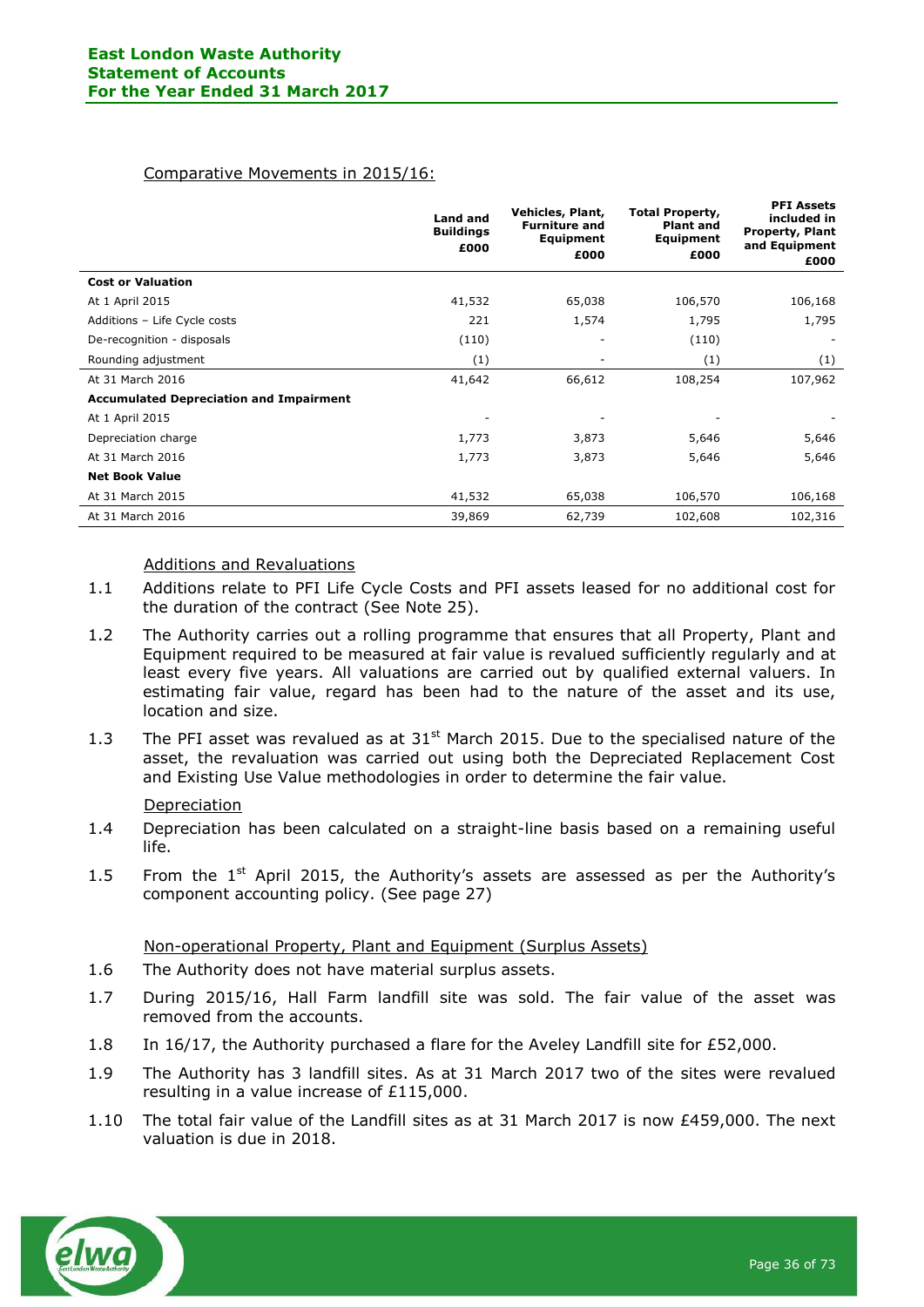Comparative Movements in 2015/16:

| | Land and Buildings £000 | Vehicles, Plant, Furniture and Equipment £000 | Total Property, Plant and Equipment £000 | PFI Assets included in Property, Plant and Equipment £000 |
|---|---|---|---|---|
| **Cost or Valuation** | | | | |
| At 1 April 2015 | 41,532 | 65,038 | 106,570 | 106,168 |
| Additions – Life Cycle costs | 221 | 1,574 | 1,795 | 1,795 |
| De-recognition - disposals | (110) | - | (110) | - |
| Rounding adjustment | (1) | - | (1) | (1) |
| At 31 March 2016 | 41,642 | 66,612 | 108,254 | 107,962 |
| **Accumulated Depreciation and Impairment** | | | | |
| At 1 April 2015 | - | - | - | - |
| Depreciation charge | 1,773 | 3,873 | 5,646 | 5,646 |
| At 31 March 2016 | 1,773 | 3,873 | 5,646 | 5,646 |
| **Net Book Value** | | | | |
| At 31 March 2015 | 41,532 | 65,038 | 106,570 | 106,168 |
| At 31 March 2016 | 39,869 | 62,739 | 102,608 | 102,316 |

Additions and Revaluations

1.1 Additions relate to PFI Life Cycle Costs and PFI assets leased for no additional cost for the duration of the contract (See Note 25).

1.2 The Authority carries out a rolling programme that ensures that all Property, Plant and Equipment required to be measured at fair value is revalued sufficiently regularly and at least every five years. All valuations are carried out by qualified external valuers. In estimating fair value, regard has been had to the nature of the asset and its use, location and size.

1.3 The PFI asset was revalued as at 31st March 2015. Due to the specialised nature of the asset, the revaluation was carried out using both the Depreciated Replacement Cost and Existing Use Value methodologies in order to determine the fair value.

Depreciation

1.4 Depreciation has been calculated on a straight-line basis based on a remaining useful life.

1.5 From the 1st April 2015, the Authority's assets are assessed as per the Authority's component accounting policy. (See page 27)

Non-operational Property, Plant and Equipment (Surplus Assets)

1.6 The Authority does not have material surplus assets.

1.7 During 2015/16, Hall Farm landfill site was sold. The fair value of the asset was removed from the accounts.

1.8 In 16/17, the Authority purchased a flare for the Aveley Landfill site for £52,000.

1.9 The Authority has 3 landfill sites. As at 31 March 2017 two of the sites were revalued resulting in a value increase of £115,000.

1.10 The total fair value of the Landfill sites as at 31 March 2017 is now £459,000. The next valuation is due in 2018.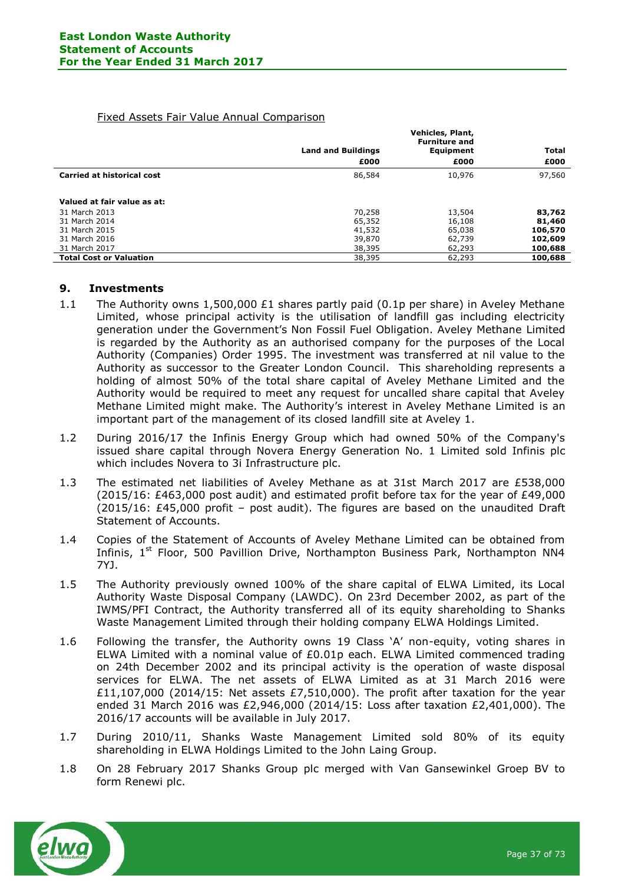Fixed Assets Fair Value Annual Comparison

| | Land and Buildings | Vehicles, Plant, Furniture and Equipment | Total |
|---|---|---|---|
| | £000 | £000 | £000 |
| **Carried at historical cost** | 86,584 | 10,976 | 97,560 |
| | | | |
| **Valued at fair value as at:** | | | |
| 31 March 2013 | 70,258 | 13,504 | **83,762** |
| 31 March 2014 | 65,352 | 16,108 | **81,460** |
| 31 March 2015 | 41,532 | 65,038 | **106,570** |
| 31 March 2016 | 39,870 | 62,739 | **102,609** |
| 31 March 2017 | 38,395 | 62,293 | **100,688** |
| **Total Cost or Valuation** | 38,395 | 62,293 | **100,688** |

## 9. Investments

1.1 The Authority owns 1,500,000 £1 shares partly paid (0.1p per share) in Aveley Methane Limited, whose principal activity is the utilisation of landfill gas including electricity generation under the Government's Non Fossil Fuel Obligation. Aveley Methane Limited is regarded by the Authority as an authorised company for the purposes of the Local Authority (Companies) Order 1995. The investment was transferred at nil value to the Authority as successor to the Greater London Council. This shareholding represents a holding of almost 50% of the total share capital of Aveley Methane Limited and the Authority would be required to meet any request for uncalled share capital that Aveley Methane Limited might make. The Authority's interest in Aveley Methane Limited is an important part of the management of its closed landfill site at Aveley 1.

1.2 During 2016/17 the Infinis Energy Group which had owned 50% of the Company's issued share capital through Novera Energy Generation No. 1 Limited sold Infinis plc which includes Novera to 3i Infrastructure plc.

1.3 The estimated net liabilities of Aveley Methane as at 31st March 2017 are £538,000 (2015/16: £463,000 post audit) and estimated profit before tax for the year of £49,000 (2015/16: £45,000 profit – post audit). The figures are based on the unaudited Draft Statement of Accounts.

1.4 Copies of the Statement of Accounts of Aveley Methane Limited can be obtained from Infinis, 1st Floor, 500 Pavillion Drive, Northampton Business Park, Northampton NN4 7YJ.

1.5 The Authority previously owned 100% of the share capital of ELWA Limited, its Local Authority Waste Disposal Company (LAWDC). On 23rd December 2002, as part of the IWMS/PFI Contract, the Authority transferred all of its equity shareholding to Shanks Waste Management Limited through their holding company ELWA Holdings Limited.

1.6 Following the transfer, the Authority owns 19 Class 'A' non-equity, voting shares in ELWA Limited with a nominal value of £0.01p each. ELWA Limited commenced trading on 24th December 2002 and its principal activity is the operation of waste disposal services for ELWA. The net assets of ELWA Limited as at 31 March 2016 were £11,107,000 (2014/15: Net assets £7,510,000). The profit after taxation for the year ended 31 March 2016 was £2,946,000 (2014/15: Loss after taxation £2,401,000). The 2016/17 accounts will be available in July 2017.

1.7 During 2010/11, Shanks Waste Management Limited sold 80% of its equity shareholding in ELWA Holdings Limited to the John Laing Group.

1.8 On 28 February 2017 Shanks Group plc merged with Van Gansewinkel Groep BV to form Renewi plc.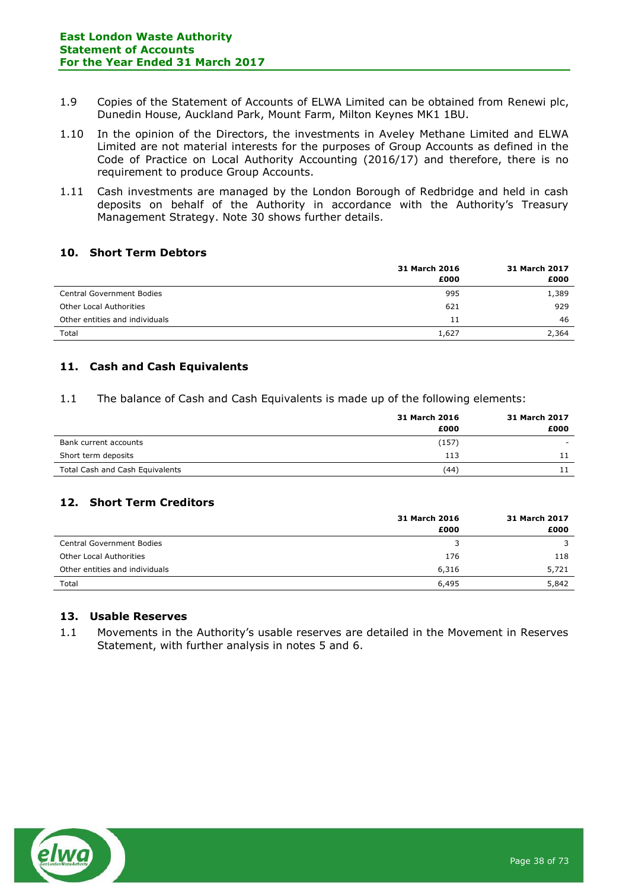1.9 Copies of the Statement of Accounts of ELWA Limited can be obtained from Renewi plc, Dunedin House, Auckland Park, Mount Farm, Milton Keynes MK1 1BU.

1.10 In the opinion of the Directors, the investments in Aveley Methane Limited and ELWA Limited are not material interests for the purposes of Group Accounts as defined in the Code of Practice on Local Authority Accounting (2016/17) and therefore, there is no requirement to produce Group Accounts.

1.11 Cash investments are managed by the London Borough of Redbridge and held in cash deposits on behalf of the Authority in accordance with the Authority's Treasury Management Strategy. Note 30 shows further details.

## 10. Short Term Debtors

| | 31 March 2016 £000 | 31 March 2017 £000 |
|---|---|---|
| Central Government Bodies | 995 | 1,389 |
| Other Local Authorities | 621 | 929 |
| Other entities and individuals | 11 | 46 |
| Total | 1,627 | 2,364 |

## 11. Cash and Cash Equivalents

1.1 The balance of Cash and Cash Equivalents is made up of the following elements:

| | 31 March 2016 £000 | 31 March 2017 £000 |
|---|---|---|
| Bank current accounts | (157) | - |
| Short term deposits | 113 | 11 |
| Total Cash and Cash Equivalents | (44) | 11 |

## 12. Short Term Creditors

| | 31 March 2016 £000 | 31 March 2017 £000 |
|---|---|---|
| Central Government Bodies | 3 | 3 |
| Other Local Authorities | 176 | 118 |
| Other entities and individuals | 6,316 | 5,721 |
| Total | 6,495 | 5,842 |

## 13. Usable Reserves

1.1 Movements in the Authority's usable reserves are detailed in the Movement in Reserves Statement, with further analysis in notes 5 and 6.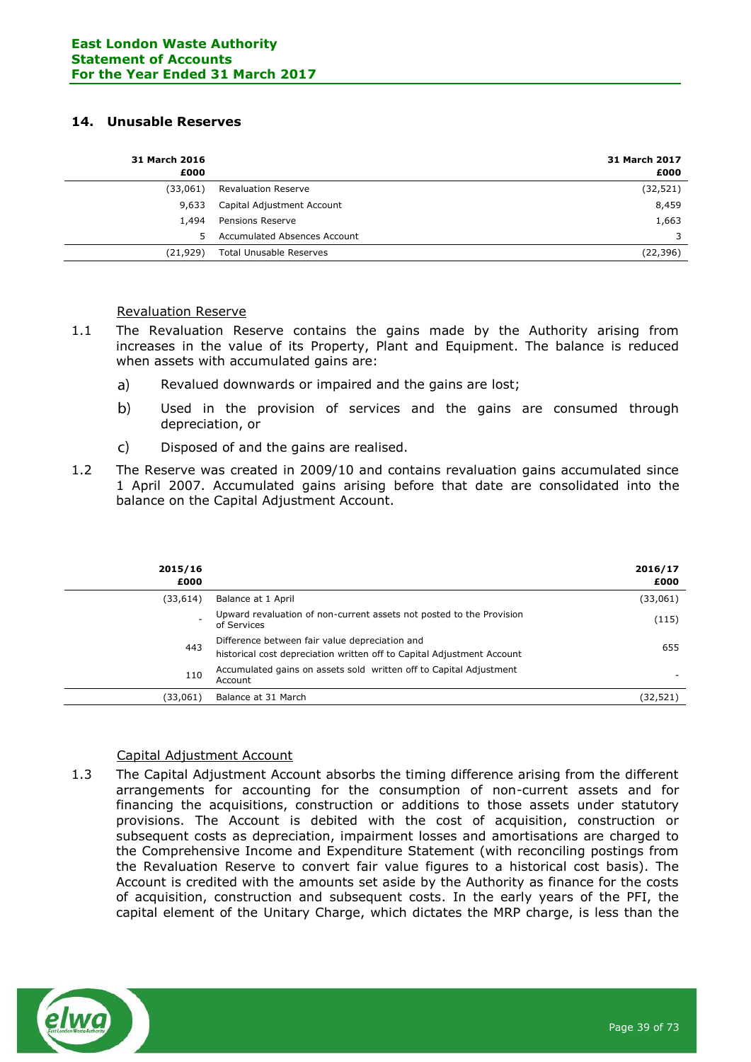## 14. Unusable Reserves

| 31 March 2016 £000 | | 31 March 2017 £000 |
|---|---|---|
| (33,061) | Revaluation Reserve | (32,521) |
| 9,633 | Capital Adjustment Account | 8,459 |
| 1,494 | Pensions Reserve | 1,663 |
| 5 | Accumulated Absences Account | 3 |
| (21,929) | Total Unusable Reserves | (22,396) |

### Revaluation Reserve

1.1 The Revaluation Reserve contains the gains made by the Authority arising from increases in the value of its Property, Plant and Equipment. The balance is reduced when assets with accumulated gains are:

a) Revalued downwards or impaired and the gains are lost;

b) Used in the provision of services and the gains are consumed through depreciation, or

c) Disposed of and the gains are realised.

1.2 The Reserve was created in 2009/10 and contains revaluation gains accumulated since 1 April 2007. Accumulated gains arising before that date are consolidated into the balance on the Capital Adjustment Account.

| 2015/16 £000 | | 2016/17 £000 |
|---|---|---|
| (33,614) | Balance at 1 April | (33,061) |
| - | Upward revaluation of non-current assets not posted to the Provision of Services | (115) |
| 443 | Difference between fair value depreciation and historical cost depreciation written off to Capital Adjustment Account | 655 |
| 110 | Accumulated gains on assets sold written off to Capital Adjustment Account | - |
| (33,061) | Balance at 31 March | (32,521) |

### Capital Adjustment Account

1.3 The Capital Adjustment Account absorbs the timing difference arising from the different arrangements for accounting for the consumption of non-current assets and for financing the acquisitions, construction or additions to those assets under statutory provisions. The Account is debited with the cost of acquisition, construction or subsequent costs as depreciation, impairment losses and amortisations are charged to the Comprehensive Income and Expenditure Statement (with reconciling postings from the Revaluation Reserve to convert fair value figures to a historical cost basis). The Account is credited with the amounts set aside by the Authority as finance for the costs of acquisition, construction and subsequent costs. In the early years of the PFI, the capital element of the Unitary Charge, which dictates the MRP charge, is less than the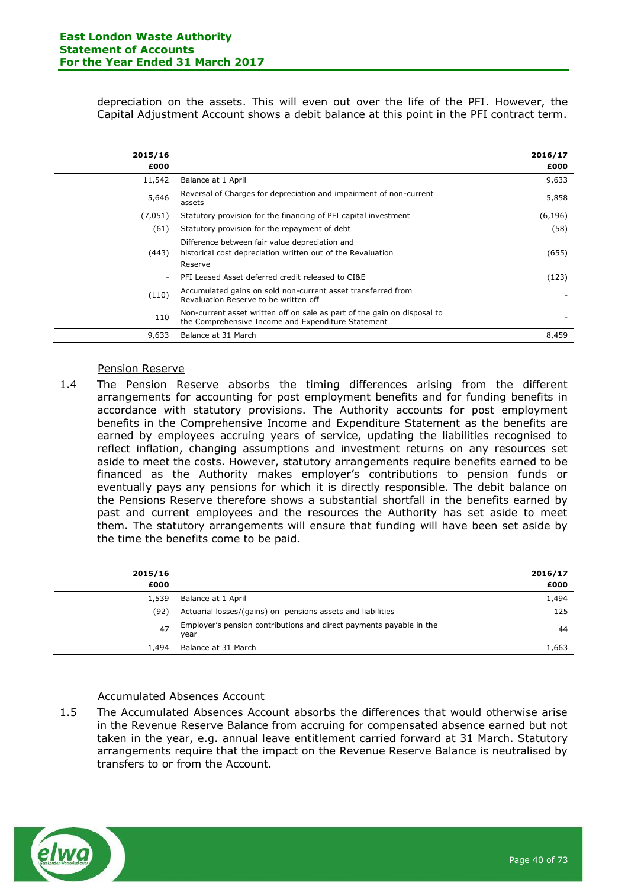depreciation on the assets. This will even out over the life of the PFI. However, the Capital Adjustment Account shows a debit balance at this point in the PFI contract term.

| 2015/16 £000 | | 2016/17 £000 |
|---|---|---|
| 11,542 | Balance at 1 April | 9,633 |
| 5,646 | Reversal of Charges for depreciation and impairment of non-current assets | 5,858 |
| (7,051) | Statutory provision for the financing of PFI capital investment | (6,196) |
| (61) | Statutory provision for the repayment of debt | (58) |
| (443) | Difference between fair value depreciation and historical cost depreciation written out of the Revaluation Reserve | (655) |
| - | PFI Leased Asset deferred credit released to CI&E | (123) |
| (110) | Accumulated gains on sold non-current asset transferred from Revaluation Reserve to be written off | - |
| 110 | Non-current asset written off on sale as part of the gain on disposal to the Comprehensive Income and Expenditure Statement | - |
| 9,633 | Balance at 31 March | 8,459 |

Pension Reserve

1.4 The Pension Reserve absorbs the timing differences arising from the different arrangements for accounting for post employment benefits and for funding benefits in accordance with statutory provisions. The Authority accounts for post employment benefits in the Comprehensive Income and Expenditure Statement as the benefits are earned by employees accruing years of service, updating the liabilities recognised to reflect inflation, changing assumptions and investment returns on any resources set aside to meet the costs. However, statutory arrangements require benefits earned to be financed as the Authority makes employer's contributions to pension funds or eventually pays any pensions for which it is directly responsible. The debit balance on the Pensions Reserve therefore shows a substantial shortfall in the benefits earned by past and current employees and the resources the Authority has set aside to meet them. The statutory arrangements will ensure that funding will have been set aside by the time the benefits come to be paid.

| 2015/16 £000 | | 2016/17 £000 |
|---|---|---|
| 1,539 | Balance at 1 April | 1,494 |
| (92) | Actuarial losses/(gains) on pensions assets and liabilities | 125 |
| 47 | Employer's pension contributions and direct payments payable in the year | 44 |
| 1,494 | Balance at 31 March | 1,663 |

Accumulated Absences Account

1.5 The Accumulated Absences Account absorbs the differences that would otherwise arise in the Revenue Reserve Balance from accruing for compensated absence earned but not taken in the year, e.g. annual leave entitlement carried forward at 31 March. Statutory arrangements require that the impact on the Revenue Reserve Balance is neutralised by transfers to or from the Account.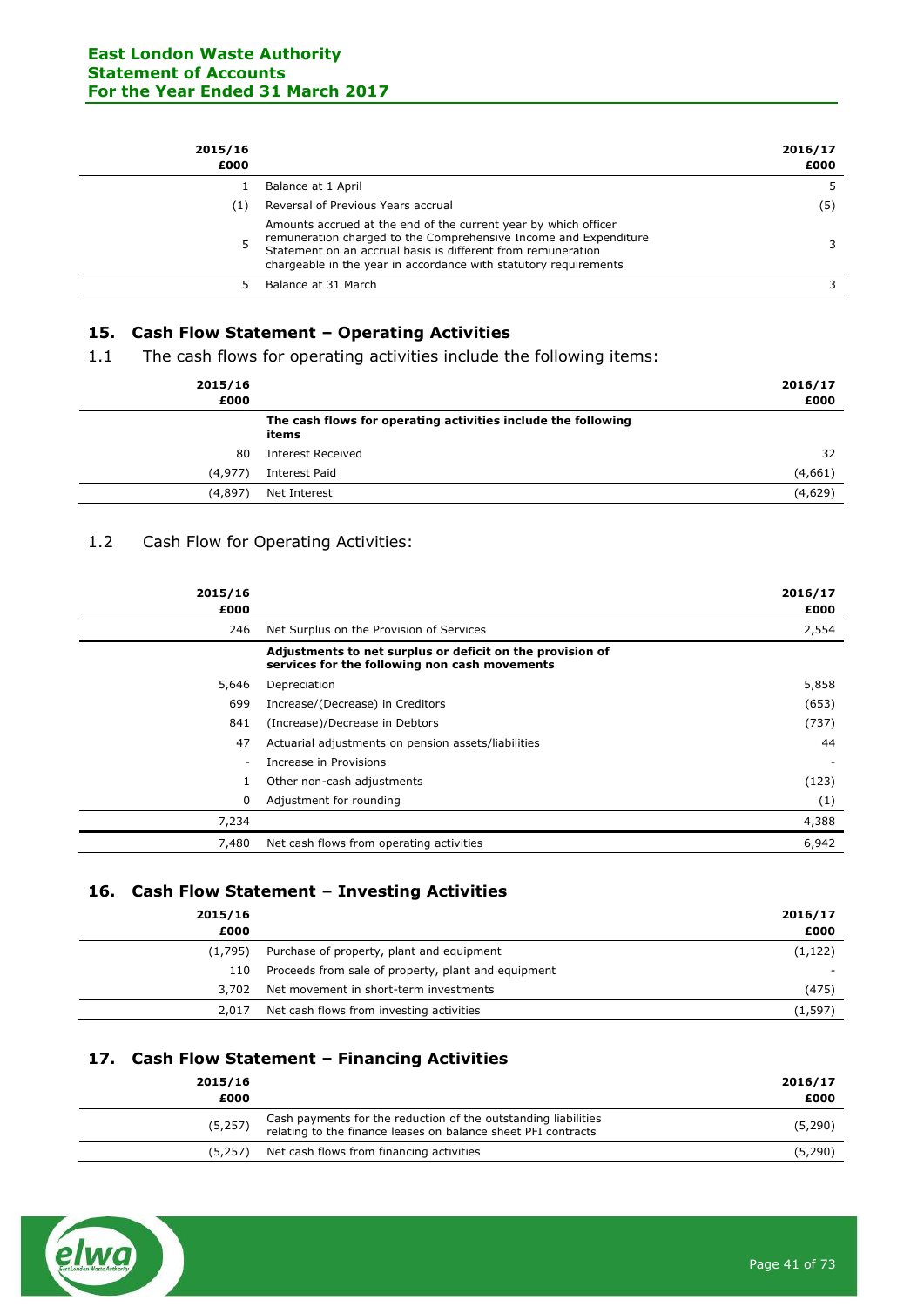| 2015/16 £000 | | 2016/17 £000 |
|---|---|---|
| 1 | Balance at 1 April | 5 |
| (1) | Reversal of Previous Years accrual | (5) |
| 5 | Amounts accrued at the end of the current year by which officer remuneration charged to the Comprehensive Income and Expenditure Statement on an accrual basis is different from remuneration chargeable in the year in accordance with statutory requirements | 3 |
| 5 | Balance at 31 March | 3 |

## 15. Cash Flow Statement – Operating Activities

1.1 The cash flows for operating activities include the following items:

| 2015/16 £000 | | 2016/17 £000 |
|---|---|---|
| | **The cash flows for operating activities include the following items** | |
| 80 | Interest Received | 32 |
| (4,977) | Interest Paid | (4,661) |
| (4,897) | Net Interest | (4,629) |

1.2 Cash Flow for Operating Activities:

| 2015/16 £000 | | 2016/17 £000 |
|---|---|---|
| 246 | Net Surplus on the Provision of Services | 2,554 |
| | **Adjustments to net surplus or deficit on the provision of services for the following non cash movements** | |
| 5,646 | Depreciation | 5,858 |
| 699 | Increase/(Decrease) in Creditors | (653) |
| 841 | (Increase)/Decrease in Debtors | (737) |
| 47 | Actuarial adjustments on pension assets/liabilities | 44 |
| - | Increase in Provisions | - |
| 1 | Other non-cash adjustments | (123) |
| 0 | Adjustment for rounding | (1) |
| 7,234 | | 4,388 |
| 7,480 | Net cash flows from operating activities | 6,942 |

## 16. Cash Flow Statement – Investing Activities

| 2015/16 £000 | | 2016/17 £000 |
|---|---|---|
| (1,795) | Purchase of property, plant and equipment | (1,122) |
| 110 | Proceeds from sale of property, plant and equipment | - |
| 3,702 | Net movement in short-term investments | (475) |
| 2,017 | Net cash flows from investing activities | (1,597) |

## 17. Cash Flow Statement – Financing Activities

| 2015/16 £000 | | 2016/17 £000 |
|---|---|---|
| (5,257) | Cash payments for the reduction of the outstanding liabilities relating to the finance leases on balance sheet PFI contracts | (5,290) |
| (5,257) | Net cash flows from financing activities | (5,290) |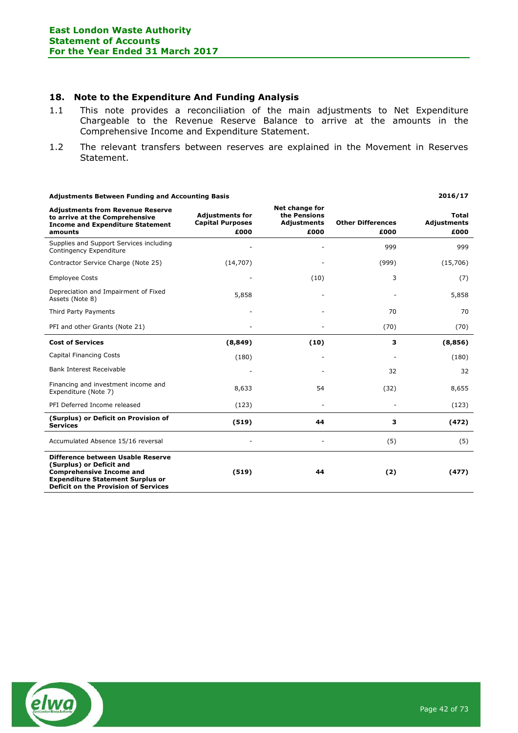## 18. Note to the Expenditure And Funding Analysis

1.1 This note provides a reconciliation of the main adjustments to Net Expenditure Chargeable to the Revenue Reserve Balance to arrive at the amounts in the Comprehensive Income and Expenditure Statement.

1.2 The relevant transfers between reserves are explained in the Movement in Reserves Statement.

**Adjustments Between Funding and Accounting Basis** — **2016/17**

| Adjustments from Revenue Reserve to arrive at the Comprehensive Income and Expenditure Statement amounts | Adjustments for Capital Purposes £000 | Net change for the Pensions Adjustments £000 | Other Differences £000 | Total Adjustments £000 |
|---|---|---|---|---|
| Supplies and Support Services including Contingency Expenditure | - | - | 999 | 999 |
| Contractor Service Charge (Note 25) | (14,707) | - | (999) | (15,706) |
| Employee Costs | - | (10) | 3 | (7) |
| Depreciation and Impairment of Fixed Assets (Note 8) | 5,858 | - | - | 5,858 |
| Third Party Payments | - | - | 70 | 70 |
| PFI and other Grants (Note 21) | - | - | (70) | (70) |
| **Cost of Services** | **(8,849)** | **(10)** | **3** | **(8,856)** |
| Capital Financing Costs | (180) | - | - | (180) |
| Bank Interest Receivable | - | - | 32 | 32 |
| Financing and investment income and Expenditure (Note 7) | 8,633 | 54 | (32) | 8,655 |
| PFI Deferred Income released | (123) | - | - | (123) |
| **(Surplus) or Deficit on Provision of Services** | **(519)** | **44** | **3** | **(472)** |
| Accumulated Absence 15/16 reversal | - | - | (5) | (5) |
| **Difference between Usable Reserve (Surplus) or Deficit and Comprehensive Income and Expenditure Statement Surplus or Deficit on the Provision of Services** | **(519)** | **44** | **(2)** | **(477)** |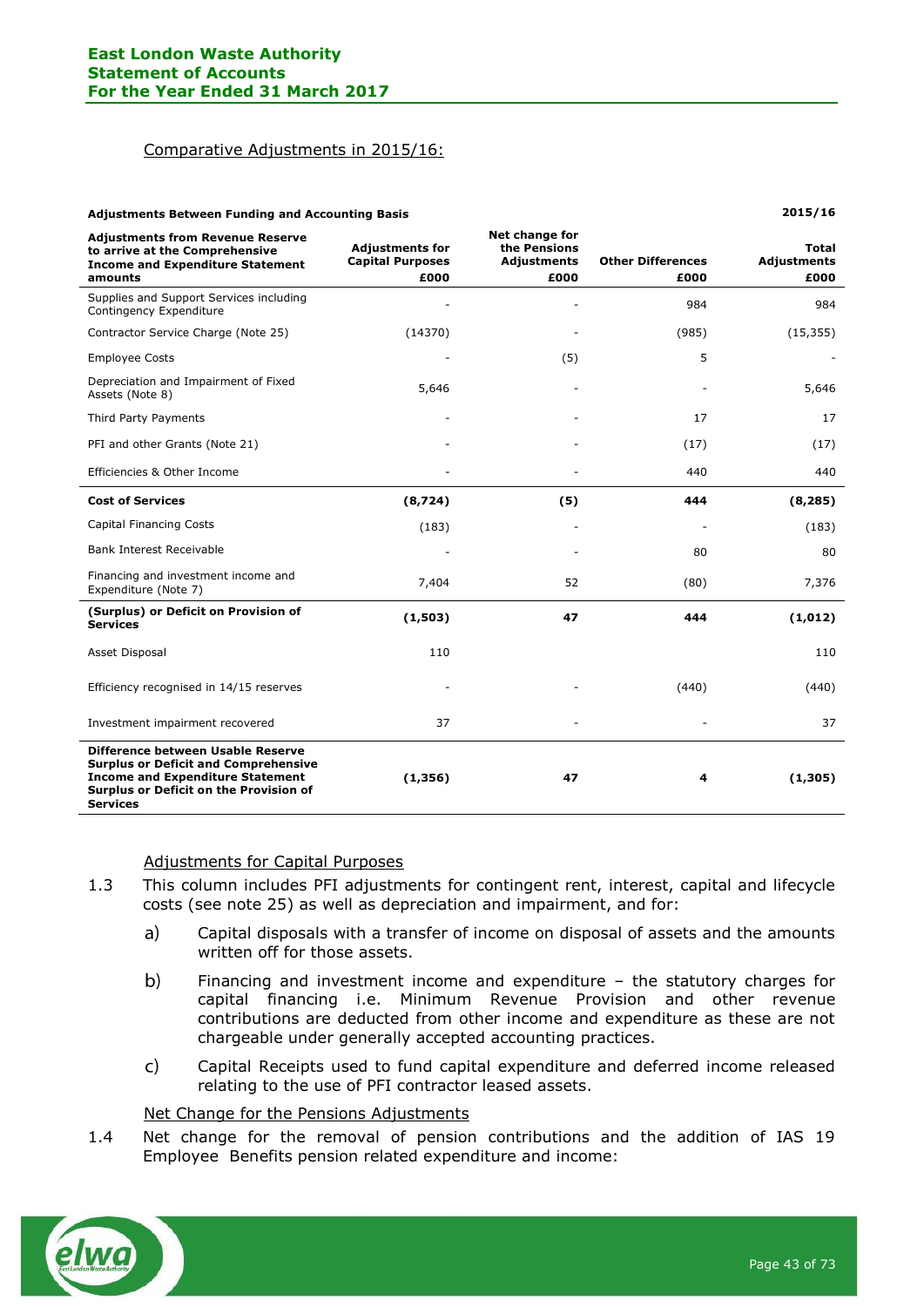Comparative Adjustments in 2015/16:

**Adjustments Between Funding and Accounting Basis** **2015/16**

| Adjustments from Revenue Reserve to arrive at the Comprehensive Income and Expenditure Statement amounts | Adjustments for Capital Purposes £000 | Net change for the Pensions Adjustments £000 | Other Differences £000 | Total Adjustments £000 |
|---|---|---|---|---|
| Supplies and Support Services including Contingency Expenditure | - | - | 984 | 984 |
| Contractor Service Charge (Note 25) | (14370) | - | (985) | (15,355) |
| Employee Costs | - | (5) | 5 | - |
| Depreciation and Impairment of Fixed Assets (Note 8) | 5,646 | - | - | 5,646 |
| Third Party Payments | - | - | 17 | 17 |
| PFI and other Grants (Note 21) | - | - | (17) | (17) |
| Efficiencies & Other Income | - | - | 440 | 440 |
| **Cost of Services** | **(8,724)** | **(5)** | **444** | **(8,285)** |
| Capital Financing Costs | (183) | - | - | (183) |
| Bank Interest Receivable | - | - | 80 | 80 |
| Financing and investment income and Expenditure (Note 7) | 7,404 | 52 | (80) | 7,376 |
| **(Surplus) or Deficit on Provision of Services** | **(1,503)** | **47** | **444** | **(1,012)** |
| Asset Disposal | 110 | | | 110 |
| Efficiency recognised in 14/15 reserves | - | - | (440) | (440) |
| Investment impairment recovered | 37 | - | - | 37 |
| **Difference between Usable Reserve Surplus or Deficit and Comprehensive Income and Expenditure Statement Surplus or Deficit on the Provision of Services** | **(1,356)** | **47** | **4** | **(1,305)** |

Adjustments for Capital Purposes

1.3 This column includes PFI adjustments for contingent rent, interest, capital and lifecycle costs (see note 25) as well as depreciation and impairment, and for:

a) Capital disposals with a transfer of income on disposal of assets and the amounts written off for those assets.

b) Financing and investment income and expenditure – the statutory charges for capital financing i.e. Minimum Revenue Provision and other revenue contributions are deducted from other income and expenditure as these are not chargeable under generally accepted accounting practices.

c) Capital Receipts used to fund capital expenditure and deferred income released relating to the use of PFI contractor leased assets.

Net Change for the Pensions Adjustments

1.4 Net change for the removal of pension contributions and the addition of IAS 19 Employee Benefits pension related expenditure and income: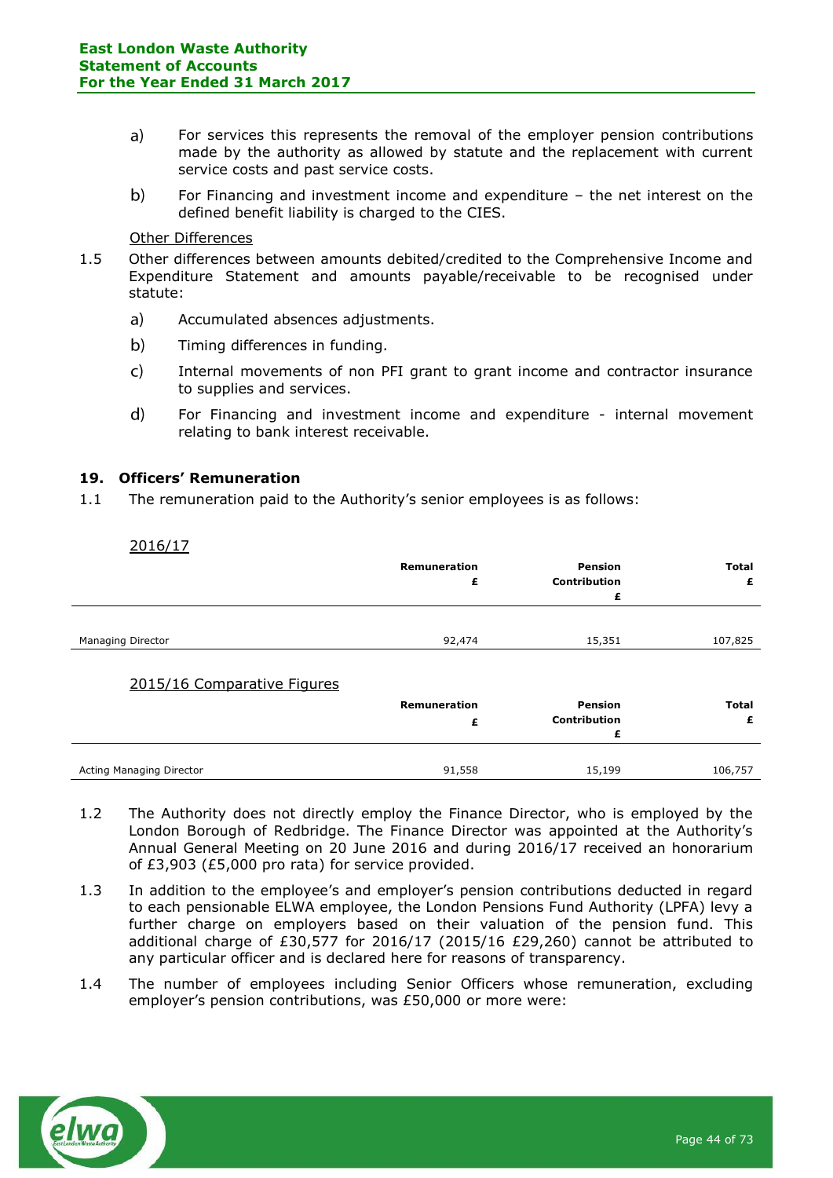a) For services this represents the removal of the employer pension contributions made by the authority as allowed by statute and the replacement with current service costs and past service costs.

b) For Financing and investment income and expenditure – the net interest on the defined benefit liability is charged to the CIES.

Other Differences

1.5 Other differences between amounts debited/credited to the Comprehensive Income and Expenditure Statement and amounts payable/receivable to be recognised under statute:

a) Accumulated absences adjustments.

b) Timing differences in funding.

c) Internal movements of non PFI grant to grant income and contractor insurance to supplies and services.

d) For Financing and investment income and expenditure - internal movement relating to bank interest receivable.

## 19. Officers' Remuneration

1.1 The remuneration paid to the Authority's senior employees is as follows:

2016/17

| | Remuneration £ | Pension Contribution £ | Total £ |
|---|---|---|---|
| Managing Director | 92,474 | 15,351 | 107,825 |

2015/16 Comparative Figures

| | Remuneration £ | Pension Contribution £ | Total £ |
|---|---|---|---|
| Acting Managing Director | 91,558 | 15,199 | 106,757 |

1.2 The Authority does not directly employ the Finance Director, who is employed by the London Borough of Redbridge. The Finance Director was appointed at the Authority's Annual General Meeting on 20 June 2016 and during 2016/17 received an honorarium of £3,903 (£5,000 pro rata) for service provided.

1.3 In addition to the employee's and employer's pension contributions deducted in regard to each pensionable ELWA employee, the London Pensions Fund Authority (LPFA) levy a further charge on employers based on their valuation of the pension fund. This additional charge of £30,577 for 2016/17 (2015/16 £29,260) cannot be attributed to any particular officer and is declared here for reasons of transparency.

1.4 The number of employees including Senior Officers whose remuneration, excluding employer's pension contributions, was £50,000 or more were: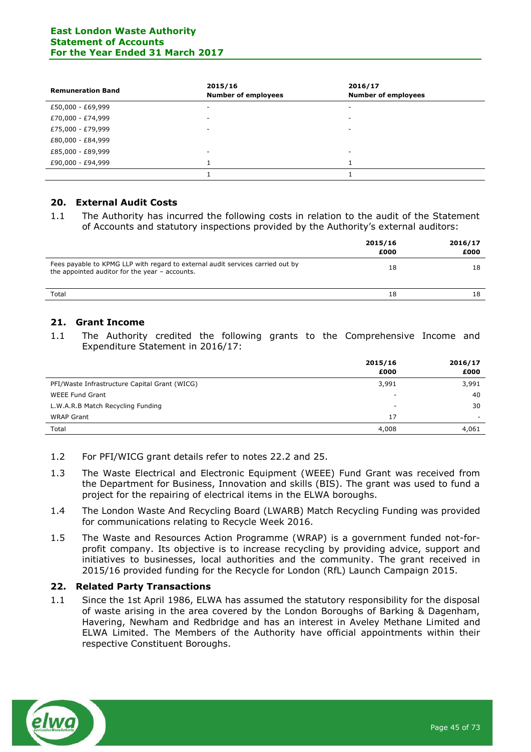| Remuneration Band | 2015/16 Number of employees | 2016/17 Number of employees |
|---|---|---|
| £50,000 - £69,999 | - | - |
| £70,000 - £74,999 | - | - |
| £75,000 - £79,999 | - | - |
| £80,000 - £84,999 | | |
| £85,000 - £89,999 | - | - |
| £90,000 - £94,999 | 1 | 1 |
| | 1 | 1 |

## 20. External Audit Costs

1.1 The Authority has incurred the following costs in relation to the audit of the Statement of Accounts and statutory inspections provided by the Authority's external auditors:

| | 2015/16 £000 | 2016/17 £000 |
|---|---|---|
| Fees payable to KPMG LLP with regard to external audit services carried out by the appointed auditor for the year – accounts. | 18 | 18 |
| Total | 18 | 18 |

## 21. Grant Income

1.1 The Authority credited the following grants to the Comprehensive Income and Expenditure Statement in 2016/17:

| | 2015/16 £000 | 2016/17 £000 |
|---|---|---|
| PFI/Waste Infrastructure Capital Grant (WICG) | 3,991 | 3,991 |
| WEEE Fund Grant | - | 40 |
| L.W.A.R.B Match Recycling Funding | - | 30 |
| WRAP Grant | 17 | - |
| Total | 4,008 | 4,061 |

1.2 For PFI/WICG grant details refer to notes 22.2 and 25.

1.3 The Waste Electrical and Electronic Equipment (WEEE) Fund Grant was received from the Department for Business, Innovation and skills (BIS). The grant was used to fund a project for the repairing of electrical items in the ELWA boroughs.

1.4 The London Waste And Recycling Board (LWARB) Match Recycling Funding was provided for communications relating to Recycle Week 2016.

1.5 The Waste and Resources Action Programme (WRAP) is a government funded not-for-profit company. Its objective is to increase recycling by providing advice, support and initiatives to businesses, local authorities and the community. The grant received in 2015/16 provided funding for the Recycle for London (RfL) Launch Campaign 2015.

## 22. Related Party Transactions

1.1 Since the 1st April 1986, ELWA has assumed the statutory responsibility for the disposal of waste arising in the area covered by the London Boroughs of Barking & Dagenham, Havering, Newham and Redbridge and has an interest in Aveley Methane Limited and ELWA Limited. The Members of the Authority have official appointments within their respective Constituent Boroughs.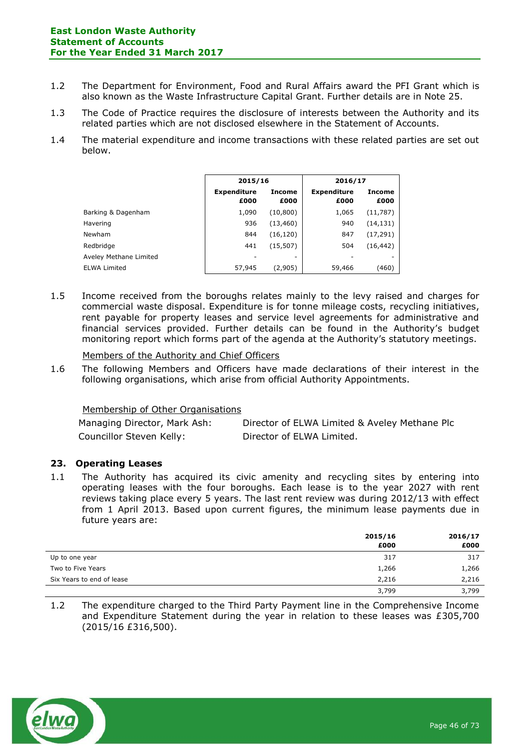1.2 The Department for Environment, Food and Rural Affairs award the PFI Grant which is also known as the Waste Infrastructure Capital Grant. Further details are in Note 25.

1.3 The Code of Practice requires the disclosure of interests between the Authority and its related parties which are not disclosed elsewhere in the Statement of Accounts.

1.4 The material expenditure and income transactions with these related parties are set out below.

| | 2015/16 | | 2016/17 | |
|---|---|---|---|---|
| | Expenditure £000 | Income £000 | Expenditure £000 | Income £000 |
| Barking & Dagenham | 1,090 | (10,800) | 1,065 | (11,787) |
| Havering | 936 | (13,460) | 940 | (14,131) |
| Newham | 844 | (16,120) | 847 | (17,291) |
| Redbridge | 441 | (15,507) | 504 | (16,442) |
| Aveley Methane Limited | - | - | - | - |
| ELWA Limited | 57,945 | (2,905) | 59,466 | (460) |

1.5 Income received from the boroughs relates mainly to the levy raised and charges for commercial waste disposal. Expenditure is for tonne mileage costs, recycling initiatives, rent payable for property leases and service level agreements for administrative and financial services provided. Further details can be found in the Authority's budget monitoring report which forms part of the agenda at the Authority's statutory meetings.

Members of the Authority and Chief Officers

1.6 The following Members and Officers have made declarations of their interest in the following organisations, which arise from official Authority Appointments.

Membership of Other Organisations

| | |
|---|---|
| Managing Director, Mark Ash: | Director of ELWA Limited & Aveley Methane Plc |
| Councillor Steven Kelly: | Director of ELWA Limited. |

## 23. Operating Leases

1.1 The Authority has acquired its civic amenity and recycling sites by entering into operating leases with the four boroughs. Each lease is to the year 2027 with rent reviews taking place every 5 years. The last rent review was during 2012/13 with effect from 1 April 2013. Based upon current figures, the minimum lease payments due in future years are:

| | 2015/16 £000 | 2016/17 £000 |
|---|---|---|
| Up to one year | 317 | 317 |
| Two to Five Years | 1,266 | 1,266 |
| Six Years to end of lease | 2,216 | 2,216 |
| | 3,799 | 3,799 |

1.2 The expenditure charged to the Third Party Payment line in the Comprehensive Income and Expenditure Statement during the year in relation to these leases was £305,700 (2015/16 £316,500).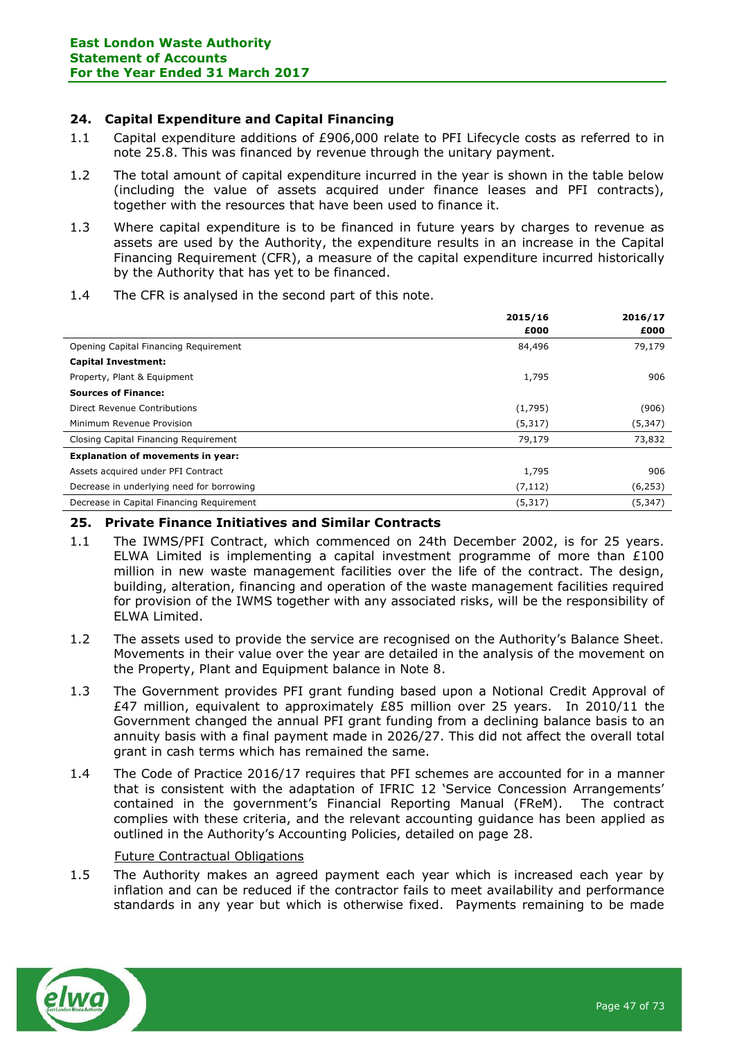## 24. Capital Expenditure and Capital Financing

1.1 Capital expenditure additions of £906,000 relate to PFI Lifecycle costs as referred to in note 25.8. This was financed by revenue through the unitary payment.

1.2 The total amount of capital expenditure incurred in the year is shown in the table below (including the value of assets acquired under finance leases and PFI contracts), together with the resources that have been used to finance it.

1.3 Where capital expenditure is to be financed in future years by charges to revenue as assets are used by the Authority, the expenditure results in an increase in the Capital Financing Requirement (CFR), a measure of the capital expenditure incurred historically by the Authority that has yet to be financed.

1.4 The CFR is analysed in the second part of this note.

| | 2015/16 £000 | 2016/17 £000 |
|---|---|---|
| Opening Capital Financing Requirement | 84,496 | 79,179 |
| **Capital Investment:** | | |
| Property, Plant & Equipment | 1,795 | 906 |
| **Sources of Finance:** | | |
| Direct Revenue Contributions | (1,795) | (906) |
| Minimum Revenue Provision | (5,317) | (5,347) |
| Closing Capital Financing Requirement | 79,179 | 73,832 |
| **Explanation of movements in year:** | | |
| Assets acquired under PFI Contract | 1,795 | 906 |
| Decrease in underlying need for borrowing | (7,112) | (6,253) |
| Decrease in Capital Financing Requirement | (5,317) | (5,347) |

## 25. Private Finance Initiatives and Similar Contracts

1.1 The IWMS/PFI Contract, which commenced on 24th December 2002, is for 25 years. ELWA Limited is implementing a capital investment programme of more than £100 million in new waste management facilities over the life of the contract. The design, building, alteration, financing and operation of the waste management facilities required for provision of the IWMS together with any associated risks, will be the responsibility of ELWA Limited.

1.2 The assets used to provide the service are recognised on the Authority's Balance Sheet. Movements in their value over the year are detailed in the analysis of the movement on the Property, Plant and Equipment balance in Note 8.

1.3 The Government provides PFI grant funding based upon a Notional Credit Approval of £47 million, equivalent to approximately £85 million over 25 years. In 2010/11 the Government changed the annual PFI grant funding from a declining balance basis to an annuity basis with a final payment made in 2026/27. This did not affect the overall total grant in cash terms which has remained the same.

1.4 The Code of Practice 2016/17 requires that PFI schemes are accounted for in a manner that is consistent with the adaptation of IFRIC 12 'Service Concession Arrangements' contained in the government's Financial Reporting Manual (FReM). The contract complies with these criteria, and the relevant accounting guidance has been applied as outlined in the Authority's Accounting Policies, detailed on page 28.

<u>Future Contractual Obligations</u>

1.5 The Authority makes an agreed payment each year which is increased each year by inflation and can be reduced if the contractor fails to meet availability and performance standards in any year but which is otherwise fixed. Payments remaining to be made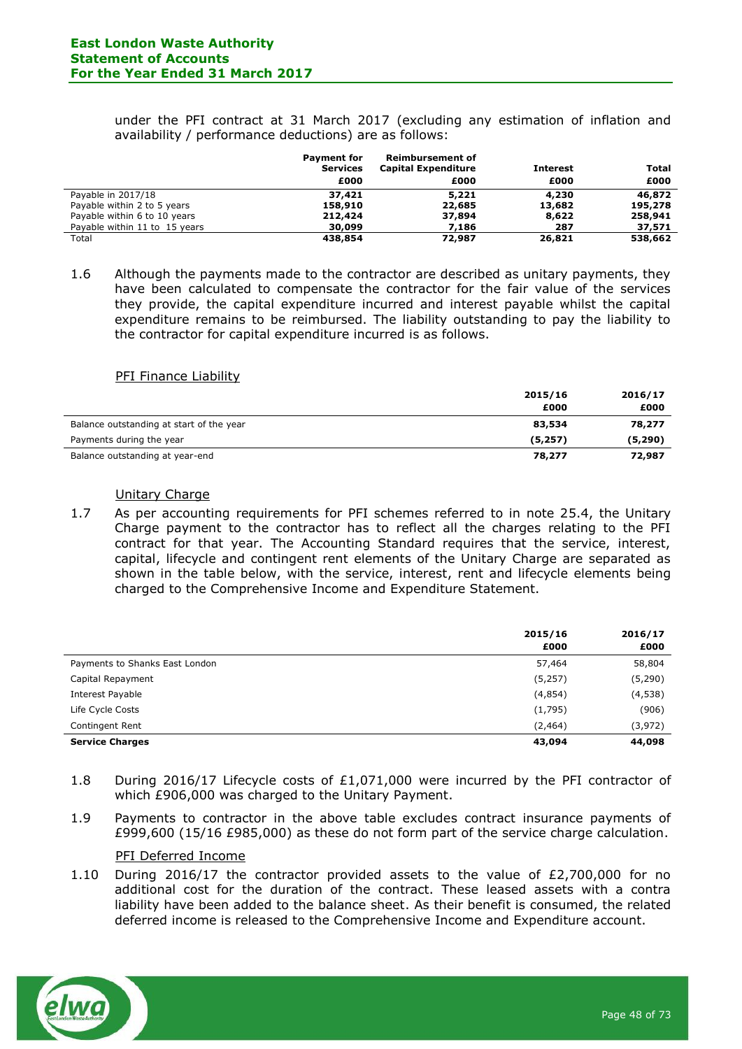under the PFI contract at 31 March 2017 (excluding any estimation of inflation and availability / performance deductions) are as follows:

| | Payment for Services | Reimbursement of Capital Expenditure | Interest | Total |
|---|---|---|---|---|
| | £000 | £000 | £000 | £000 |
| Payable in 2017/18 | **37,421** | **5,221** | **4,230** | **46,872** |
| Payable within 2 to 5 years | **158,910** | **22,685** | **13,682** | **195,278** |
| Payable within 6 to 10 years | **212,424** | **37,894** | **8,622** | **258,941** |
| Payable within 11 to 15 years | **30,099** | **7,186** | **287** | **37,571** |
| Total | **438,854** | **72,987** | **26,821** | **538,662** |

1.6 Although the payments made to the contractor are described as unitary payments, they have been calculated to compensate the contractor for the fair value of the services they provide, the capital expenditure incurred and interest payable whilst the capital expenditure remains to be reimbursed. The liability outstanding to pay the liability to the contractor for capital expenditure incurred is as follows.

PFI Finance Liability

| | 2015/16 | 2016/17 |
|---|---|---|
| | £000 | £000 |
| Balance outstanding at start of the year | **83,534** | **78,277** |
| Payments during the year | **(5,257)** | **(5,290)** |
| Balance outstanding at year-end | **78,277** | **72,987** |

Unitary Charge

1.7 As per accounting requirements for PFI schemes referred to in note 25.4, the Unitary Charge payment to the contractor has to reflect all the charges relating to the PFI contract for that year. The Accounting Standard requires that the service, interest, capital, lifecycle and contingent rent elements of the Unitary Charge are separated as shown in the table below, with the service, interest, rent and lifecycle elements being charged to the Comprehensive Income and Expenditure Statement.

| | 2015/16 | 2016/17 |
|---|---|---|
| | £000 | £000 |
| Payments to Shanks East London | 57,464 | 58,804 |
| Capital Repayment | (5,257) | (5,290) |
| Interest Payable | (4,854) | (4,538) |
| Life Cycle Costs | (1,795) | (906) |
| Contingent Rent | (2,464) | (3,972) |
| **Service Charges** | **43,094** | **44,098** |

1.8 During 2016/17 Lifecycle costs of £1,071,000 were incurred by the PFI contractor of which £906,000 was charged to the Unitary Payment.

1.9 Payments to contractor in the above table excludes contract insurance payments of £999,600 (15/16 £985,000) as these do not form part of the service charge calculation.

PFI Deferred Income

1.10 During 2016/17 the contractor provided assets to the value of £2,700,000 for no additional cost for the duration of the contract. These leased assets with a contra liability have been added to the balance sheet. As their benefit is consumed, the related deferred income is released to the Comprehensive Income and Expenditure account.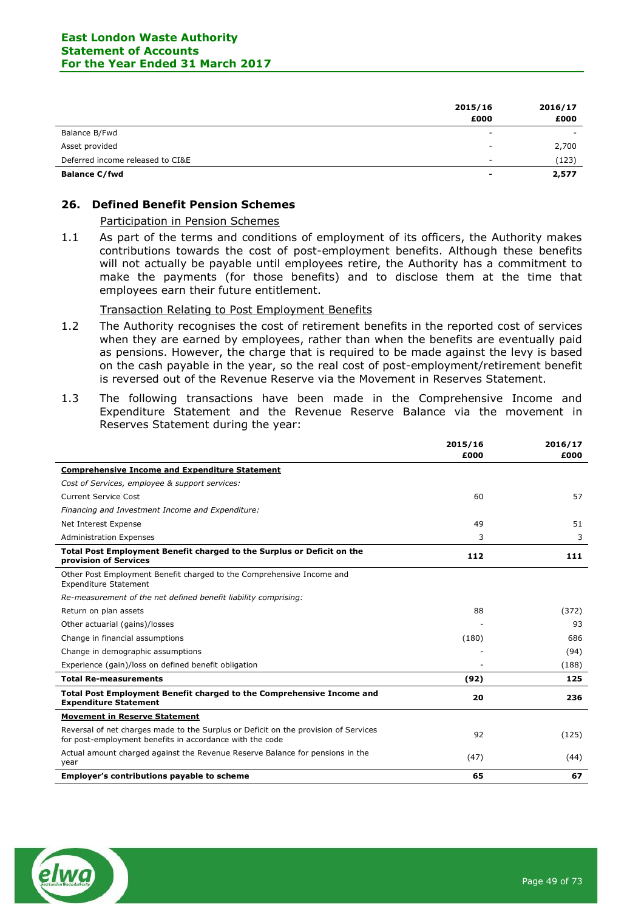| | 2015/16 £000 | 2016/17 £000 |
|---|---|---|
| Balance B/Fwd | - | - |
| Asset provided | - | 2,700 |
| Deferred income released to CI&E | - | (123) |
| **Balance C/fwd** | **-** | **2,577** |

## 26. Defined Benefit Pension Schemes

Participation in Pension Schemes

1.1 As part of the terms and conditions of employment of its officers, the Authority makes contributions towards the cost of post-employment benefits. Although these benefits will not actually be payable until employees retire, the Authority has a commitment to make the payments (for those benefits) and to disclose them at the time that employees earn their future entitlement.

Transaction Relating to Post Employment Benefits

1.2 The Authority recognises the cost of retirement benefits in the reported cost of services when they are earned by employees, rather than when the benefits are eventually paid as pensions. However, the charge that is required to be made against the levy is based on the cash payable in the year, so the real cost of post-employment/retirement benefit is reversed out of the Revenue Reserve via the Movement in Reserves Statement.

1.3 The following transactions have been made in the Comprehensive Income and Expenditure Statement and the Revenue Reserve Balance via the movement in Reserves Statement during the year:

| | 2015/16 £000 | 2016/17 £000 |
|---|---|---|
| **Comprehensive Income and Expenditure Statement** | | |
| *Cost of Services, employee & support services:* | | |
| Current Service Cost | 60 | 57 |
| *Financing and Investment Income and Expenditure:* | | |
| Net Interest Expense | 49 | 51 |
| Administration Expenses | 3 | 3 |
| **Total Post Employment Benefit charged to the Surplus or Deficit on the provision of Services** | **112** | **111** |
| Other Post Employment Benefit charged to the Comprehensive Income and Expenditure Statement | | |
| *Re-measurement of the net defined benefit liability comprising:* | | |
| Return on plan assets | 88 | (372) |
| Other actuarial (gains)/losses | - | 93 |
| Change in financial assumptions | (180) | 686 |
| Change in demographic assumptions | - | (94) |
| Experience (gain)/loss on defined benefit obligation | - | (188) |
| **Total Re-measurements** | **(92)** | **125** |
| **Total Post Employment Benefit charged to the Comprehensive Income and Expenditure Statement** | **20** | **236** |
| **Movement in Reserve Statement** | | |
| Reversal of net charges made to the Surplus or Deficit on the provision of Services for post-employment benefits in accordance with the code | 92 | (125) |
| Actual amount charged against the Revenue Reserve Balance for pensions in the year | (47) | (44) |
| **Employer's contributions payable to scheme** | **65** | **67** |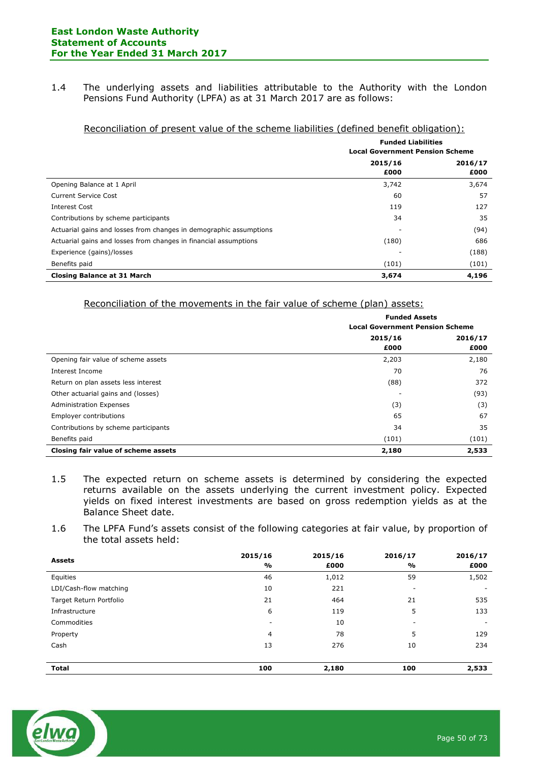1.4 The underlying assets and liabilities attributable to the Authority with the London Pensions Fund Authority (LPFA) as at 31 March 2017 are as follows:

Reconciliation of present value of the scheme liabilities (defined benefit obligation):

| | Funded Liabilities Local Government Pension Scheme | |
|---|---|---|
| | 2015/16 £000 | 2016/17 £000 |
| Opening Balance at 1 April | 3,742 | 3,674 |
| Current Service Cost | 60 | 57 |
| Interest Cost | 119 | 127 |
| Contributions by scheme participants | 34 | 35 |
| Actuarial gains and losses from changes in demographic assumptions | - | (94) |
| Actuarial gains and losses from changes in financial assumptions | (180) | 686 |
| Experience (gains)/losses | - | (188) |
| Benefits paid | (101) | (101) |
| **Closing Balance at 31 March** | **3,674** | **4,196** |

Reconciliation of the movements in the fair value of scheme (plan) assets:

| | Funded Assets Local Government Pension Scheme | |
|---|---|---|
| | 2015/16 £000 | 2016/17 £000 |
| Opening fair value of scheme assets | 2,203 | 2,180 |
| Interest Income | 70 | 76 |
| Return on plan assets less interest | (88) | 372 |
| Other actuarial gains and (losses) | - | (93) |
| Administration Expenses | (3) | (3) |
| Employer contributions | 65 | 67 |
| Contributions by scheme participants | 34 | 35 |
| Benefits paid | (101) | (101) |
| **Closing fair value of scheme assets** | **2,180** | **2,533** |

1.5 The expected return on scheme assets is determined by considering the expected returns available on the assets underlying the current investment policy. Expected yields on fixed interest investments are based on gross redemption yields as at the Balance Sheet date.

1.6 The LPFA Fund's assets consist of the following categories at fair value, by proportion of the total assets held:

| Assets | 2015/16 % | 2015/16 £000 | 2016/17 % | 2016/17 £000 |
|---|---|---|---|---|
| Equities | 46 | 1,012 | 59 | 1,502 |
| LDI/Cash-flow matching | 10 | 221 | - | - |
| Target Return Portfolio | 21 | 464 | 21 | 535 |
| Infrastructure | 6 | 119 | 5 | 133 |
| Commodities | - | 10 | - | - |
| Property | 4 | 78 | 5 | 129 |
| Cash | 13 | 276 | 10 | 234 |
| **Total** | **100** | **2,180** | **100** | **2,533** |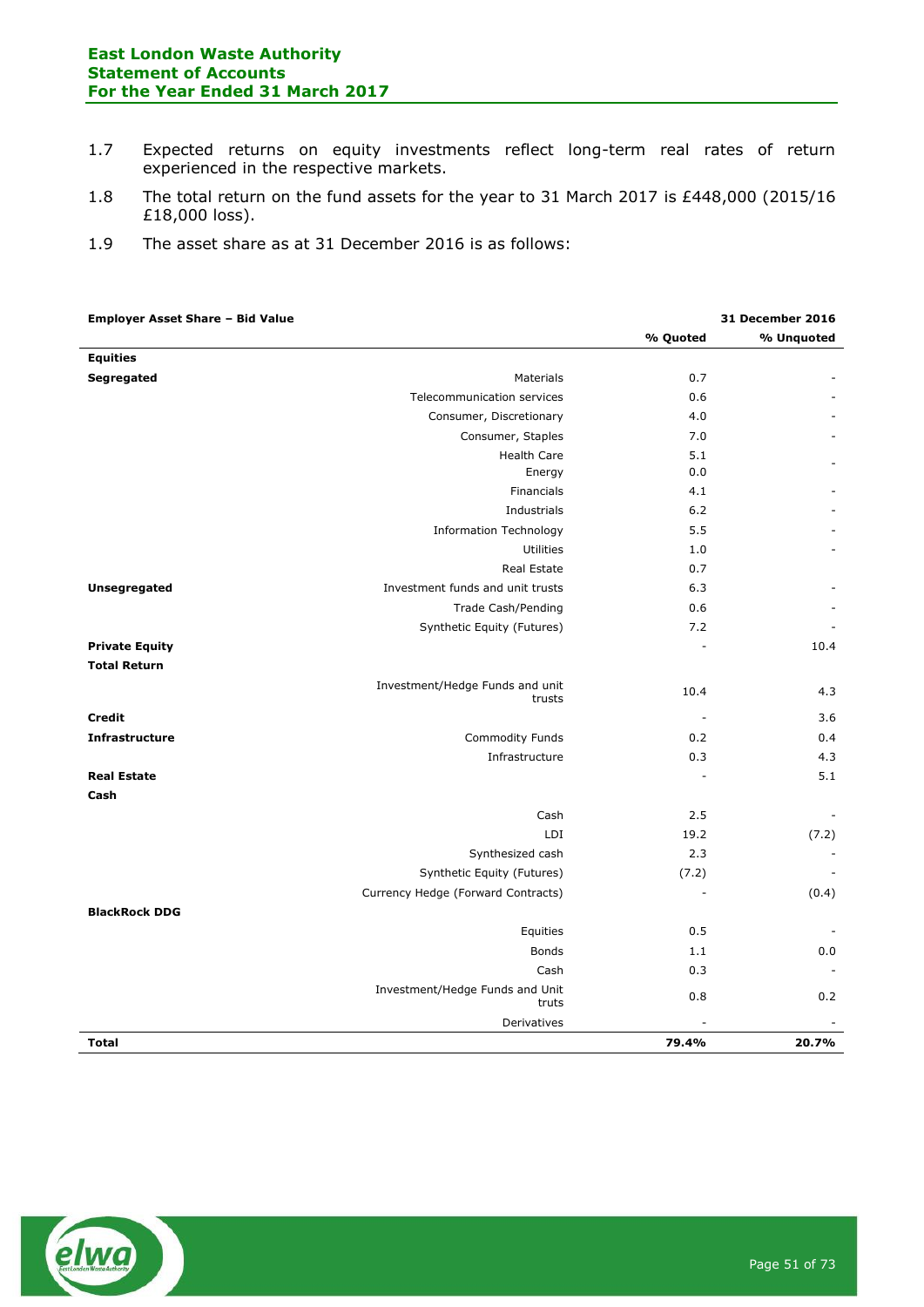1.7 Expected returns on equity investments reflect long-term real rates of return experienced in the respective markets.

1.8 The total return on the fund assets for the year to 31 March 2017 is £448,000 (2015/16 £18,000 loss).

1.9 The asset share as at 31 December 2016 is as follows:

| Employer Asset Share – Bid Value | | 31 December 2016 | |
|---|---|---|---|
| | | % Quoted | % Unquoted |
| **Equities** | | | |
| **Segregated** | Materials | 0.7 | - |
| | Telecommunication services | 0.6 | - |
| | Consumer, Discretionary | 4.0 | - |
| | Consumer, Staples | 7.0 | - |
| | Health Care | 5.1 | - |
| | Energy | 0.0 | |
| | Financials | 4.1 | - |
| | Industrials | 6.2 | - |
| | Information Technology | 5.5 | - |
| | Utilities | 1.0 | - |
| | Real Estate | 0.7 | |
| **Unsegregated** | Investment funds and unit trusts | 6.3 | - |
| | Trade Cash/Pending | 0.6 | - |
| | Synthetic Equity (Futures) | 7.2 | - |
| **Private Equity** | | - | 10.4 |
| **Total Return** | | | |
| | Investment/Hedge Funds and unit trusts | 10.4 | 4.3 |
| **Credit** | | - | 3.6 |
| **Infrastructure** | Commodity Funds | 0.2 | 0.4 |
| | Infrastructure | 0.3 | 4.3 |
| **Real Estate** | | - | 5.1 |
| **Cash** | | | |
| | Cash | 2.5 | - |
| | LDI | 19.2 | (7.2) |
| | Synthesized cash | 2.3 | - |
| | Synthetic Equity (Futures) | (7.2) | - |
| | Currency Hedge (Forward Contracts) | - | (0.4) |
| **BlackRock DDG** | | | |
| | Equities | 0.5 | - |
| | Bonds | 1.1 | 0.0 |
| | Cash | 0.3 | - |
| | Investment/Hedge Funds and Unit truts | 0.8 | 0.2 |
| | Derivatives | - | - |
| **Total** | | **79.4%** | **20.7%** |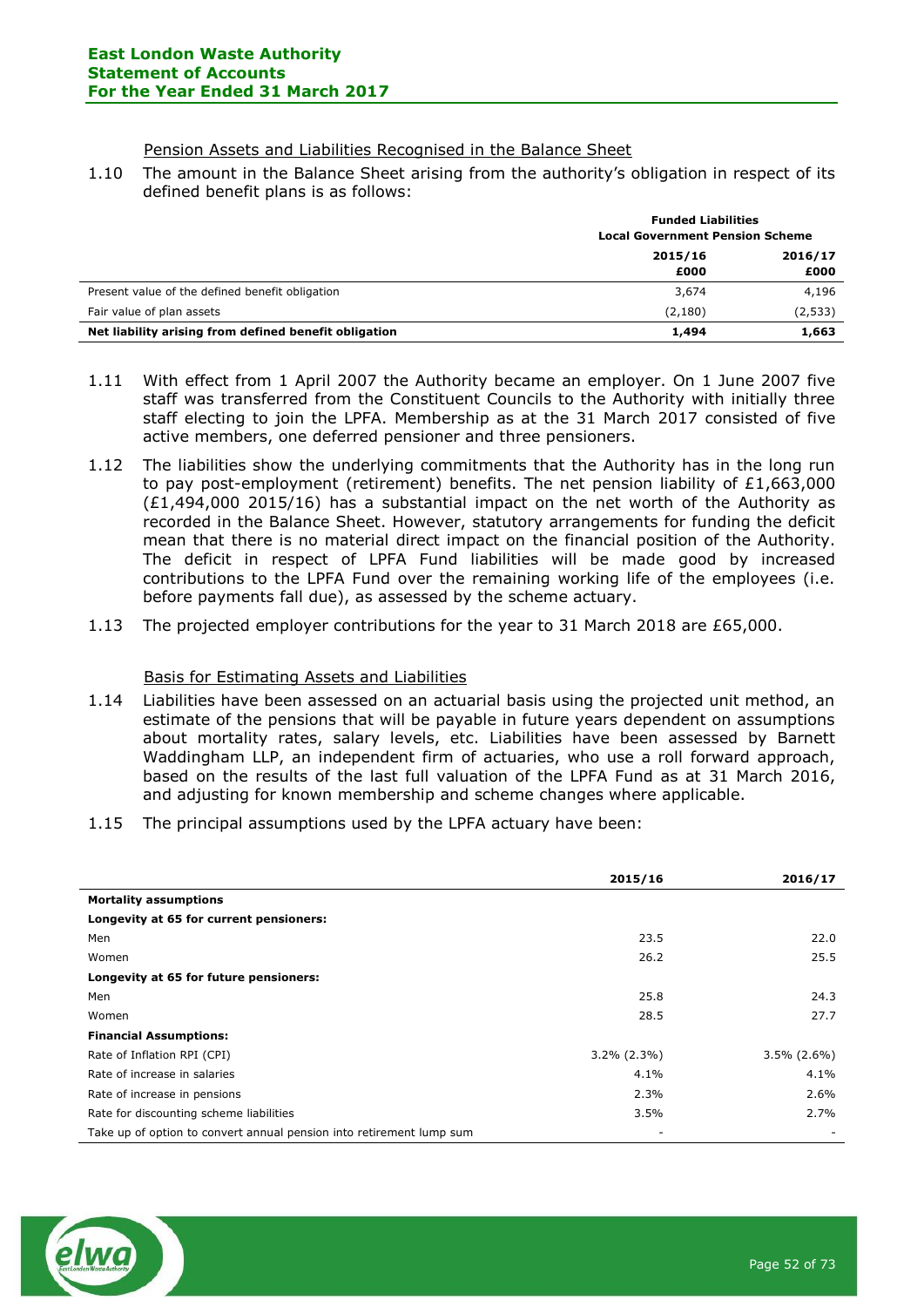### Pension Assets and Liabilities Recognised in the Balance Sheet

1.10 The amount in the Balance Sheet arising from the authority's obligation in respect of its defined benefit plans is as follows:

| | Funded Liabilities Local Government Pension Scheme | |
|---|---|---|
| | **2015/16 £000** | **2016/17 £000** |
| Present value of the defined benefit obligation | 3,674 | 4,196 |
| Fair value of plan assets | (2,180) | (2,533) |
| **Net liability arising from defined benefit obligation** | **1,494** | **1,663** |

1.11 With effect from 1 April 2007 the Authority became an employer. On 1 June 2007 five staff was transferred from the Constituent Councils to the Authority with initially three staff electing to join the LPFA. Membership as at the 31 March 2017 consisted of five active members, one deferred pensioner and three pensioners.

1.12 The liabilities show the underlying commitments that the Authority has in the long run to pay post-employment (retirement) benefits. The net pension liability of £1,663,000 (£1,494,000 2015/16) has a substantial impact on the net worth of the Authority as recorded in the Balance Sheet. However, statutory arrangements for funding the deficit mean that there is no material direct impact on the financial position of the Authority. The deficit in respect of LPFA Fund liabilities will be made good by increased contributions to the LPFA Fund over the remaining working life of the employees (i.e. before payments fall due), as assessed by the scheme actuary.

1.13 The projected employer contributions for the year to 31 March 2018 are £65,000.

### Basis for Estimating Assets and Liabilities

1.14 Liabilities have been assessed on an actuarial basis using the projected unit method, an estimate of the pensions that will be payable in future years dependent on assumptions about mortality rates, salary levels, etc. Liabilities have been assessed by Barnett Waddingham LLP, an independent firm of actuaries, who use a roll forward approach, based on the results of the last full valuation of the LPFA Fund as at 31 March 2016, and adjusting for known membership and scheme changes where applicable.

1.15 The principal assumptions used by the LPFA actuary have been:

| | 2015/16 | 2016/17 |
|---|---|---|
| **Mortality assumptions** | | |
| **Longevity at 65 for current pensioners:** | | |
| Men | 23.5 | 22.0 |
| Women | 26.2 | 25.5 |
| **Longevity at 65 for future pensioners:** | | |
| Men | 25.8 | 24.3 |
| Women | 28.5 | 27.7 |
| **Financial Assumptions:** | | |
| Rate of Inflation RPI (CPI) | 3.2% (2.3%) | 3.5% (2.6%) |
| Rate of increase in salaries | 4.1% | 4.1% |
| Rate of increase in pensions | 2.3% | 2.6% |
| Rate for discounting scheme liabilities | 3.5% | 2.7% |
| Take up of option to convert annual pension into retirement lump sum | - | - |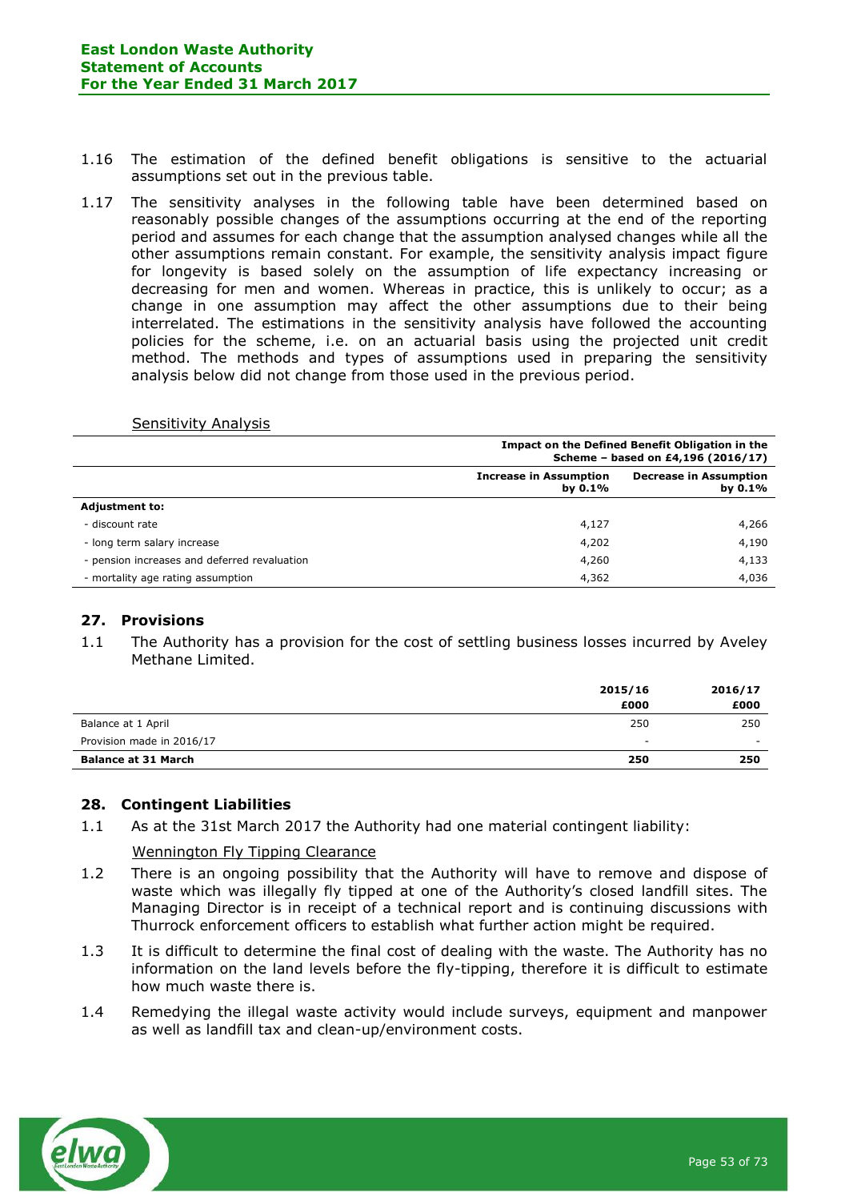1.16 The estimation of the defined benefit obligations is sensitive to the actuarial assumptions set out in the previous table.

1.17 The sensitivity analyses in the following table have been determined based on reasonably possible changes of the assumptions occurring at the end of the reporting period and assumes for each change that the assumption analysed changes while all the other assumptions remain constant. For example, the sensitivity analysis impact figure for longevity is based solely on the assumption of life expectancy increasing or decreasing for men and women. Whereas in practice, this is unlikely to occur; as a change in one assumption may affect the other assumptions due to their being interrelated. The estimations in the sensitivity analysis have followed the accounting policies for the scheme, i.e. on an actuarial basis using the projected unit credit method. The methods and types of assumptions used in preparing the sensitivity analysis below did not change from those used in the previous period.

Sensitivity Analysis

| | **Impact on the Defined Benefit Obligation in the Scheme – based on £4,196 (2016/17)** | |
|---|---|---|
| | **Increase in Assumption by 0.1%** | **Decrease in Assumption by 0.1%** |
| **Adjustment to:** | | |
| - discount rate | 4,127 | 4,266 |
| - long term salary increase | 4,202 | 4,190 |
| - pension increases and deferred revaluation | 4,260 | 4,133 |
| - mortality age rating assumption | 4,362 | 4,036 |

## 27. Provisions

1.1 The Authority has a provision for the cost of settling business losses incurred by Aveley Methane Limited.

| | **2015/16 £000** | **2016/17 £000** |
|---|---|---|
| Balance at 1 April | 250 | 250 |
| Provision made in 2016/17 | - | - |
| **Balance at 31 March** | **250** | **250** |

## 28. Contingent Liabilities

1.1 As at the 31st March 2017 the Authority had one material contingent liability:

Wennington Fly Tipping Clearance

1.2 There is an ongoing possibility that the Authority will have to remove and dispose of waste which was illegally fly tipped at one of the Authority's closed landfill sites. The Managing Director is in receipt of a technical report and is continuing discussions with Thurrock enforcement officers to establish what further action might be required.

1.3 It is difficult to determine the final cost of dealing with the waste. The Authority has no information on the land levels before the fly-tipping, therefore it is difficult to estimate how much waste there is.

1.4 Remedying the illegal waste activity would include surveys, equipment and manpower as well as landfill tax and clean-up/environment costs.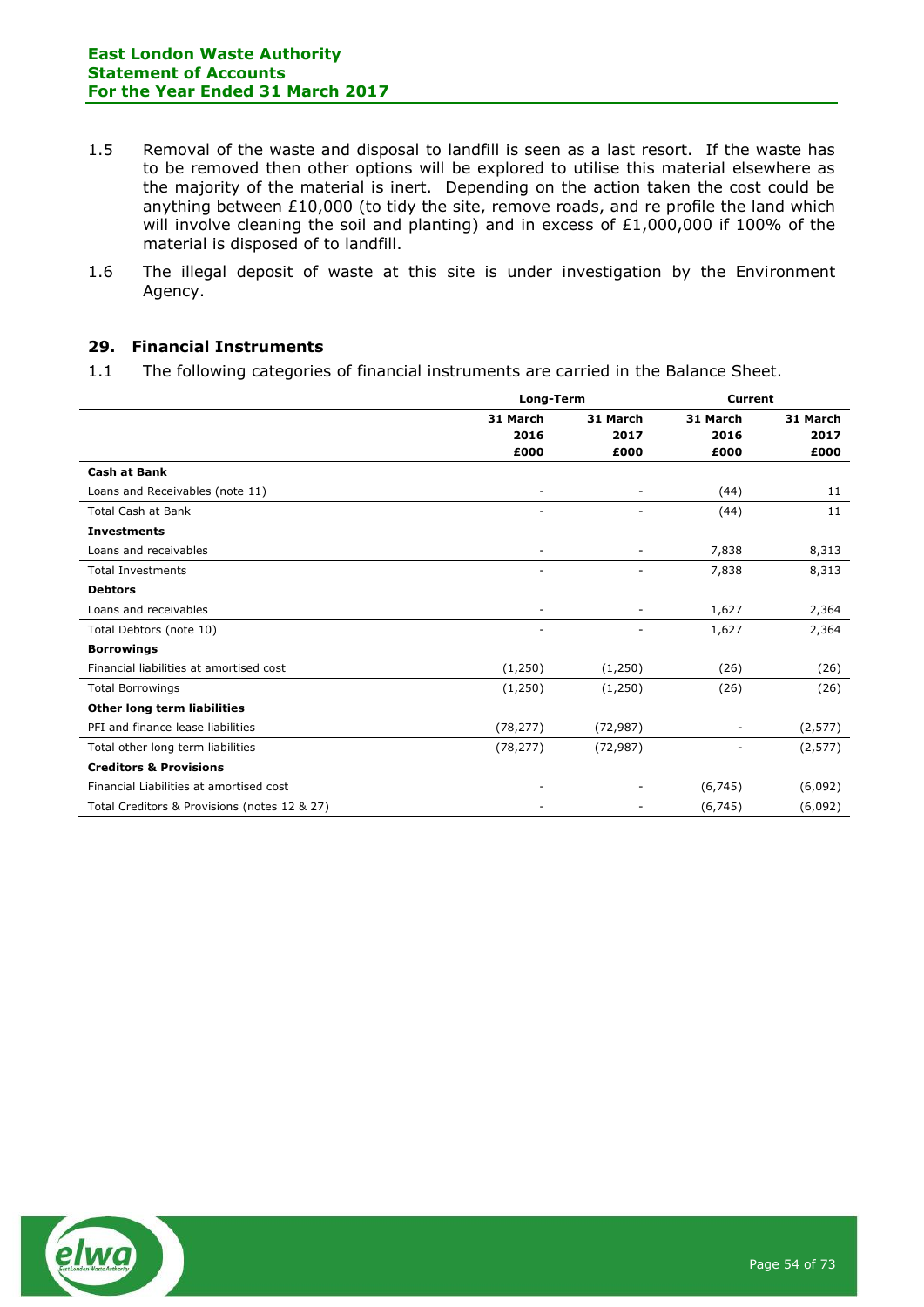1.5 Removal of the waste and disposal to landfill is seen as a last resort. If the waste has to be removed then other options will be explored to utilise this material elsewhere as the majority of the material is inert. Depending on the action taken the cost could be anything between £10,000 (to tidy the site, remove roads, and re profile the land which will involve cleaning the soil and planting) and in excess of £1,000,000 if 100% of the material is disposed of to landfill.

1.6 The illegal deposit of waste at this site is under investigation by the Environment Agency.

## 29. Financial Instruments

1.1 The following categories of financial instruments are carried in the Balance Sheet.

| | Long-Term | | Current | |
|---|---|---|---|---|
| | 31 March 2016 £000 | 31 March 2017 £000 | 31 March 2016 £000 | 31 March 2017 £000 |
| **Cash at Bank** | | | | |
| Loans and Receivables (note 11) | - | - | (44) | 11 |
| Total Cash at Bank | - | - | (44) | 11 |
| **Investments** | | | | |
| Loans and receivables | - | - | 7,838 | 8,313 |
| Total Investments | - | - | 7,838 | 8,313 |
| **Debtors** | | | | |
| Loans and receivables | - | - | 1,627 | 2,364 |
| Total Debtors (note 10) | - | - | 1,627 | 2,364 |
| **Borrowings** | | | | |
| Financial liabilities at amortised cost | (1,250) | (1,250) | (26) | (26) |
| Total Borrowings | (1,250) | (1,250) | (26) | (26) |
| **Other long term liabilities** | | | | |
| PFI and finance lease liabilities | (78,277) | (72,987) | - | (2,577) |
| Total other long term liabilities | (78,277) | (72,987) | - | (2,577) |
| **Creditors & Provisions** | | | | |
| Financial Liabilities at amortised cost | - | - | (6,745) | (6,092) |
| Total Creditors & Provisions (notes 12 & 27) | - | - | (6,745) | (6,092) |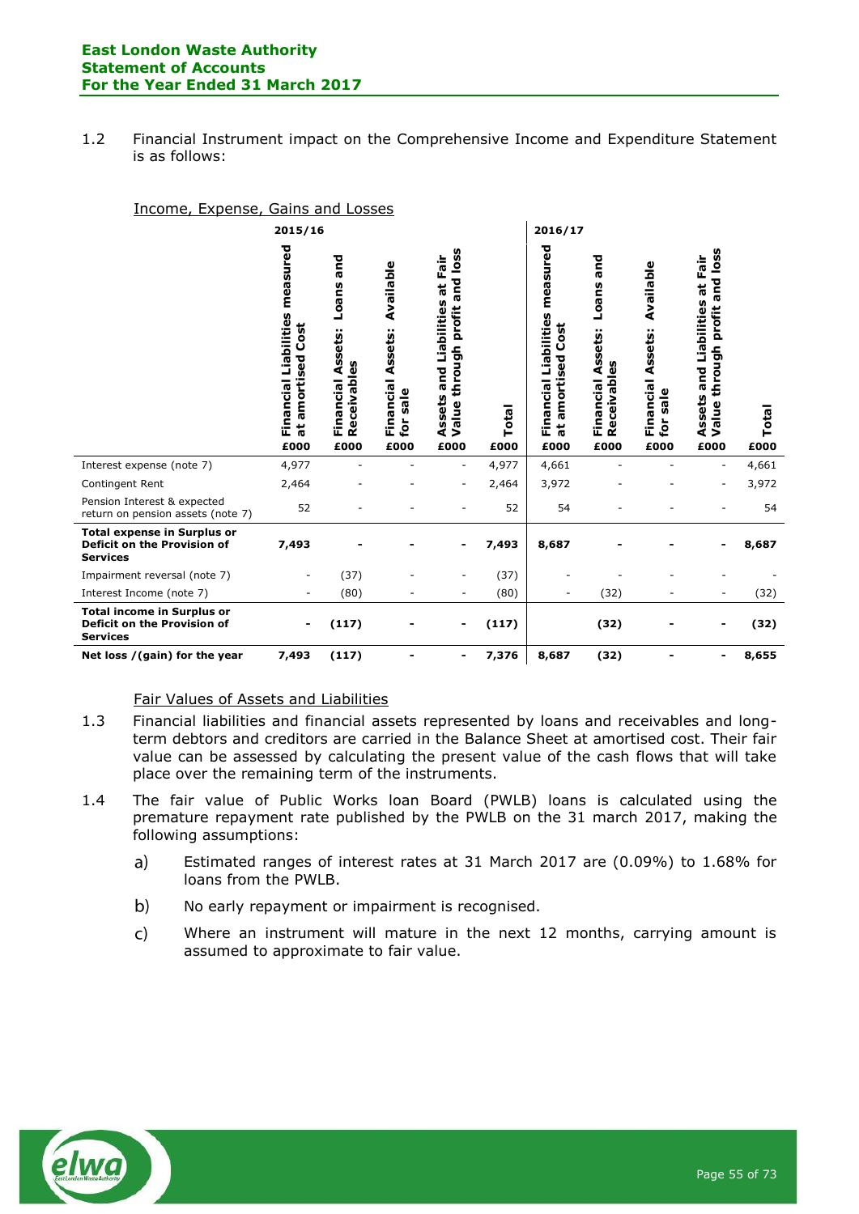1.2 Financial Instrument impact on the Comprehensive Income and Expenditure Statement is as follows:

Income, Expense, Gains and Losses

| | 2015/16 | | | | | 2016/17 | | | | |
|---|---|---|---|---|---|---|---|---|---|---|
| | Financial Liabilities measured at amortised Cost | Financial Assets: Loans and Receivables | Financial Assets: Available for sale | Assets and Liabilities at Fair Value through profit and loss | Total | Financial Liabilities measured at amortised Cost | Financial Assets: Loans and Receivables | Financial Assets: Available for sale | Assets and Liabilities at Fair Value through profit and loss | Total |
| | £000 | £000 | £000 | £000 | £000 | £000 | £000 | £000 | £000 | £000 |
| Interest expense (note 7) | 4,977 | - | - | - | 4,977 | 4,661 | - | - | - | 4,661 |
| Contingent Rent | 2,464 | - | - | - | 2,464 | 3,972 | - | - | - | 3,972 |
| Pension Interest & expected return on pension assets (note 7) | 52 | - | - | - | 52 | 54 | - | - | - | 54 |
| **Total expense in Surplus or Deficit on the Provision of Services** | **7,493** | **-** | **-** | **-** | **7,493** | **8,687** | **-** | **-** | **-** | **8,687** |
| Impairment reversal (note 7) | - | (37) | - | - | (37) | - | - | - | - | - |
| Interest Income (note 7) | - | (80) | - | - | (80) | - | (32) | - | - | (32) |
| **Total income in Surplus or Deficit on the Provision of Services** | **-** | **(117)** | **-** | **-** | **(117)** | | **(32)** | **-** | **-** | **(32)** |
| **Net loss /(gain) for the year** | **7,493** | **(117)** | **-** | **-** | **7,376** | **8,687** | **(32)** | **-** | **-** | **8,655** |

Fair Values of Assets and Liabilities

1.3 Financial liabilities and financial assets represented by loans and receivables and long-term debtors and creditors are carried in the Balance Sheet at amortised cost. Their fair value can be assessed by calculating the present value of the cash flows that will take place over the remaining term of the instruments.

1.4 The fair value of Public Works loan Board (PWLB) loans is calculated using the premature repayment rate published by the PWLB on the 31 march 2017, making the following assumptions:

a) Estimated ranges of interest rates at 31 March 2017 are (0.09%) to 1.68% for loans from the PWLB.

b) No early repayment or impairment is recognised.

c) Where an instrument will mature in the next 12 months, carrying amount is assumed to approximate to fair value.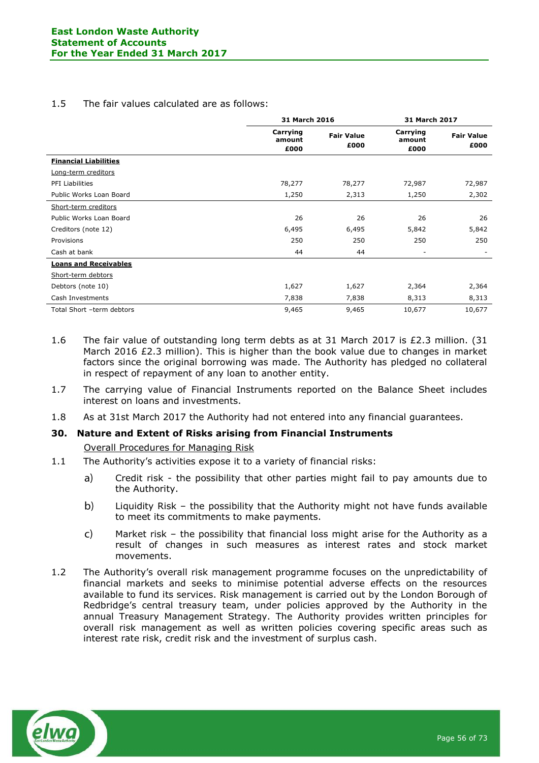1.5 The fair values calculated are as follows:

| | 31 March 2016 | | 31 March 2017 | |
|---|---|---|---|---|
| | Carrying amount £000 | Fair Value £000 | Carrying amount £000 | Fair Value £000 |
| **Financial Liabilities** | | | | |
| Long-term creditors | | | | |
| PFI Liabilities | 78,277 | 78,277 | 72,987 | 72,987 |
| Public Works Loan Board | 1,250 | 2,313 | 1,250 | 2,302 |
| Short-term creditors | | | | |
| Public Works Loan Board | 26 | 26 | 26 | 26 |
| Creditors (note 12) | 6,495 | 6,495 | 5,842 | 5,842 |
| Provisions | 250 | 250 | 250 | 250 |
| Cash at bank | 44 | 44 | - | - |
| **Loans and Receivables** | | | | |
| Short-term debtors | | | | |
| Debtors (note 10) | 1,627 | 1,627 | 2,364 | 2,364 |
| Cash Investments | 7,838 | 7,838 | 8,313 | 8,313 |
| Total Short –term debtors | 9,465 | 9,465 | 10,677 | 10,677 |

1.6 The fair value of outstanding long term debts as at 31 March 2017 is £2.3 million. (31 March 2016 £2.3 million). This is higher than the book value due to changes in market factors since the original borrowing was made. The Authority has pledged no collateral in respect of repayment of any loan to another entity.

1.7 The carrying value of Financial Instruments reported on the Balance Sheet includes interest on loans and investments.

1.8 As at 31st March 2017 the Authority had not entered into any financial guarantees.

## 30. Nature and Extent of Risks arising from Financial Instruments

Overall Procedures for Managing Risk

1.1 The Authority's activities expose it to a variety of financial risks:

a) Credit risk - the possibility that other parties might fail to pay amounts due to the Authority.

b) Liquidity Risk – the possibility that the Authority might not have funds available to meet its commitments to make payments.

c) Market risk – the possibility that financial loss might arise for the Authority as a result of changes in such measures as interest rates and stock market movements.

1.2 The Authority's overall risk management programme focuses on the unpredictability of financial markets and seeks to minimise potential adverse effects on the resources available to fund its services. Risk management is carried out by the London Borough of Redbridge's central treasury team, under policies approved by the Authority in the annual Treasury Management Strategy. The Authority provides written principles for overall risk management as well as written policies covering specific areas such as interest rate risk, credit risk and the investment of surplus cash.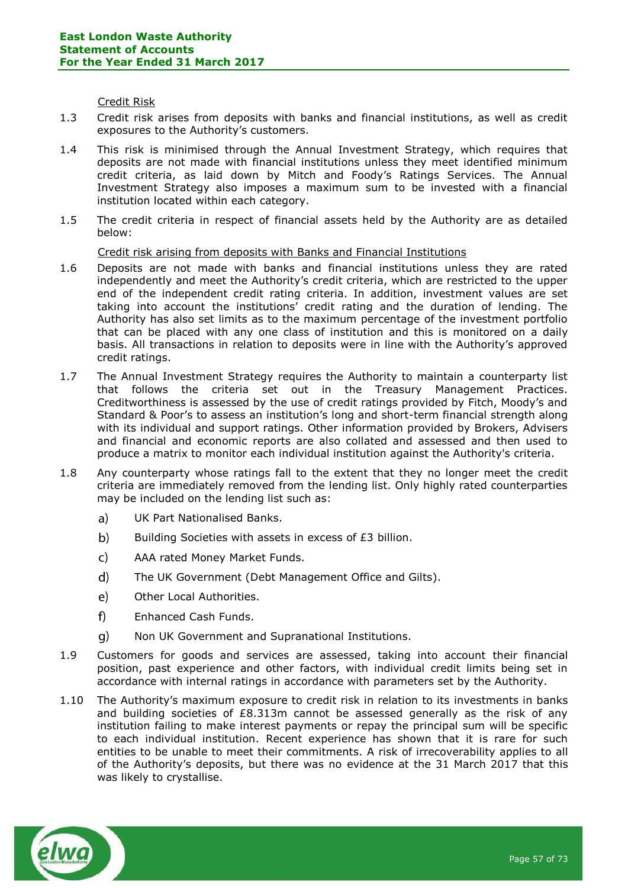Credit Risk

1.3 Credit risk arises from deposits with banks and financial institutions, as well as credit exposures to the Authority's customers.

1.4 This risk is minimised through the Annual Investment Strategy, which requires that deposits are not made with financial institutions unless they meet identified minimum credit criteria, as laid down by Mitch and Foody's Ratings Services. The Annual Investment Strategy also imposes a maximum sum to be invested with a financial institution located within each category.

1.5 The credit criteria in respect of financial assets held by the Authority are as detailed below:

Credit risk arising from deposits with Banks and Financial Institutions

1.6 Deposits are not made with banks and financial institutions unless they are rated independently and meet the Authority's credit criteria, which are restricted to the upper end of the independent credit rating criteria. In addition, investment values are set taking into account the institutions' credit rating and the duration of lending. The Authority has also set limits as to the maximum percentage of the investment portfolio that can be placed with any one class of institution and this is monitored on a daily basis. All transactions in relation to deposits were in line with the Authority's approved credit ratings.

1.7 The Annual Investment Strategy requires the Authority to maintain a counterparty list that follows the criteria set out in the Treasury Management Practices. Creditworthiness is assessed by the use of credit ratings provided by Fitch, Moody's and Standard & Poor's to assess an institution's long and short-term financial strength along with its individual and support ratings. Other information provided by Brokers, Advisers and financial and economic reports are also collated and assessed and then used to produce a matrix to monitor each individual institution against the Authority's criteria.

1.8 Any counterparty whose ratings fall to the extent that they no longer meet the credit criteria are immediately removed from the lending list. Only highly rated counterparties may be included on the lending list such as:

a) UK Part Nationalised Banks.

b) Building Societies with assets in excess of £3 billion.

c) AAA rated Money Market Funds.

d) The UK Government (Debt Management Office and Gilts).

e) Other Local Authorities.

f) Enhanced Cash Funds.

g) Non UK Government and Supranational Institutions.

1.9 Customers for goods and services are assessed, taking into account their financial position, past experience and other factors, with individual credit limits being set in accordance with internal ratings in accordance with parameters set by the Authority.

1.10 The Authority's maximum exposure to credit risk in relation to its investments in banks and building societies of £8.313m cannot be assessed generally as the risk of any institution failing to make interest payments or repay the principal sum will be specific to each individual institution. Recent experience has shown that it is rare for such entities to be unable to meet their commitments. A risk of irrecoverability applies to all of the Authority's deposits, but there was no evidence at the 31 March 2017 that this was likely to crystallise.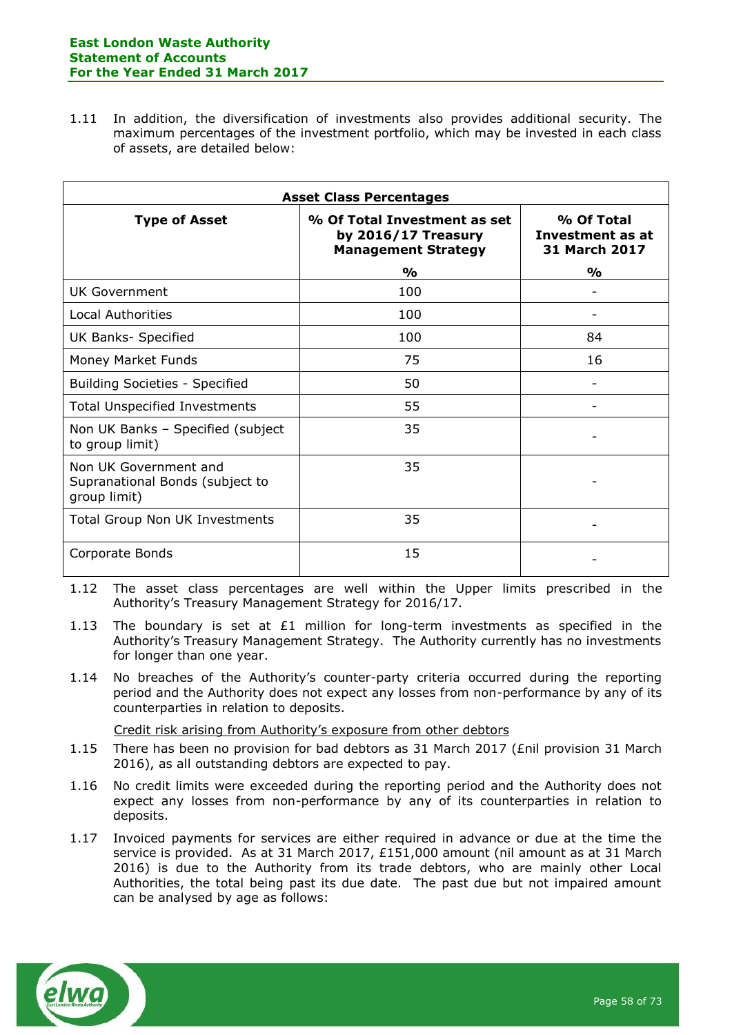1.11 In addition, the diversification of investments also provides additional security. The maximum percentages of the investment portfolio, which may be invested in each class of assets, are detailed below:

| Asset Class Percentages | | |
|---|---|---|
| **Type of Asset** | **% Of Total Investment as set by 2016/17 Treasury Management Strategy** | **% Of Total Investment as at 31 March 2017** |
| | **%** | **%** |
| UK Government | 100 | - |
| Local Authorities | 100 | - |
| UK Banks- Specified | 100 | 84 |
| Money Market Funds | 75 | 16 |
| Building Societies - Specified | 50 | - |
| Total Unspecified Investments | 55 | - |
| Non UK Banks – Specified (subject to group limit) | 35 | - |
| Non UK Government and Supranational Bonds (subject to group limit) | 35 | - |
| Total Group Non UK Investments | 35 | - |
| Corporate Bonds | 15 | - |

1.12 The asset class percentages are well within the Upper limits prescribed in the Authority's Treasury Management Strategy for 2016/17.

1.13 The boundary is set at £1 million for long-term investments as specified in the Authority's Treasury Management Strategy. The Authority currently has no investments for longer than one year.

1.14 No breaches of the Authority's counter-party criteria occurred during the reporting period and the Authority does not expect any losses from non-performance by any of its counterparties in relation to deposits.

Credit risk arising from Authority's exposure from other debtors

1.15 There has been no provision for bad debtors as 31 March 2017 (£nil provision 31 March 2016), as all outstanding debtors are expected to pay.

1.16 No credit limits were exceeded during the reporting period and the Authority does not expect any losses from non-performance by any of its counterparties in relation to deposits.

1.17 Invoiced payments for services are either required in advance or due at the time the service is provided. As at 31 March 2017, £151,000 amount (nil amount as at 31 March 2016) is due to the Authority from its trade debtors, who are mainly other Local Authorities, the total being past its due date. The past due but not impaired amount can be analysed by age as follows: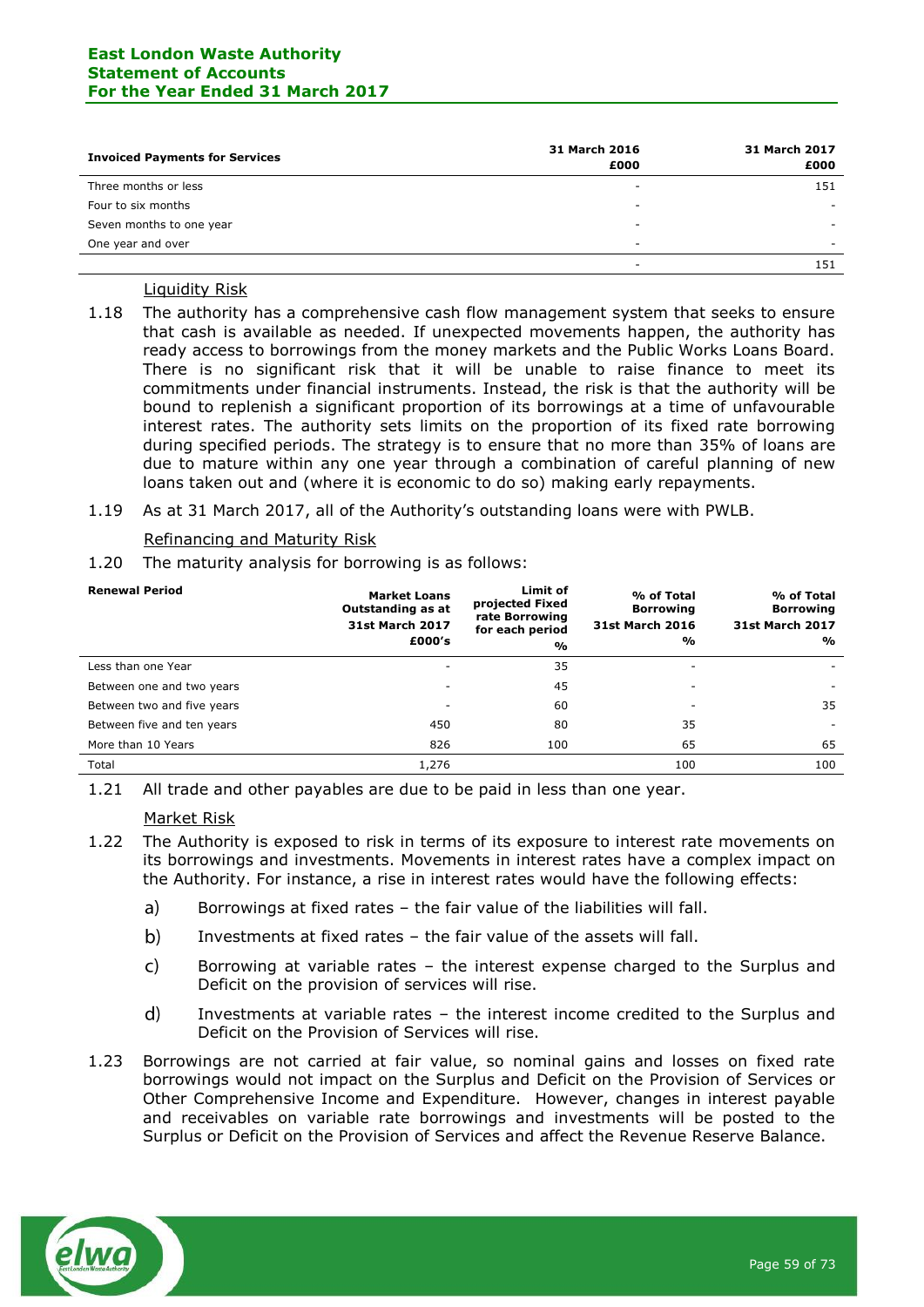| Invoiced Payments for Services | 31 March 2016 £000 | 31 March 2017 £000 |
|---|---|---|
| Three months or less | - | 151 |
| Four to six months | - | - |
| Seven months to one year | - | - |
| One year and over | - | - |
| | - | 151 |

<u>Liquidity Risk</u>

1.18 The authority has a comprehensive cash flow management system that seeks to ensure that cash is available as needed. If unexpected movements happen, the authority has ready access to borrowings from the money markets and the Public Works Loans Board. There is no significant risk that it will be unable to raise finance to meet its commitments under financial instruments. Instead, the risk is that the authority will be bound to replenish a significant proportion of its borrowings at a time of unfavourable interest rates. The authority sets limits on the proportion of its fixed rate borrowing during specified periods. The strategy is to ensure that no more than 35% of loans are due to mature within any one year through a combination of careful planning of new loans taken out and (where it is economic to do so) making early repayments.

1.19 As at 31 March 2017, all of the Authority's outstanding loans were with PWLB.

<u>Refinancing and Maturity Risk</u>

1.20 The maturity analysis for borrowing is as follows:

| Renewal Period | Market Loans Outstanding as at 31st March 2017 £000's | Limit of projected Fixed rate Borrowing for each period % | % of Total Borrowing 31st March 2016 % | % of Total Borrowing 31st March 2017 % |
|---|---|---|---|---|
| Less than one Year | - | 35 | - | - |
| Between one and two years | - | 45 | - | - |
| Between two and five years | - | 60 | - | 35 |
| Between five and ten years | 450 | 80 | 35 | - |
| More than 10 Years | 826 | 100 | 65 | 65 |
| Total | 1,276 | | 100 | 100 |

1.21 All trade and other payables are due to be paid in less than one year.

<u>Market Risk</u>

1.22 The Authority is exposed to risk in terms of its exposure to interest rate movements on its borrowings and investments. Movements in interest rates have a complex impact on the Authority. For instance, a rise in interest rates would have the following effects:

a) Borrowings at fixed rates – the fair value of the liabilities will fall.

b) Investments at fixed rates – the fair value of the assets will fall.

c) Borrowing at variable rates – the interest expense charged to the Surplus and Deficit on the provision of services will rise.

d) Investments at variable rates – the interest income credited to the Surplus and Deficit on the Provision of Services will rise.

1.23 Borrowings are not carried at fair value, so nominal gains and losses on fixed rate borrowings would not impact on the Surplus and Deficit on the Provision of Services or Other Comprehensive Income and Expenditure. However, changes in interest payable and receivables on variable rate borrowings and investments will be posted to the Surplus or Deficit on the Provision of Services and affect the Revenue Reserve Balance.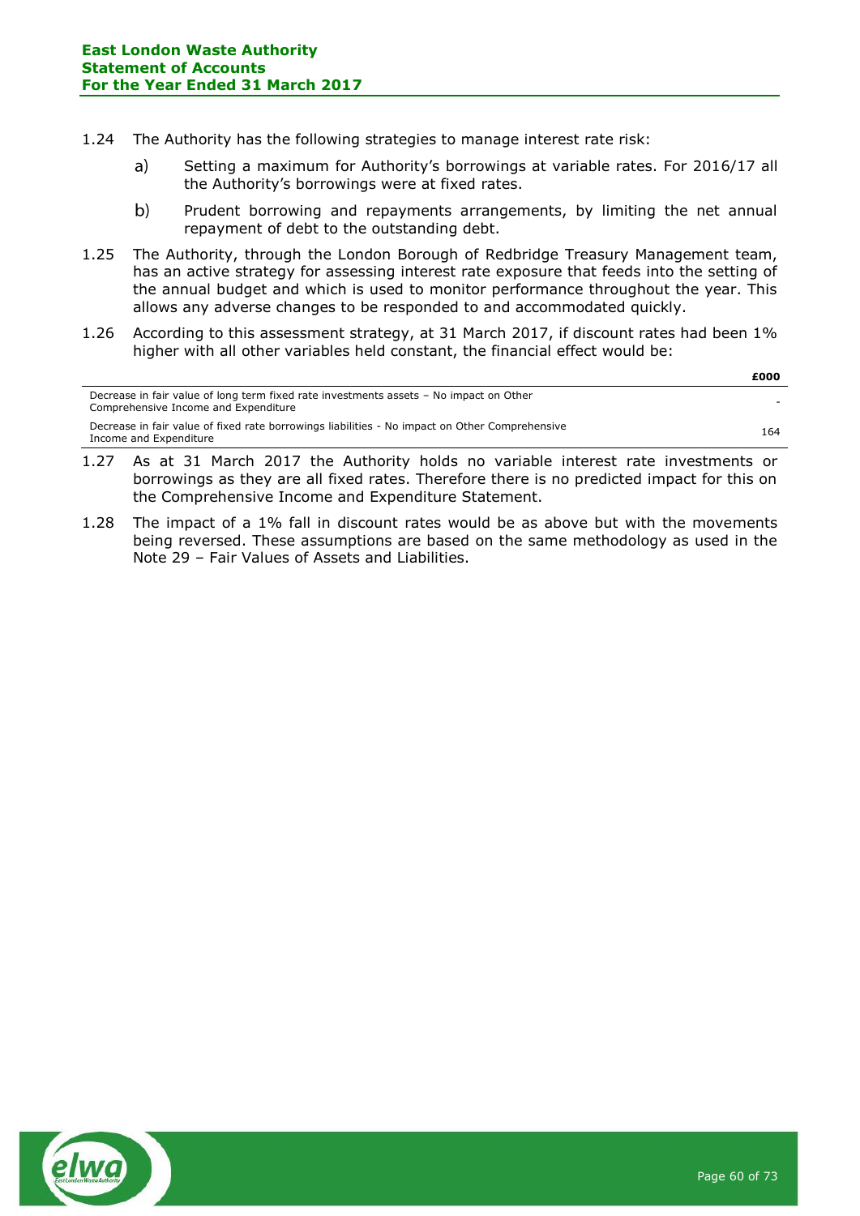1.24 The Authority has the following strategies to manage interest rate risk:

a) Setting a maximum for Authority's borrowings at variable rates. For 2016/17 all the Authority's borrowings were at fixed rates.

b) Prudent borrowing and repayments arrangements, by limiting the net annual repayment of debt to the outstanding debt.

1.25 The Authority, through the London Borough of Redbridge Treasury Management team, has an active strategy for assessing interest rate exposure that feeds into the setting of the annual budget and which is used to monitor performance throughout the year. This allows any adverse changes to be responded to and accommodated quickly.

1.26 According to this assessment strategy, at 31 March 2017, if discount rates had been 1% higher with all other variables held constant, the financial effect would be:

| | £000 |
|---|---|
| Decrease in fair value of long term fixed rate investments assets – No impact on Other Comprehensive Income and Expenditure | - |
| Decrease in fair value of fixed rate borrowings liabilities - No impact on Other Comprehensive Income and Expenditure | 164 |

1.27 As at 31 March 2017 the Authority holds no variable interest rate investments or borrowings as they are all fixed rates. Therefore there is no predicted impact for this on the Comprehensive Income and Expenditure Statement.

1.28 The impact of a 1% fall in discount rates would be as above but with the movements being reversed. These assumptions are based on the same methodology as used in the Note 29 – Fair Values of Assets and Liabilities.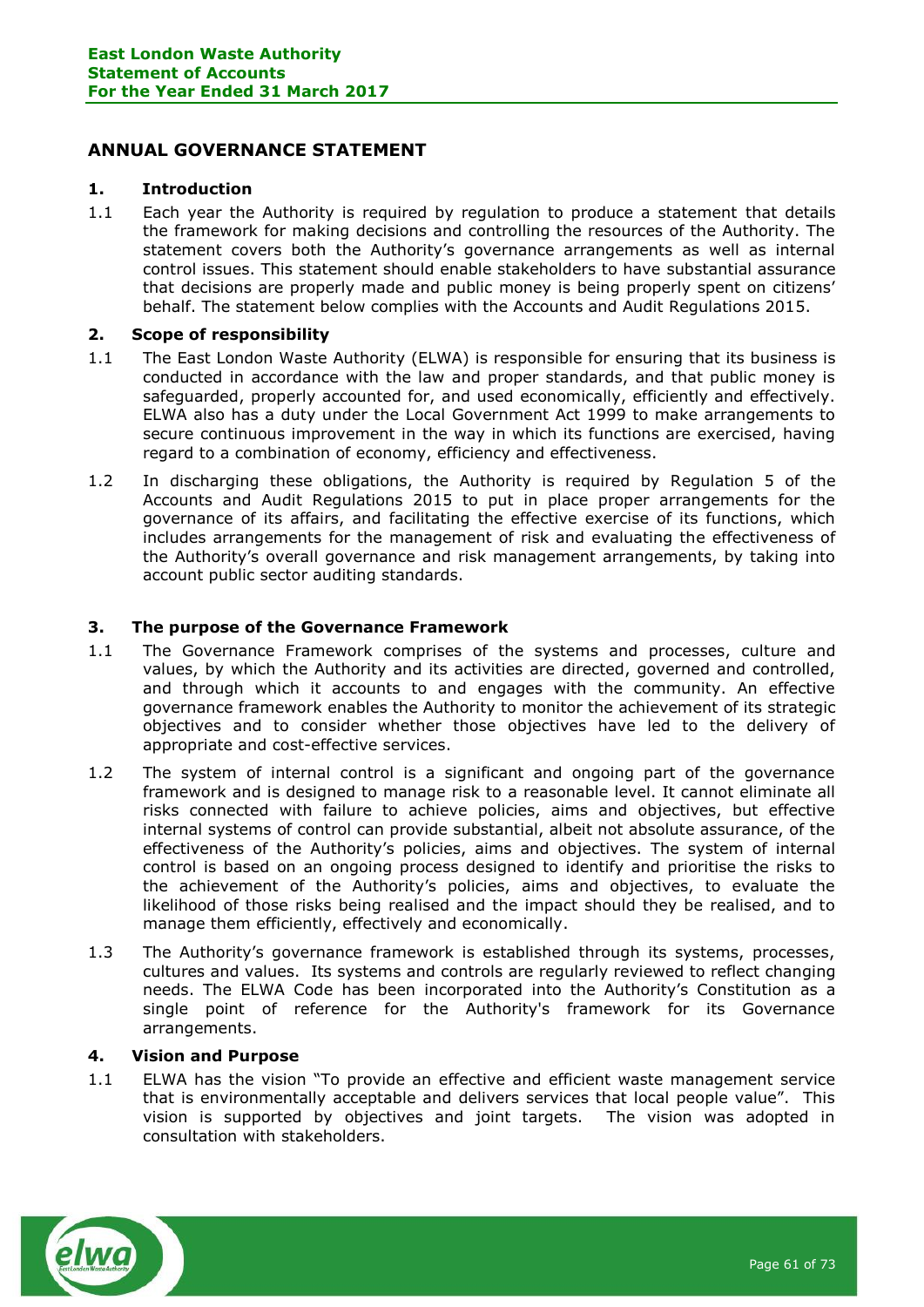# ANNUAL GOVERNANCE STATEMENT

## 1. Introduction

1.1 Each year the Authority is required by regulation to produce a statement that details the framework for making decisions and controlling the resources of the Authority. The statement covers both the Authority's governance arrangements as well as internal control issues. This statement should enable stakeholders to have substantial assurance that decisions are properly made and public money is being properly spent on citizens' behalf. The statement below complies with the Accounts and Audit Regulations 2015.

## 2. Scope of responsibility

1.1 The East London Waste Authority (ELWA) is responsible for ensuring that its business is conducted in accordance with the law and proper standards, and that public money is safeguarded, properly accounted for, and used economically, efficiently and effectively. ELWA also has a duty under the Local Government Act 1999 to make arrangements to secure continuous improvement in the way in which its functions are exercised, having regard to a combination of economy, efficiency and effectiveness.

1.2 In discharging these obligations, the Authority is required by Regulation 5 of the Accounts and Audit Regulations 2015 to put in place proper arrangements for the governance of its affairs, and facilitating the effective exercise of its functions, which includes arrangements for the management of risk and evaluating the effectiveness of the Authority's overall governance and risk management arrangements, by taking into account public sector auditing standards.

## 3. The purpose of the Governance Framework

1.1 The Governance Framework comprises of the systems and processes, culture and values, by which the Authority and its activities are directed, governed and controlled, and through which it accounts to and engages with the community. An effective governance framework enables the Authority to monitor the achievement of its strategic objectives and to consider whether those objectives have led to the delivery of appropriate and cost-effective services.

1.2 The system of internal control is a significant and ongoing part of the governance framework and is designed to manage risk to a reasonable level. It cannot eliminate all risks connected with failure to achieve policies, aims and objectives, but effective internal systems of control can provide substantial, albeit not absolute assurance, of the effectiveness of the Authority's policies, aims and objectives. The system of internal control is based on an ongoing process designed to identify and prioritise the risks to the achievement of the Authority's policies, aims and objectives, to evaluate the likelihood of those risks being realised and the impact should they be realised, and to manage them efficiently, effectively and economically.

1.3 The Authority's governance framework is established through its systems, processes, cultures and values. Its systems and controls are regularly reviewed to reflect changing needs. The ELWA Code has been incorporated into the Authority's Constitution as a single point of reference for the Authority's framework for its Governance arrangements.

## 4. Vision and Purpose

1.1 ELWA has the vision "To provide an effective and efficient waste management service that is environmentally acceptable and delivers services that local people value". This vision is supported by objectives and joint targets. The vision was adopted in consultation with stakeholders.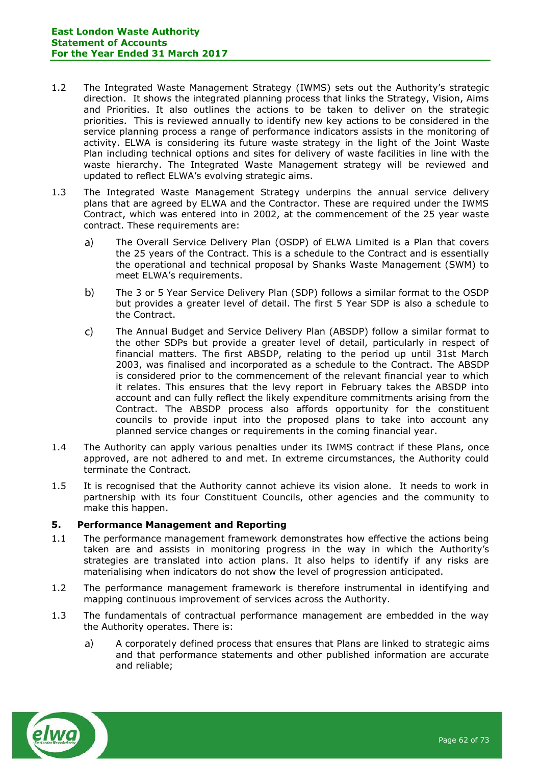1.2 The Integrated Waste Management Strategy (IWMS) sets out the Authority's strategic direction. It shows the integrated planning process that links the Strategy, Vision, Aims and Priorities. It also outlines the actions to be taken to deliver on the strategic priorities. This is reviewed annually to identify new key actions to be considered in the service planning process a range of performance indicators assists in the monitoring of activity. ELWA is considering its future waste strategy in the light of the Joint Waste Plan including technical options and sites for delivery of waste facilities in line with the waste hierarchy. The Integrated Waste Management strategy will be reviewed and updated to reflect ELWA's evolving strategic aims.

1.3 The Integrated Waste Management Strategy underpins the annual service delivery plans that are agreed by ELWA and the Contractor. These are required under the IWMS Contract, which was entered into in 2002, at the commencement of the 25 year waste contract. These requirements are:

a) The Overall Service Delivery Plan (OSDP) of ELWA Limited is a Plan that covers the 25 years of the Contract. This is a schedule to the Contract and is essentially the operational and technical proposal by Shanks Waste Management (SWM) to meet ELWA's requirements.

b) The 3 or 5 Year Service Delivery Plan (SDP) follows a similar format to the OSDP but provides a greater level of detail. The first 5 Year SDP is also a schedule to the Contract.

c) The Annual Budget and Service Delivery Plan (ABSDP) follow a similar format to the other SDPs but provide a greater level of detail, particularly in respect of financial matters. The first ABSDP, relating to the period up until 31st March 2003, was finalised and incorporated as a schedule to the Contract. The ABSDP is considered prior to the commencement of the relevant financial year to which it relates. This ensures that the levy report in February takes the ABSDP into account and can fully reflect the likely expenditure commitments arising from the Contract. The ABSDP process also affords opportunity for the constituent councils to provide input into the proposed plans to take into account any planned service changes or requirements in the coming financial year.

1.4 The Authority can apply various penalties under its IWMS contract if these Plans, once approved, are not adhered to and met. In extreme circumstances, the Authority could terminate the Contract.

1.5 It is recognised that the Authority cannot achieve its vision alone. It needs to work in partnership with its four Constituent Councils, other agencies and the community to make this happen.

## 5. Performance Management and Reporting

1.1 The performance management framework demonstrates how effective the actions being taken are and assists in monitoring progress in the way in which the Authority's strategies are translated into action plans. It also helps to identify if any risks are materialising when indicators do not show the level of progression anticipated.

1.2 The performance management framework is therefore instrumental in identifying and mapping continuous improvement of services across the Authority.

1.3 The fundamentals of contractual performance management are embedded in the way the Authority operates. There is:

a) A corporately defined process that ensures that Plans are linked to strategic aims and that performance statements and other published information are accurate and reliable;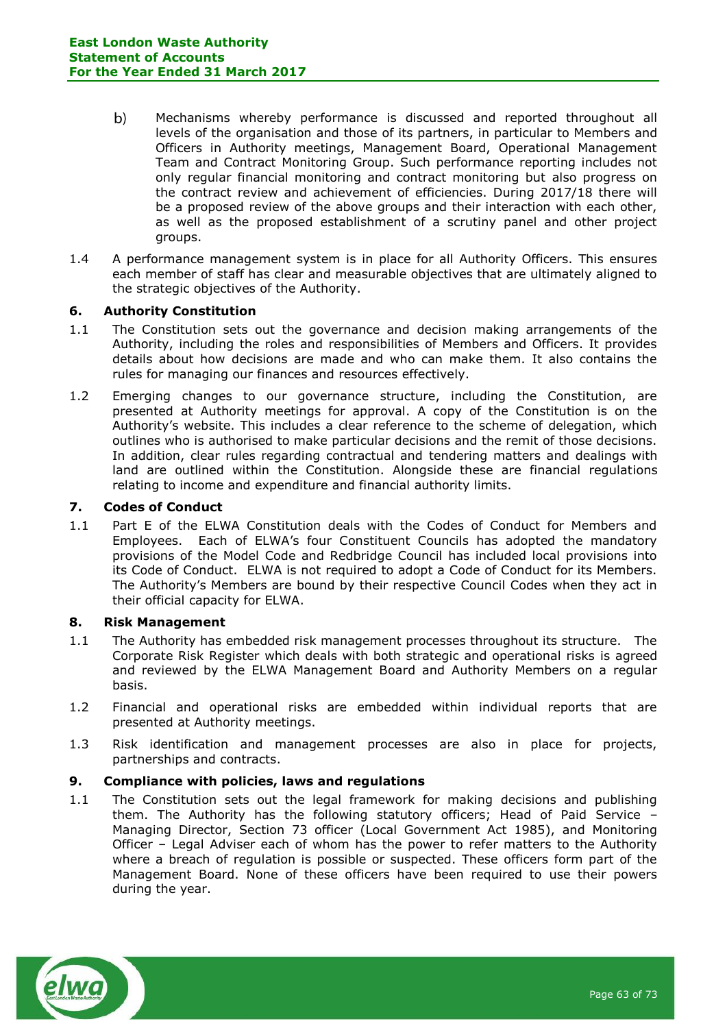b) Mechanisms whereby performance is discussed and reported throughout all levels of the organisation and those of its partners, in particular to Members and Officers in Authority meetings, Management Board, Operational Management Team and Contract Monitoring Group. Such performance reporting includes not only regular financial monitoring and contract monitoring but also progress on the contract review and achievement of efficiencies. During 2017/18 there will be a proposed review of the above groups and their interaction with each other, as well as the proposed establishment of a scrutiny panel and other project groups.

1.4 A performance management system is in place for all Authority Officers. This ensures each member of staff has clear and measurable objectives that are ultimately aligned to the strategic objectives of the Authority.

### 6. Authority Constitution

1.1 The Constitution sets out the governance and decision making arrangements of the Authority, including the roles and responsibilities of Members and Officers. It provides details about how decisions are made and who can make them. It also contains the rules for managing our finances and resources effectively.

1.2 Emerging changes to our governance structure, including the Constitution, are presented at Authority meetings for approval. A copy of the Constitution is on the Authority's website. This includes a clear reference to the scheme of delegation, which outlines who is authorised to make particular decisions and the remit of those decisions. In addition, clear rules regarding contractual and tendering matters and dealings with land are outlined within the Constitution. Alongside these are financial regulations relating to income and expenditure and financial authority limits.

### 7. Codes of Conduct

1.1 Part E of the ELWA Constitution deals with the Codes of Conduct for Members and Employees. Each of ELWA's four Constituent Councils has adopted the mandatory provisions of the Model Code and Redbridge Council has included local provisions into its Code of Conduct. ELWA is not required to adopt a Code of Conduct for its Members. The Authority's Members are bound by their respective Council Codes when they act in their official capacity for ELWA.

### 8. Risk Management

1.1 The Authority has embedded risk management processes throughout its structure. The Corporate Risk Register which deals with both strategic and operational risks is agreed and reviewed by the ELWA Management Board and Authority Members on a regular basis.

1.2 Financial and operational risks are embedded within individual reports that are presented at Authority meetings.

1.3 Risk identification and management processes are also in place for projects, partnerships and contracts.

### 9. Compliance with policies, laws and regulations

1.1 The Constitution sets out the legal framework for making decisions and publishing them. The Authority has the following statutory officers; Head of Paid Service – Managing Director, Section 73 officer (Local Government Act 1985), and Monitoring Officer – Legal Adviser each of whom has the power to refer matters to the Authority where a breach of regulation is possible or suspected. These officers form part of the Management Board. None of these officers have been required to use their powers during the year.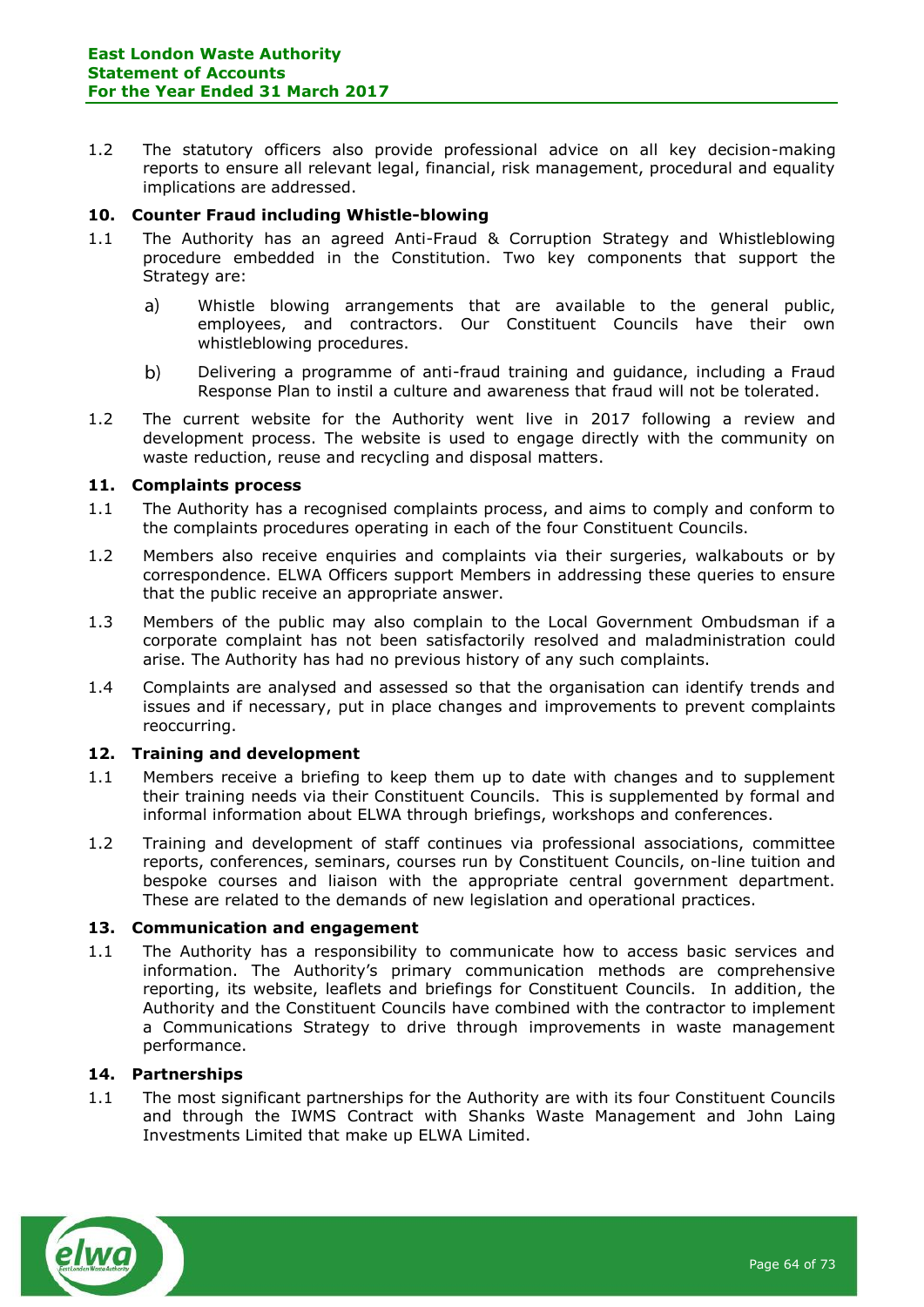1.2 The statutory officers also provide professional advice on all key decision-making reports to ensure all relevant legal, financial, risk management, procedural and equality implications are addressed.

## 10. Counter Fraud including Whistle-blowing

1.1 The Authority has an agreed Anti-Fraud & Corruption Strategy and Whistleblowing procedure embedded in the Constitution. Two key components that support the Strategy are:

a) Whistle blowing arrangements that are available to the general public, employees, and contractors. Our Constituent Councils have their own whistleblowing procedures.

b) Delivering a programme of anti-fraud training and guidance, including a Fraud Response Plan to instil a culture and awareness that fraud will not be tolerated.

1.2 The current website for the Authority went live in 2017 following a review and development process. The website is used to engage directly with the community on waste reduction, reuse and recycling and disposal matters.

## 11. Complaints process

1.1 The Authority has a recognised complaints process, and aims to comply and conform to the complaints procedures operating in each of the four Constituent Councils.

1.2 Members also receive enquiries and complaints via their surgeries, walkabouts or by correspondence. ELWA Officers support Members in addressing these queries to ensure that the public receive an appropriate answer.

1.3 Members of the public may also complain to the Local Government Ombudsman if a corporate complaint has not been satisfactorily resolved and maladministration could arise. The Authority has had no previous history of any such complaints.

1.4 Complaints are analysed and assessed so that the organisation can identify trends and issues and if necessary, put in place changes and improvements to prevent complaints reoccurring.

## 12. Training and development

1.1 Members receive a briefing to keep them up to date with changes and to supplement their training needs via their Constituent Councils. This is supplemented by formal and informal information about ELWA through briefings, workshops and conferences.

1.2 Training and development of staff continues via professional associations, committee reports, conferences, seminars, courses run by Constituent Councils, on-line tuition and bespoke courses and liaison with the appropriate central government department. These are related to the demands of new legislation and operational practices.

## 13. Communication and engagement

1.1 The Authority has a responsibility to communicate how to access basic services and information. The Authority's primary communication methods are comprehensive reporting, its website, leaflets and briefings for Constituent Councils. In addition, the Authority and the Constituent Councils have combined with the contractor to implement a Communications Strategy to drive through improvements in waste management performance.

## 14. Partnerships

1.1 The most significant partnerships for the Authority are with its four Constituent Councils and through the IWMS Contract with Shanks Waste Management and John Laing Investments Limited that make up ELWA Limited.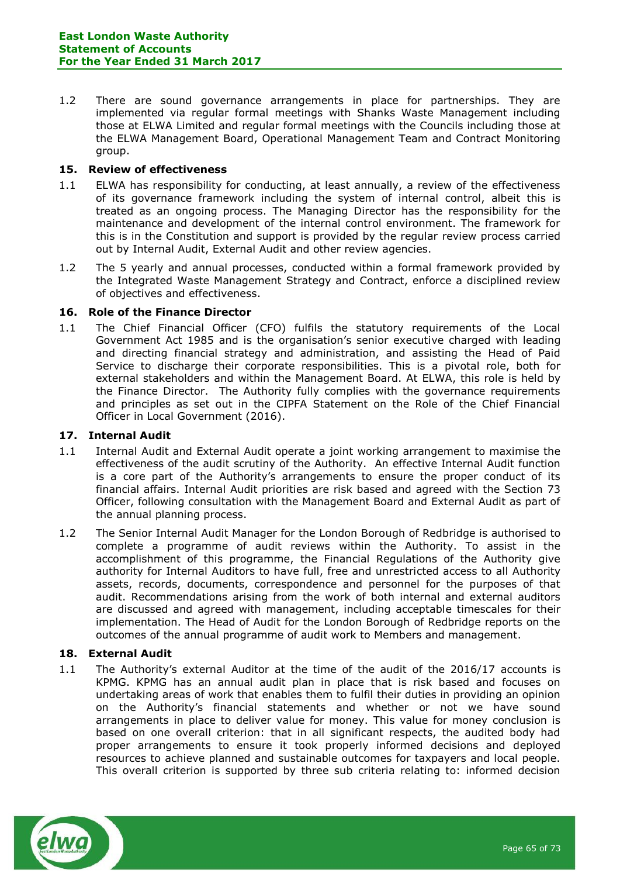1.2 There are sound governance arrangements in place for partnerships. They are implemented via regular formal meetings with Shanks Waste Management including those at ELWA Limited and regular formal meetings with the Councils including those at the ELWA Management Board, Operational Management Team and Contract Monitoring group.

### 15. Review of effectiveness

1.1 ELWA has responsibility for conducting, at least annually, a review of the effectiveness of its governance framework including the system of internal control, albeit this is treated as an ongoing process. The Managing Director has the responsibility for the maintenance and development of the internal control environment. The framework for this is in the Constitution and support is provided by the regular review process carried out by Internal Audit, External Audit and other review agencies.

1.2 The 5 yearly and annual processes, conducted within a formal framework provided by the Integrated Waste Management Strategy and Contract, enforce a disciplined review of objectives and effectiveness.

### 16. Role of the Finance Director

1.1 The Chief Financial Officer (CFO) fulfils the statutory requirements of the Local Government Act 1985 and is the organisation's senior executive charged with leading and directing financial strategy and administration, and assisting the Head of Paid Service to discharge their corporate responsibilities. This is a pivotal role, both for external stakeholders and within the Management Board. At ELWA, this role is held by the Finance Director. The Authority fully complies with the governance requirements and principles as set out in the CIPFA Statement on the Role of the Chief Financial Officer in Local Government (2016).

### 17. Internal Audit

1.1 Internal Audit and External Audit operate a joint working arrangement to maximise the effectiveness of the audit scrutiny of the Authority. An effective Internal Audit function is a core part of the Authority's arrangements to ensure the proper conduct of its financial affairs. Internal Audit priorities are risk based and agreed with the Section 73 Officer, following consultation with the Management Board and External Audit as part of the annual planning process.

1.2 The Senior Internal Audit Manager for the London Borough of Redbridge is authorised to complete a programme of audit reviews within the Authority. To assist in the accomplishment of this programme, the Financial Regulations of the Authority give authority for Internal Auditors to have full, free and unrestricted access to all Authority assets, records, documents, correspondence and personnel for the purposes of that audit. Recommendations arising from the work of both internal and external auditors are discussed and agreed with management, including acceptable timescales for their implementation. The Head of Audit for the London Borough of Redbridge reports on the outcomes of the annual programme of audit work to Members and management.

### 18. External Audit

1.1 The Authority's external Auditor at the time of the audit of the 2016/17 accounts is KPMG. KPMG has an annual audit plan in place that is risk based and focuses on undertaking areas of work that enables them to fulfil their duties in providing an opinion on the Authority's financial statements and whether or not we have sound arrangements in place to deliver value for money. This value for money conclusion is based on one overall criterion: that in all significant respects, the audited body had proper arrangements to ensure it took properly informed decisions and deployed resources to achieve planned and sustainable outcomes for taxpayers and local people. This overall criterion is supported by three sub criteria relating to: informed decision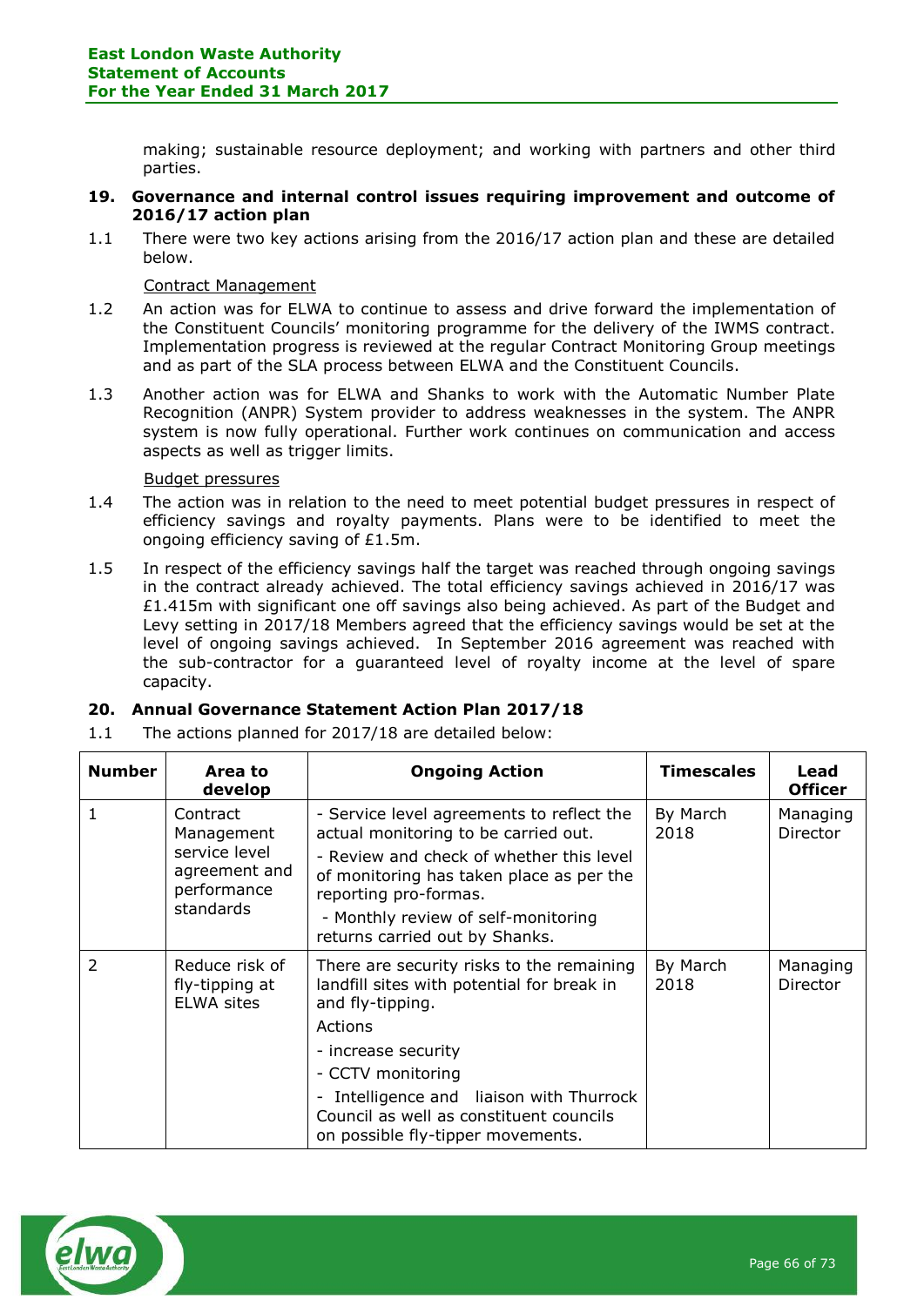making; sustainable resource deployment; and working with partners and other third parties.

## 19. Governance and internal control issues requiring improvement and outcome of 2016/17 action plan

1.1 There were two key actions arising from the 2016/17 action plan and these are detailed below.

Contract Management

1.2 An action was for ELWA to continue to assess and drive forward the implementation of the Constituent Councils' monitoring programme for the delivery of the IWMS contract. Implementation progress is reviewed at the regular Contract Monitoring Group meetings and as part of the SLA process between ELWA and the Constituent Councils.

1.3 Another action was for ELWA and Shanks to work with the Automatic Number Plate Recognition (ANPR) System provider to address weaknesses in the system. The ANPR system is now fully operational. Further work continues on communication and access aspects as well as trigger limits.

Budget pressures

1.4 The action was in relation to the need to meet potential budget pressures in respect of efficiency savings and royalty payments. Plans were to be identified to meet the ongoing efficiency saving of £1.5m.

1.5 In respect of the efficiency savings half the target was reached through ongoing savings in the contract already achieved. The total efficiency savings achieved in 2016/17 was £1.415m with significant one off savings also being achieved. As part of the Budget and Levy setting in 2017/18 Members agreed that the efficiency savings would be set at the level of ongoing savings achieved. In September 2016 agreement was reached with the sub-contractor for a guaranteed level of royalty income at the level of spare capacity.

## 20. Annual Governance Statement Action Plan 2017/18

1.1 The actions planned for 2017/18 are detailed below:

| Number | Area to develop | Ongoing Action | Timescales | Lead Officer |
|---|---|---|---|---|
| 1 | Contract Management service level agreement and performance standards | - Service level agreements to reflect the actual monitoring to be carried out.<br>- Review and check of whether this level of monitoring has taken place as per the reporting pro-formas.<br>- Monthly review of self-monitoring returns carried out by Shanks. | By March 2018 | Managing Director |
| 2 | Reduce risk of fly-tipping at ELWA sites | There are security risks to the remaining landfill sites with potential for break in and fly-tipping.<br>Actions<br>- increase security<br>- CCTV monitoring<br>- Intelligence and liaison with Thurrock Council as well as constituent councils on possible fly-tipper movements. | By March 2018 | Managing Director |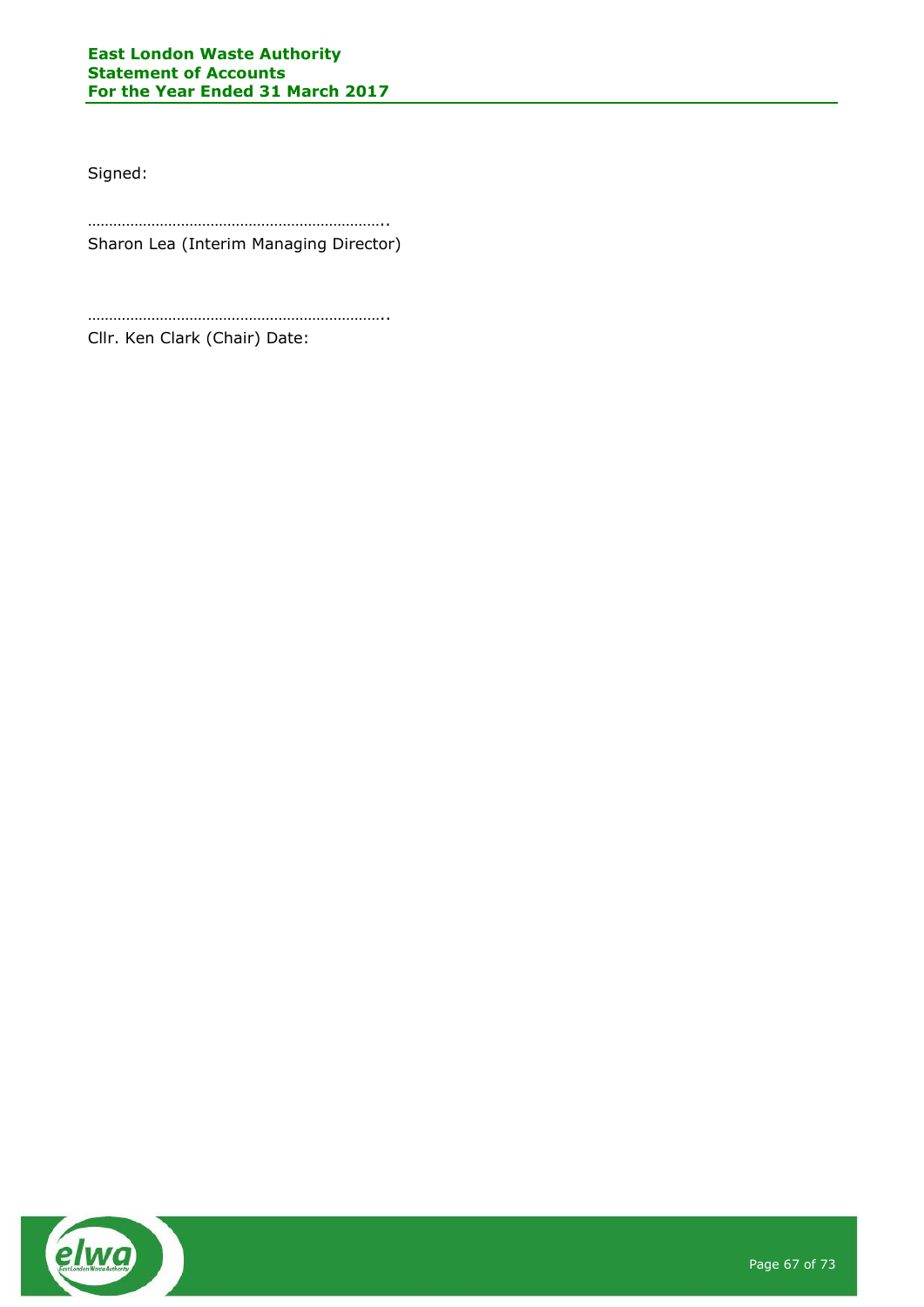Signed:

……………………………………………………………..
Sharon Lea (Interim Managing Director)

……………………………………………………………..
Cllr. Ken Clark (Chair) Date: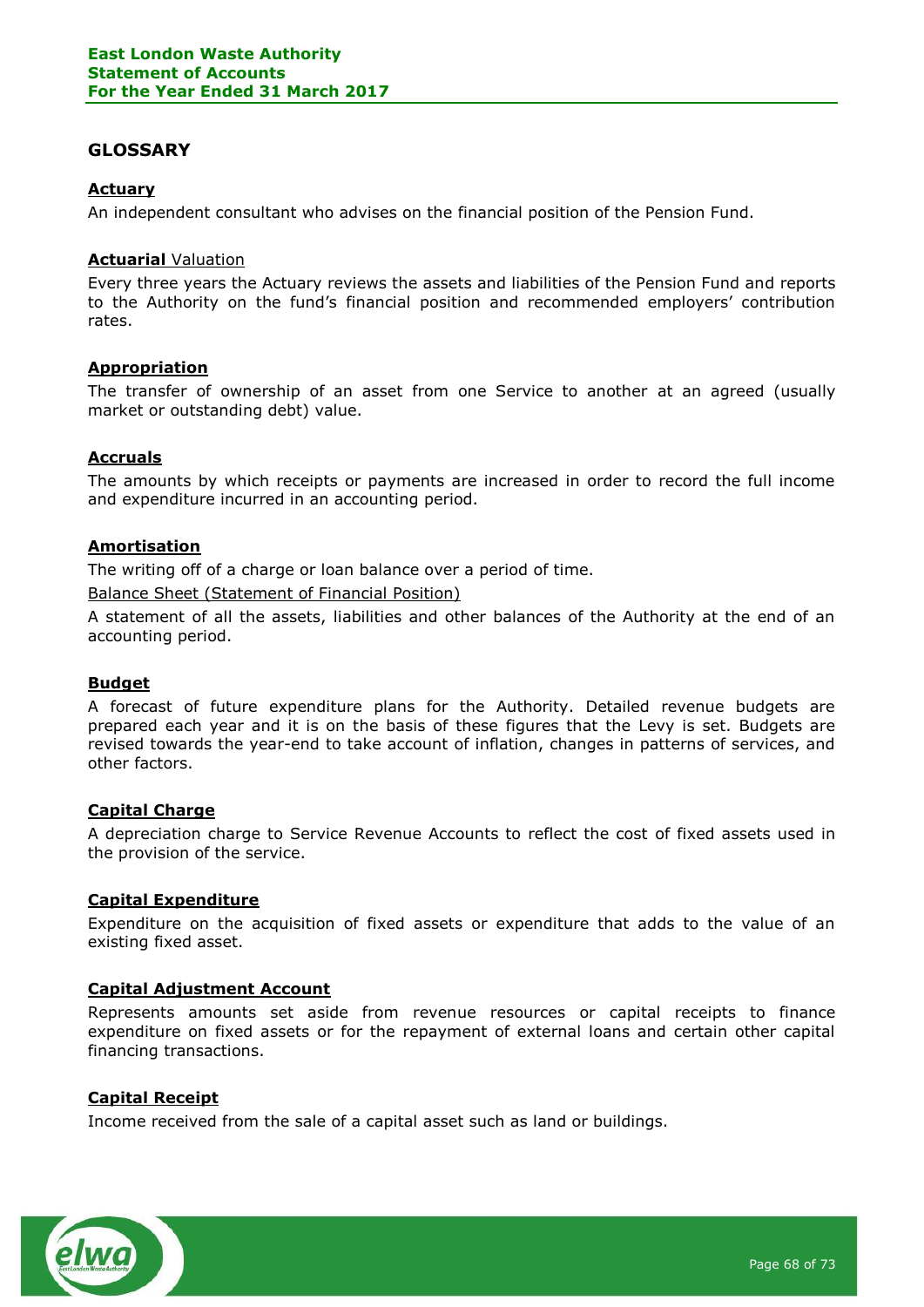## GLOSSARY

**Actuary**

An independent consultant who advises on the financial position of the Pension Fund.

**Actuarial Valuation**

Every three years the Actuary reviews the assets and liabilities of the Pension Fund and reports to the Authority on the fund's financial position and recommended employers' contribution rates.

**Appropriation**

The transfer of ownership of an asset from one Service to another at an agreed (usually market or outstanding debt) value.

**Accruals**

The amounts by which receipts or payments are increased in order to record the full income and expenditure incurred in an accounting period.

**Amortisation**

The writing off of a charge or loan balance over a period of time.

**Balance Sheet (Statement of Financial Position)**

A statement of all the assets, liabilities and other balances of the Authority at the end of an accounting period.

**Budget**

A forecast of future expenditure plans for the Authority. Detailed revenue budgets are prepared each year and it is on the basis of these figures that the Levy is set. Budgets are revised towards the year-end to take account of inflation, changes in patterns of services, and other factors.

**Capital Charge**

A depreciation charge to Service Revenue Accounts to reflect the cost of fixed assets used in the provision of the service.

**Capital Expenditure**

Expenditure on the acquisition of fixed assets or expenditure that adds to the value of an existing fixed asset.

**Capital Adjustment Account**

Represents amounts set aside from revenue resources or capital receipts to finance expenditure on fixed assets or for the repayment of external loans and certain other capital financing transactions.

**Capital Receipt**

Income received from the sale of a capital asset such as land or buildings.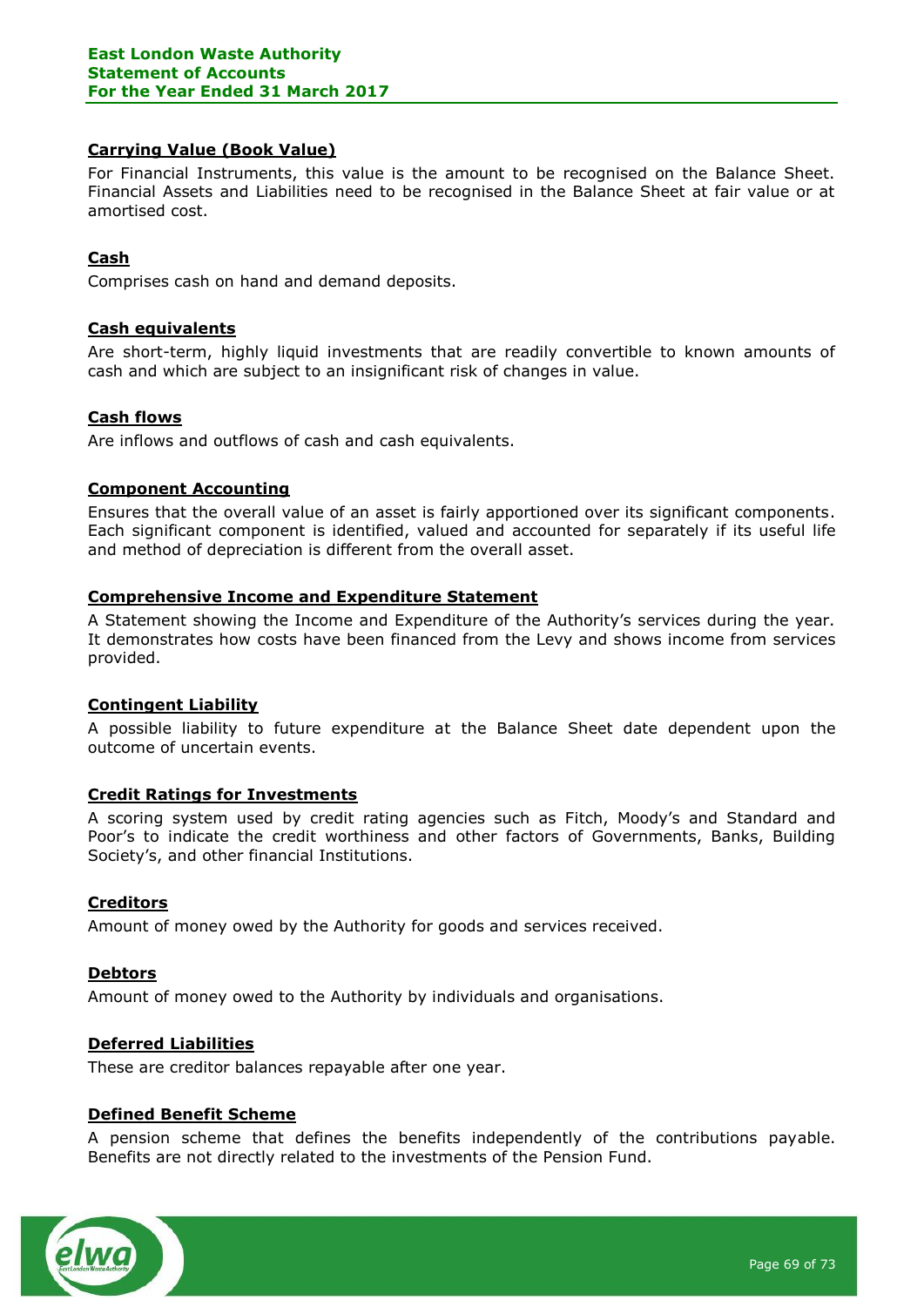**Carrying Value (Book Value)**

For Financial Instruments, this value is the amount to be recognised on the Balance Sheet. Financial Assets and Liabilities need to be recognised in the Balance Sheet at fair value or at amortised cost.

**Cash**

Comprises cash on hand and demand deposits.

**Cash equivalents**

Are short-term, highly liquid investments that are readily convertible to known amounts of cash and which are subject to an insignificant risk of changes in value.

**Cash flows**

Are inflows and outflows of cash and cash equivalents.

**Component Accounting**

Ensures that the overall value of an asset is fairly apportioned over its significant components. Each significant component is identified, valued and accounted for separately if its useful life and method of depreciation is different from the overall asset.

**Comprehensive Income and Expenditure Statement**

A Statement showing the Income and Expenditure of the Authority's services during the year. It demonstrates how costs have been financed from the Levy and shows income from services provided.

**Contingent Liability**

A possible liability to future expenditure at the Balance Sheet date dependent upon the outcome of uncertain events.

**Credit Ratings for Investments**

A scoring system used by credit rating agencies such as Fitch, Moody's and Standard and Poor's to indicate the credit worthiness and other factors of Governments, Banks, Building Society's, and other financial Institutions.

**Creditors**

Amount of money owed by the Authority for goods and services received.

**Debtors**

Amount of money owed to the Authority by individuals and organisations.

**Deferred Liabilities**

These are creditor balances repayable after one year.

**Defined Benefit Scheme**

A pension scheme that defines the benefits independently of the contributions payable. Benefits are not directly related to the investments of the Pension Fund.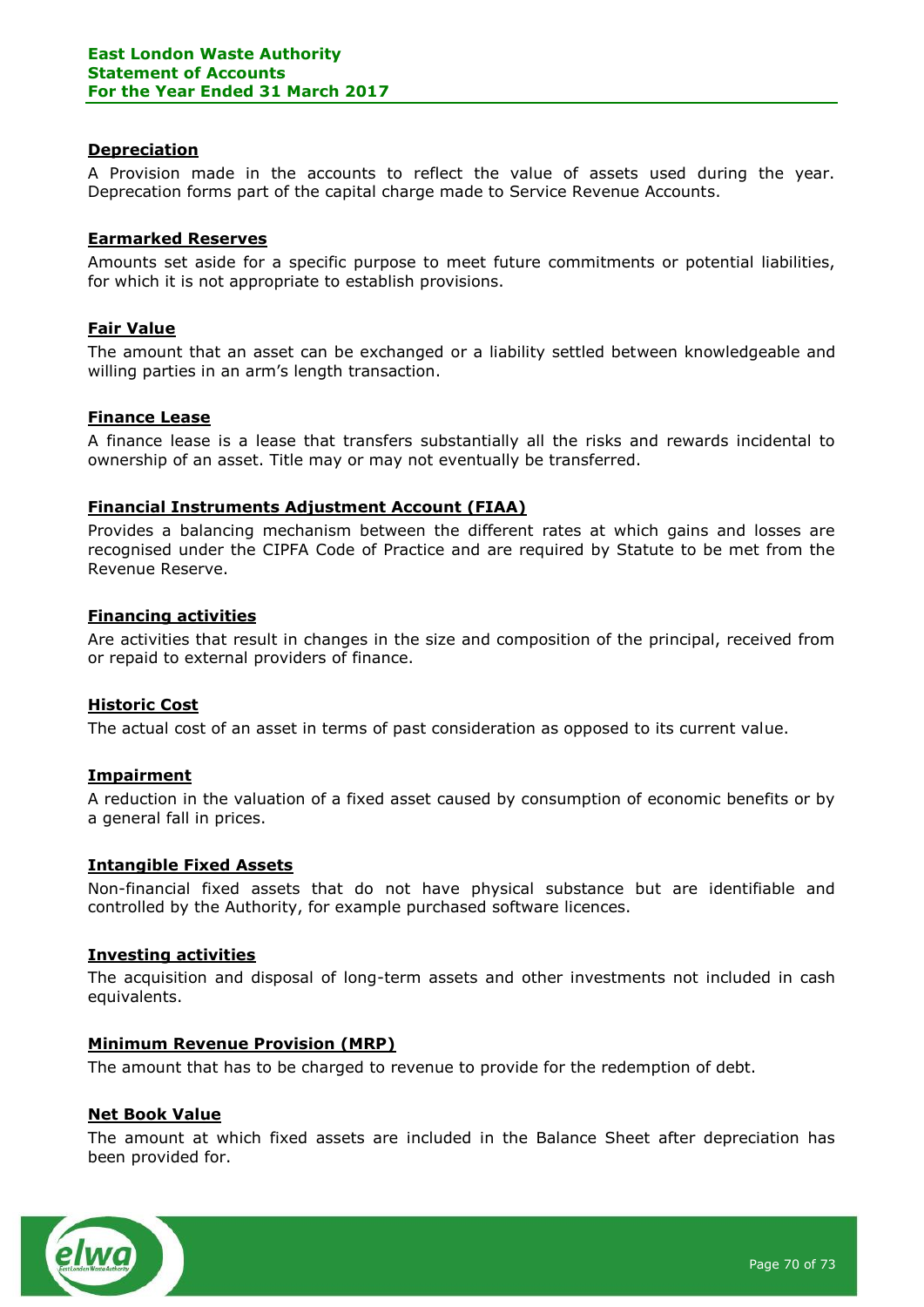### Depreciation

A Provision made in the accounts to reflect the value of assets used during the year. Deprecation forms part of the capital charge made to Service Revenue Accounts.

### Earmarked Reserves

Amounts set aside for a specific purpose to meet future commitments or potential liabilities, for which it is not appropriate to establish provisions.

### Fair Value

The amount that an asset can be exchanged or a liability settled between knowledgeable and willing parties in an arm's length transaction.

### Finance Lease

A finance lease is a lease that transfers substantially all the risks and rewards incidental to ownership of an asset. Title may or may not eventually be transferred.

### Financial Instruments Adjustment Account (FIAA)

Provides a balancing mechanism between the different rates at which gains and losses are recognised under the CIPFA Code of Practice and are required by Statute to be met from the Revenue Reserve.

### Financing activities

Are activities that result in changes in the size and composition of the principal, received from or repaid to external providers of finance.

### Historic Cost

The actual cost of an asset in terms of past consideration as opposed to its current value.

### Impairment

A reduction in the valuation of a fixed asset caused by consumption of economic benefits or by a general fall in prices.

### Intangible Fixed Assets

Non-financial fixed assets that do not have physical substance but are identifiable and controlled by the Authority, for example purchased software licences.

### Investing activities

The acquisition and disposal of long-term assets and other investments not included in cash equivalents.

### Minimum Revenue Provision (MRP)

The amount that has to be charged to revenue to provide for the redemption of debt.

### Net Book Value

The amount at which fixed assets are included in the Balance Sheet after depreciation has been provided for.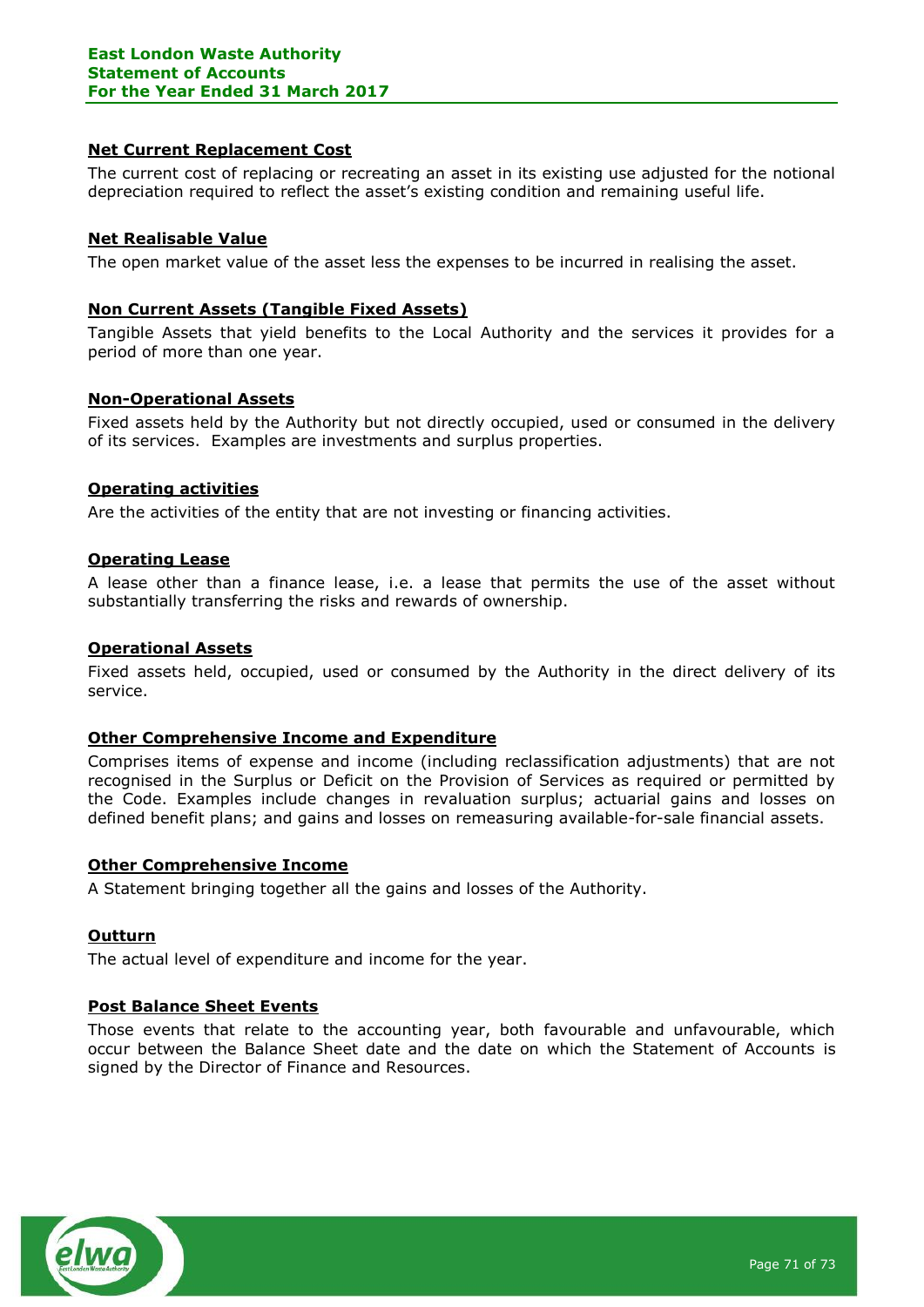**Net Current Replacement Cost**

The current cost of replacing or recreating an asset in its existing use adjusted for the notional depreciation required to reflect the asset's existing condition and remaining useful life.

**Net Realisable Value**

The open market value of the asset less the expenses to be incurred in realising the asset.

**Non Current Assets (Tangible Fixed Assets)**

Tangible Assets that yield benefits to the Local Authority and the services it provides for a period of more than one year.

**Non-Operational Assets**

Fixed assets held by the Authority but not directly occupied, used or consumed in the delivery of its services. Examples are investments and surplus properties.

**Operating activities**

Are the activities of the entity that are not investing or financing activities.

**Operating Lease**

A lease other than a finance lease, i.e. a lease that permits the use of the asset without substantially transferring the risks and rewards of ownership.

**Operational Assets**

Fixed assets held, occupied, used or consumed by the Authority in the direct delivery of its service.

**Other Comprehensive Income and Expenditure**

Comprises items of expense and income (including reclassification adjustments) that are not recognised in the Surplus or Deficit on the Provision of Services as required or permitted by the Code. Examples include changes in revaluation surplus; actuarial gains and losses on defined benefit plans; and gains and losses on remeasuring available-for-sale financial assets.

**Other Comprehensive Income**

A Statement bringing together all the gains and losses of the Authority.

**Outturn**

The actual level of expenditure and income for the year.

**Post Balance Sheet Events**

Those events that relate to the accounting year, both favourable and unfavourable, which occur between the Balance Sheet date and the date on which the Statement of Accounts is signed by the Director of Finance and Resources.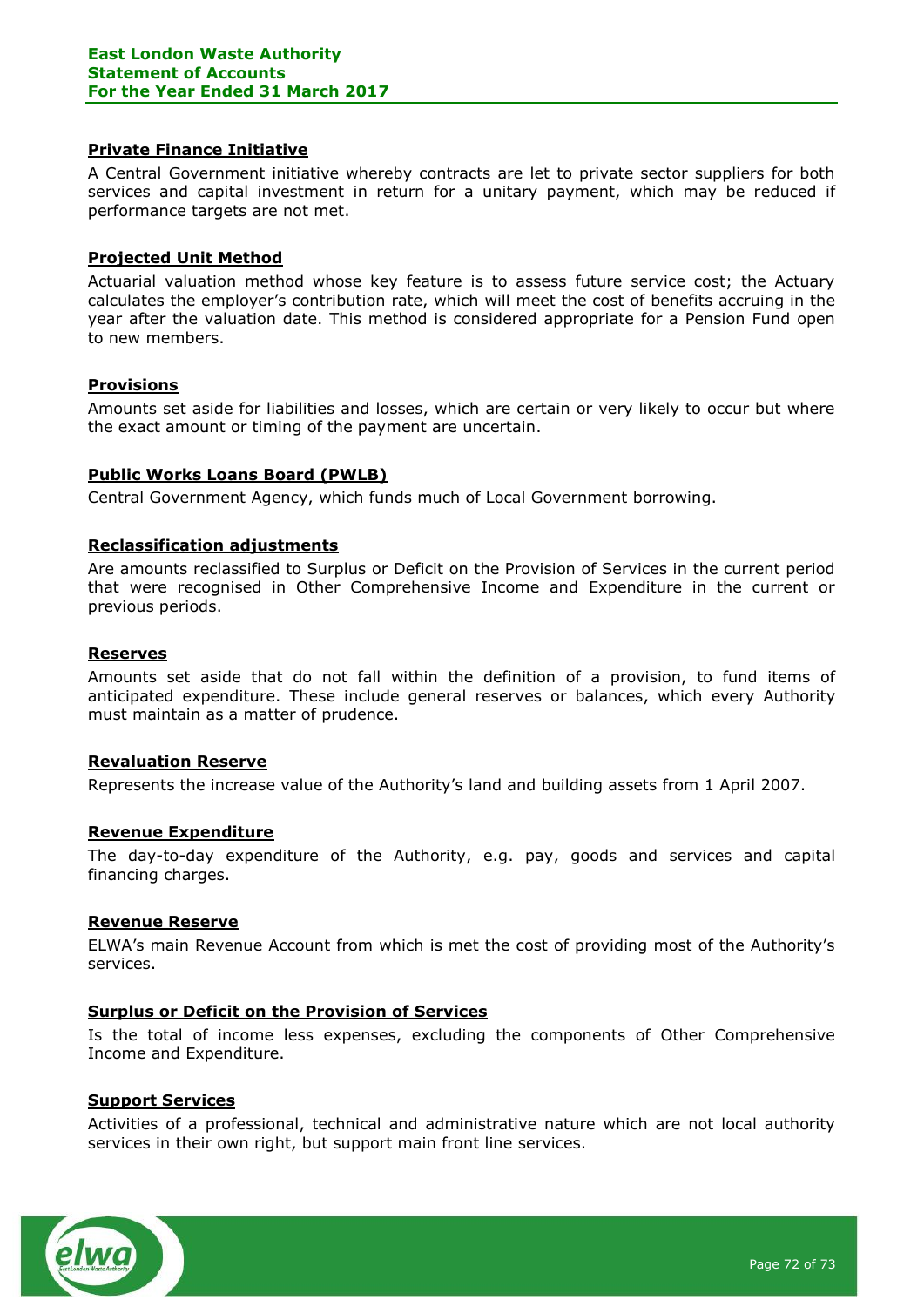**Private Finance Initiative**

A Central Government initiative whereby contracts are let to private sector suppliers for both services and capital investment in return for a unitary payment, which may be reduced if performance targets are not met.

**Projected Unit Method**

Actuarial valuation method whose key feature is to assess future service cost; the Actuary calculates the employer's contribution rate, which will meet the cost of benefits accruing in the year after the valuation date. This method is considered appropriate for a Pension Fund open to new members.

**Provisions**

Amounts set aside for liabilities and losses, which are certain or very likely to occur but where the exact amount or timing of the payment are uncertain.

**Public Works Loans Board (PWLB)**

Central Government Agency, which funds much of Local Government borrowing.

**Reclassification adjustments**

Are amounts reclassified to Surplus or Deficit on the Provision of Services in the current period that were recognised in Other Comprehensive Income and Expenditure in the current or previous periods.

**Reserves**

Amounts set aside that do not fall within the definition of a provision, to fund items of anticipated expenditure. These include general reserves or balances, which every Authority must maintain as a matter of prudence.

**Revaluation Reserve**

Represents the increase value of the Authority's land and building assets from 1 April 2007.

**Revenue Expenditure**

The day-to-day expenditure of the Authority, e.g. pay, goods and services and capital financing charges.

**Revenue Reserve**

ELWA's main Revenue Account from which is met the cost of providing most of the Authority's services.

**Surplus or Deficit on the Provision of Services**

Is the total of income less expenses, excluding the components of Other Comprehensive Income and Expenditure.

**Support Services**

Activities of a professional, technical and administrative nature which are not local authority services in their own right, but support main front line services.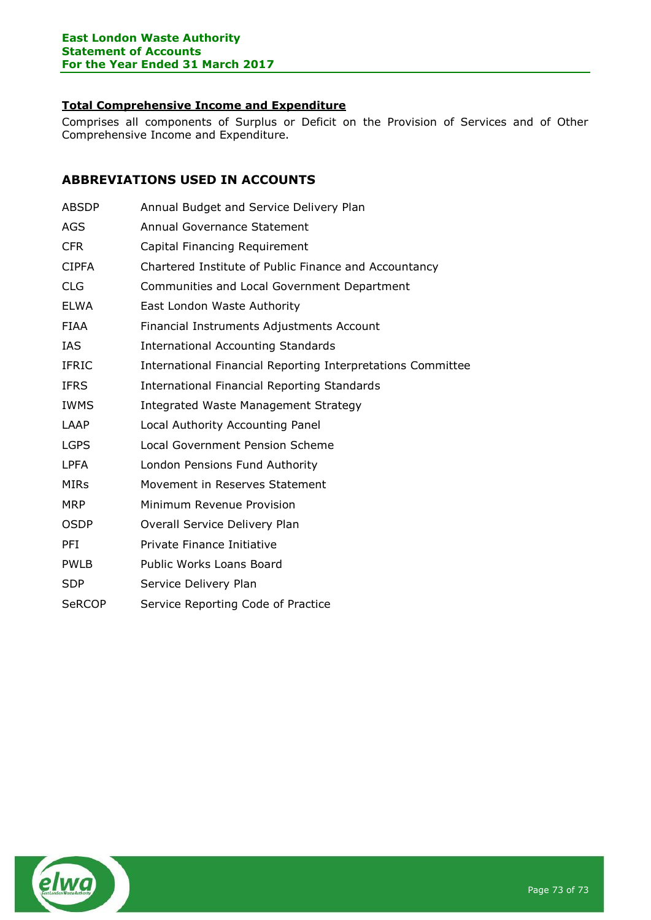**Total Comprehensive Income and Expenditure**

Comprises all components of Surplus or Deficit on the Provision of Services and of Other Comprehensive Income and Expenditure.

## ABBREVIATIONS USED IN ACCOUNTS

| | |
|---|---|
| ABSDP | Annual Budget and Service Delivery Plan |
| AGS | Annual Governance Statement |
| CFR | Capital Financing Requirement |
| CIPFA | Chartered Institute of Public Finance and Accountancy |
| CLG | Communities and Local Government Department |
| ELWA | East London Waste Authority |
| FIAA | Financial Instruments Adjustments Account |
| IAS | International Accounting Standards |
| IFRIC | International Financial Reporting Interpretations Committee |
| IFRS | International Financial Reporting Standards |
| IWMS | Integrated Waste Management Strategy |
| LAAP | Local Authority Accounting Panel |
| LGPS | Local Government Pension Scheme |
| LPFA | London Pensions Fund Authority |
| MIRs | Movement in Reserves Statement |
| MRP | Minimum Revenue Provision |
| OSDP | Overall Service Delivery Plan |
| PFI | Private Finance Initiative |
| PWLB | Public Works Loans Board |
| SDP | Service Delivery Plan |
| SeRCOP | Service Reporting Code of Practice |